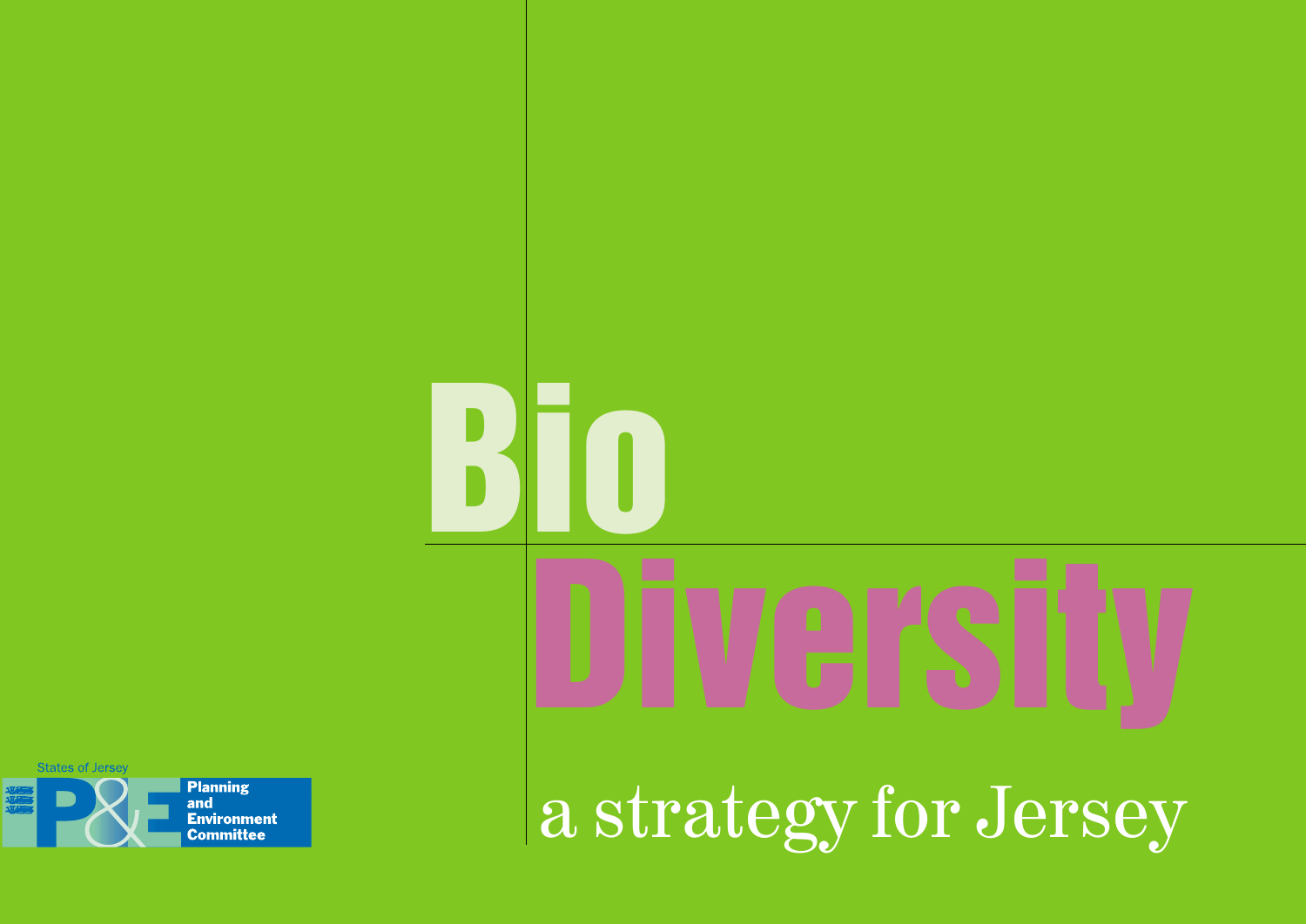# Bio Diversity

## a strategy for Jersey

States of Jersey

P&E Planning and Environment Committee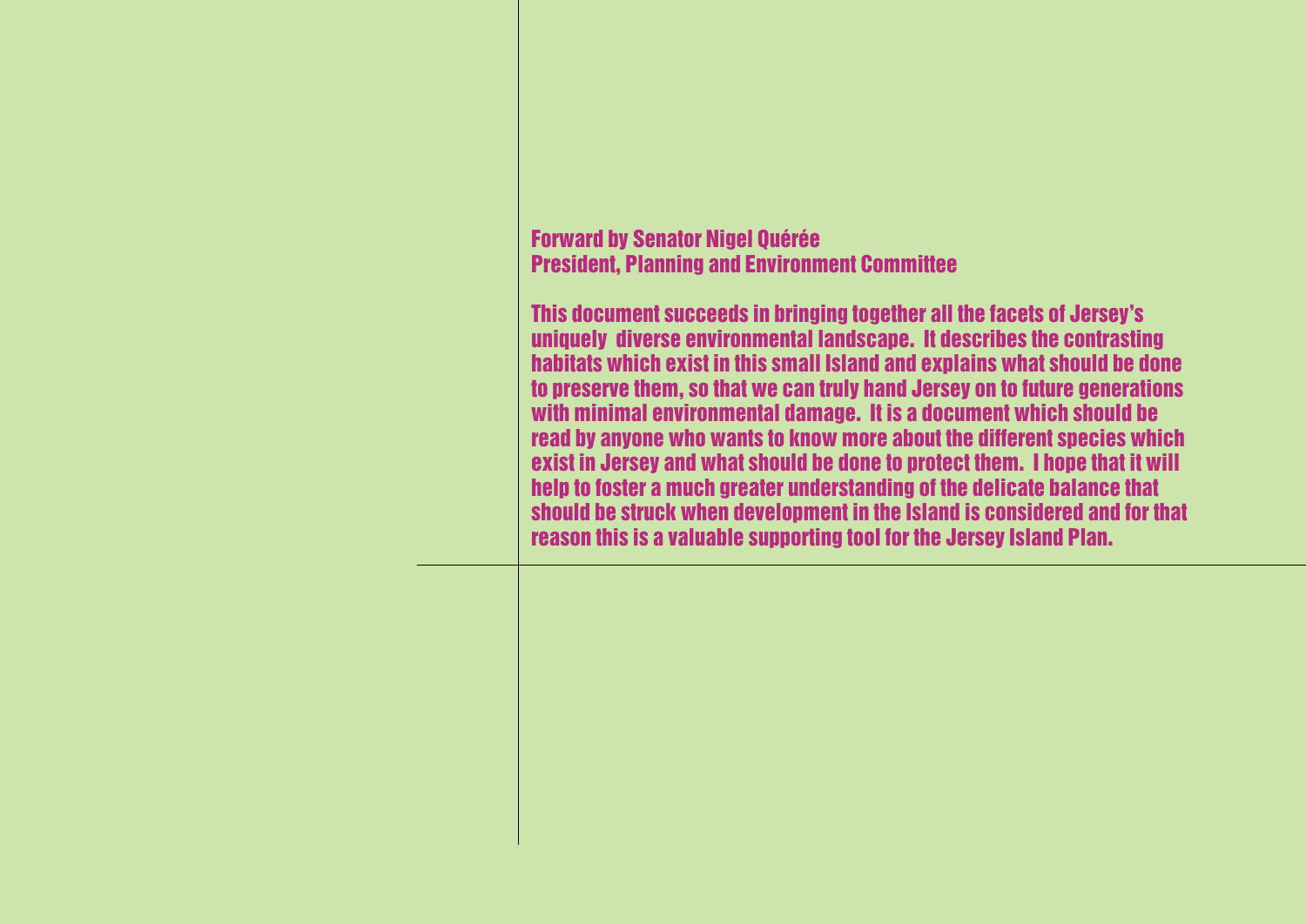## Forward by Senator Nigel Quérée
## President, Planning and Environment Committee

This document succeeds in bringing together all the facets of Jersey's uniquely diverse environmental landscape. It describes the contrasting habitats which exist in this small Island and explains what should be done to preserve them, so that we can truly hand Jersey on to future generations with minimal environmental damage. It is a document which should be read by anyone who wants to know more about the different species which exist in Jersey and what should be done to protect them. I hope that it will help to foster a much greater understanding of the delicate balance that should be struck when development in the Island is considered and for that reason this is a valuable supporting tool for the Jersey Island Plan.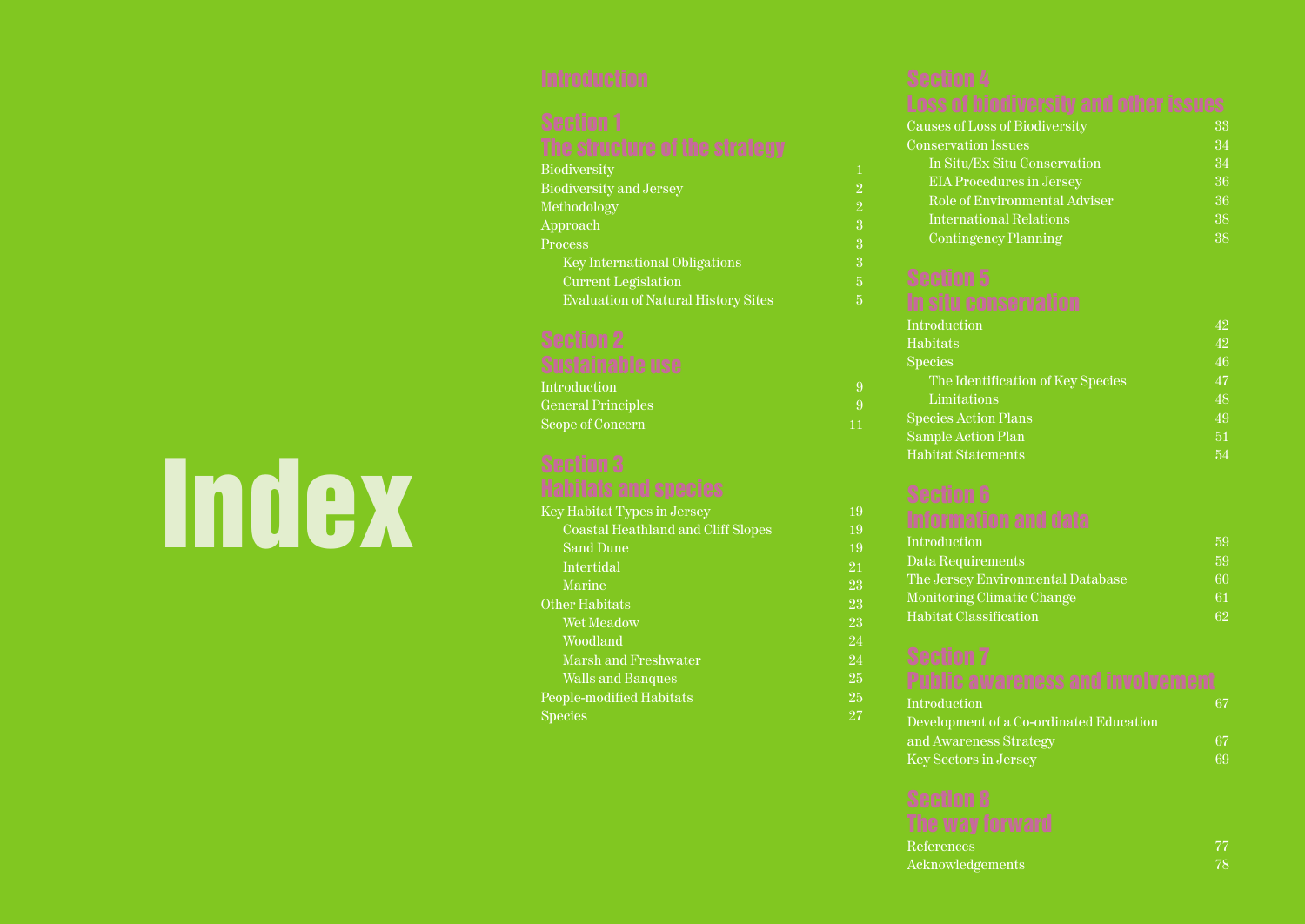# Index

## Introduction

## Section 1
## The structure of the strategy

- Biodiversity 1
- Biodiversity and Jersey 2
- Methodology 2
- Approach 3
- Process 3
  - Key International Obligations 3
  - Current Legislation 5
  - Evaluation of Natural History Sites 5

## Section 2
## Sustainable use

- Introduction 9
- General Principles 9
- Scope of Concern 11

## Section 3
## Habitats and species

- Key Habitat Types in Jersey 19
  - Coastal Heathland and Cliff Slopes 19
  - Sand Dune 19
  - Intertidal 21
  - Marine 23
- Other Habitats 23
  - Wet Meadow 23
  - Woodland 24
  - Marsh and Freshwater 24
  - Walls and Banques 25
- People-modified Habitats 25
- Species 27

## Section 4
## Loss of biodiversity and other issues

- Causes of Loss of Biodiversity 33
- Conservation Issues 34
  - In Situ/Ex Situ Conservation 34
  - EIA Procedures in Jersey 36
  - Role of Environmental Adviser 36
  - International Relations 38
  - Contingency Planning 38

## Section 5
## In situ conservation

- Introduction 42
- Habitats 42
- Species 46
  - The Identification of Key Species 47
  - Limitations 48
- Species Action Plans 49
- Sample Action Plan 51
- Habitat Statements 54

## Section 6
## Information and data

- Introduction 59
- Data Requirements 59
- The Jersey Environmental Database 60
- Monitoring Climatic Change 61
- Habitat Classification 62

## Section 7
## Public awareness and involvement

- Introduction 67
- Development of a Co-ordinated Education and Awareness Strategy 67
- Key Sectors in Jersey 69

## Section 8
## The way forward

- References 77
- Acknowledgements 78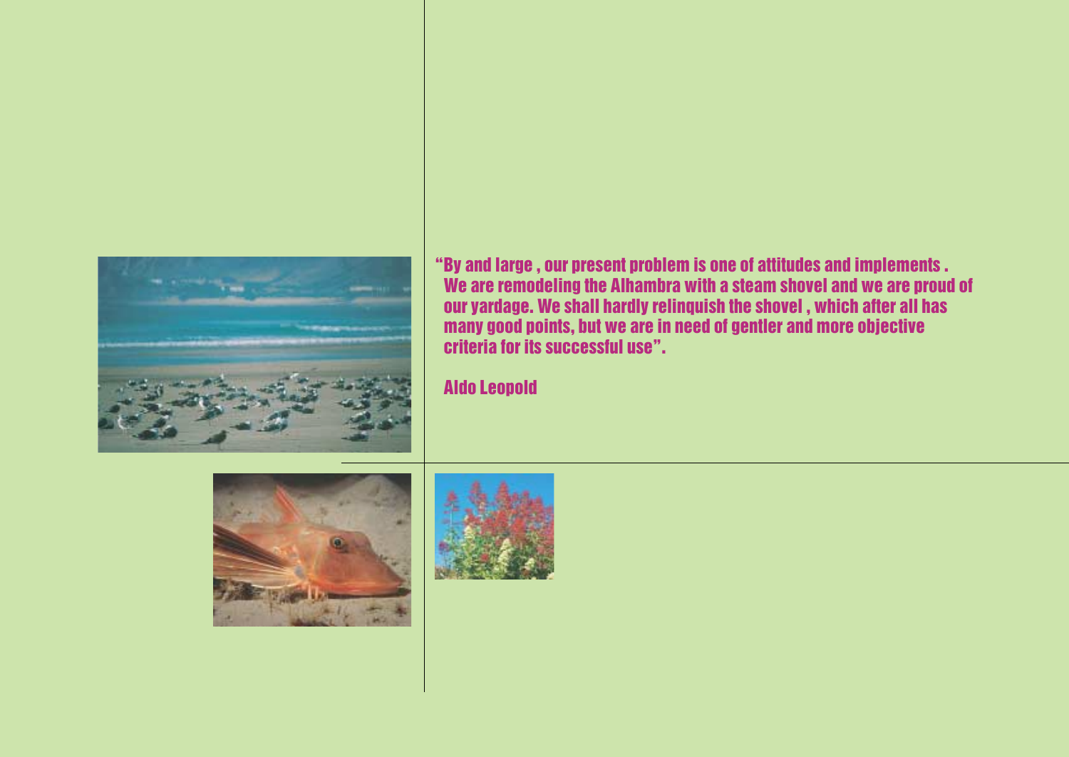"By and large , our present problem is one of attitudes and implements . We are remodeling the Alhambra with a steam shovel and we are proud of our yardage. We shall hardly relinquish the shovel , which after all has many good points, but we are in need of gentler and more objective criteria for its successful use".

Aldo Leopold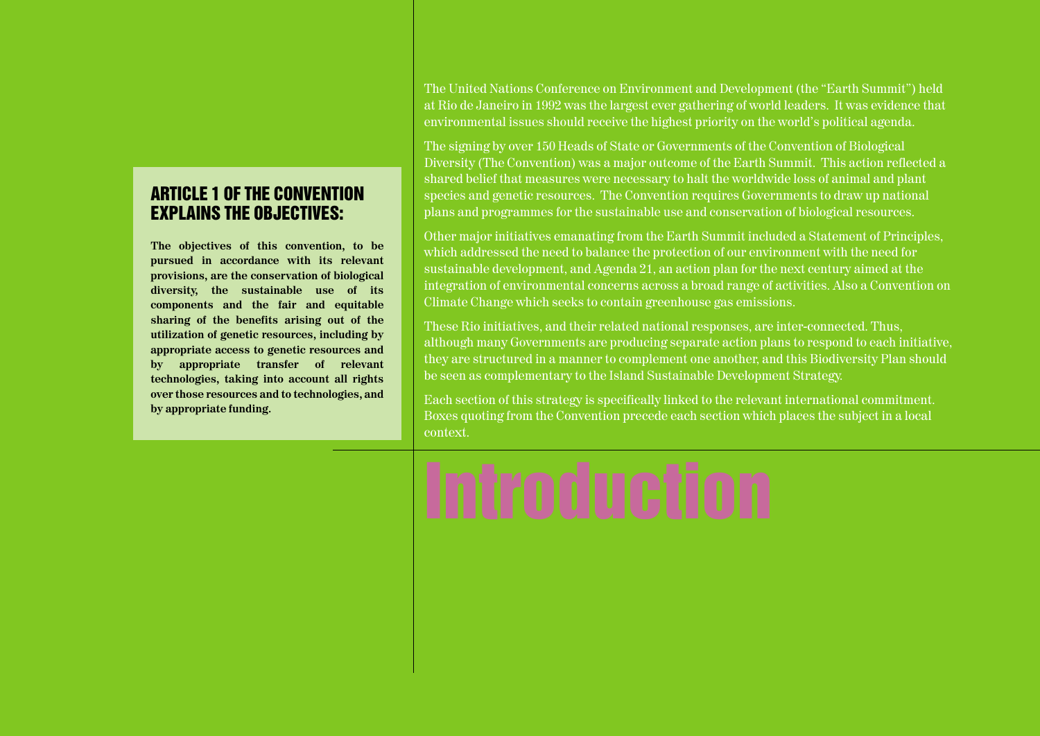# Introduction

The United Nations Conference on Environment and Development (the "Earth Summit") held at Rio de Janeiro in 1992 was the largest ever gathering of world leaders. It was evidence that environmental issues should receive the highest priority on the world's political agenda.

The signing by over 150 Heads of State or Governments of the Convention of Biological Diversity (The Convention) was a major outcome of the Earth Summit. This action reflected a shared belief that measures were necessary to halt the worldwide loss of animal and plant species and genetic resources. The Convention requires Governments to draw up national plans and programmes for the sustainable use and conservation of biological resources.

Other major initiatives emanating from the Earth Summit included a Statement of Principles, which addressed the need to balance the protection of our environment with the need for sustainable development, and Agenda 21, an action plan for the next century aimed at the integration of environmental concerns across a broad range of activities. Also a Convention on Climate Change which seeks to contain greenhouse gas emissions.

These Rio initiatives, and their related national responses, are inter-connected. Thus, although many Governments are producing separate action plans to respond to each initiative, they are structured in a manner to complement one another, and this Biodiversity Plan should be seen as complementary to the Island Sustainable Development Strategy.

Each section of this strategy is specifically linked to the relevant international commitment. Boxes quoting from the Convention precede each section which places the subject in a local context.

## ARTICLE 1 OF THE CONVENTION EXPLAINS THE OBJECTIVES:

**The objectives of this convention, to be pursued in accordance with its relevant provisions, are the conservation of biological diversity, the sustainable use of its components and the fair and equitable sharing of the benefits arising out of the utilization of genetic resources, including by appropriate access to genetic resources and by appropriate transfer of relevant technologies, taking into account all rights over those resources and to technologies, and by appropriate funding.**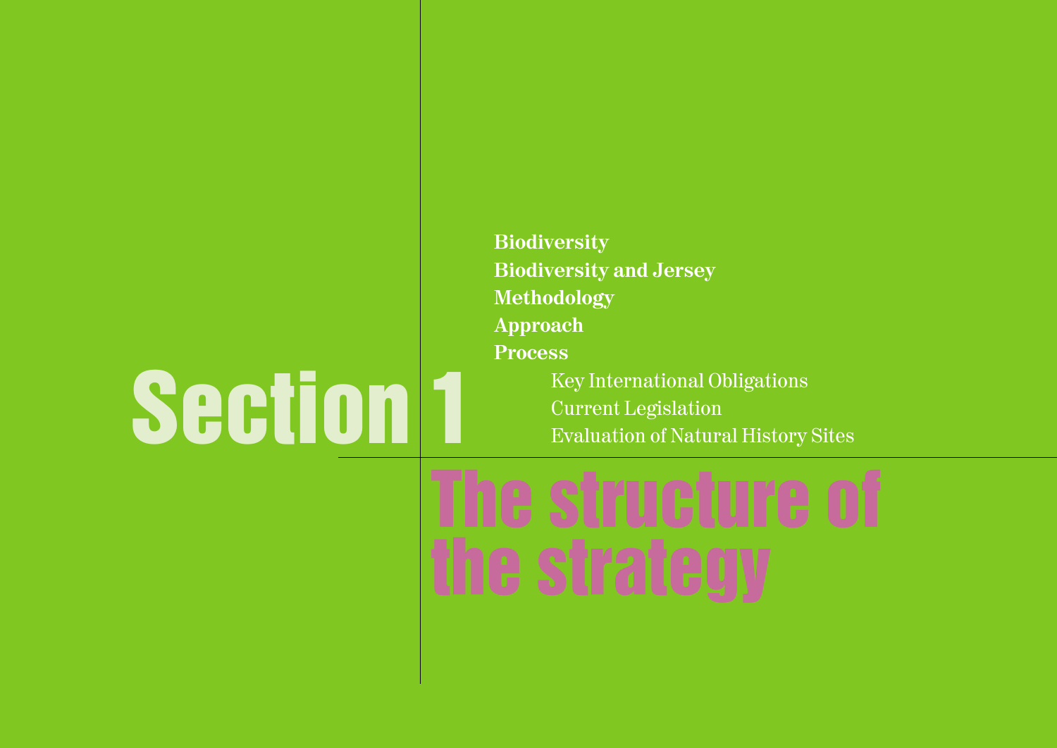# Section 1

# The structure of the strategy

**Biodiversity**
**Biodiversity and Jersey**
**Methodology**
**Approach**
**Process**

- Key International Obligations
- Current Legislation
- Evaluation of Natural History Sites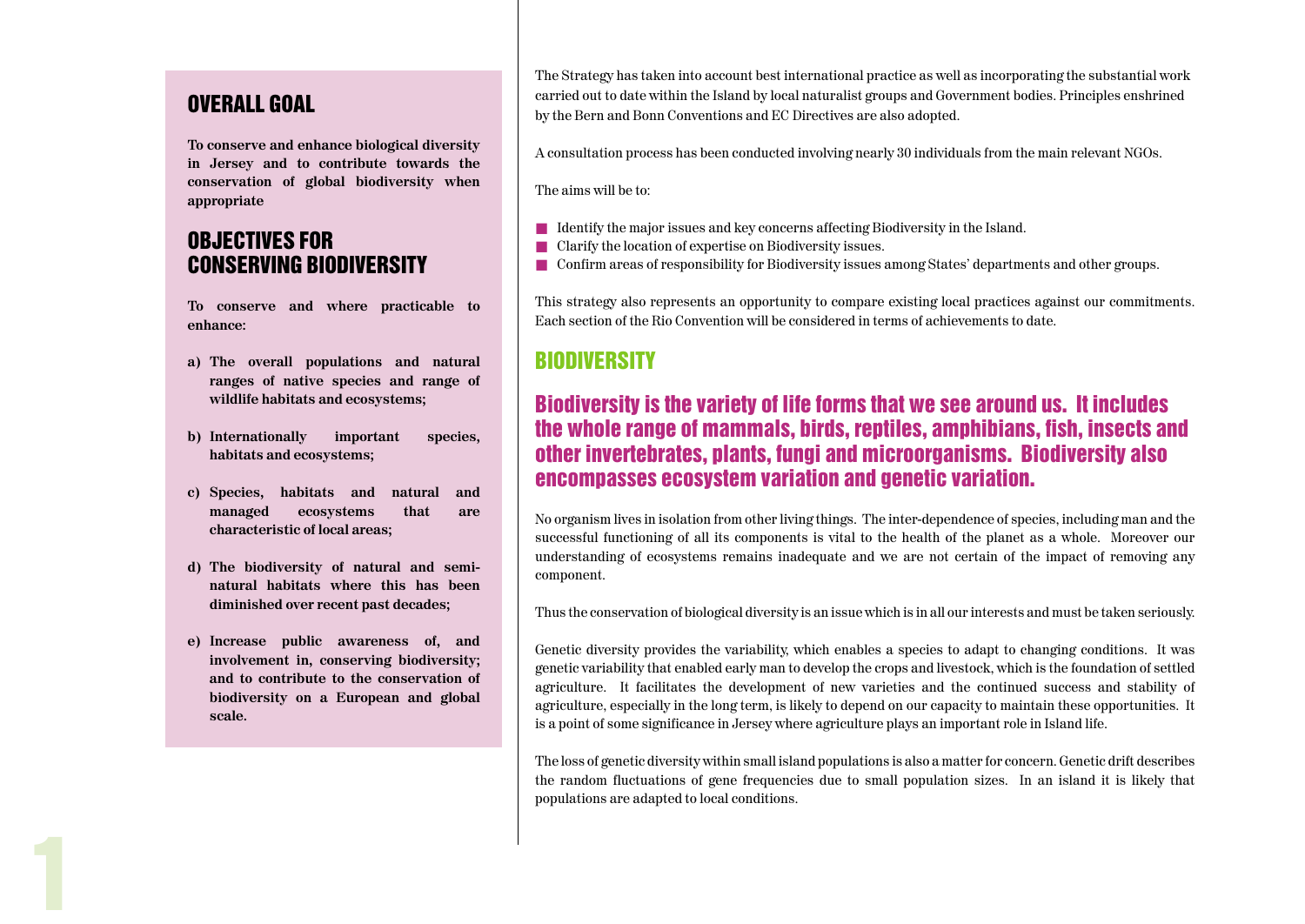## OVERALL GOAL

**To conserve and enhance biological diversity in Jersey and to contribute towards the conservation of global biodiversity when appropriate**

## OBJECTIVES FOR CONSERVING BIODIVERSITY

**To conserve and where practicable to enhance:**

**a) The overall populations and natural ranges of native species and range of wildlife habitats and ecosystems;**

**b) Internationally important species, habitats and ecosystems;**

**c) Species, habitats and natural and managed ecosystems that are characteristic of local areas;**

**d) The biodiversity of natural and semi-natural habitats where this has been diminished over recent past decades;**

**e) Increase public awareness of, and involvement in, conserving biodiversity; and to contribute to the conservation of biodiversity on a European and global scale.**

The Strategy has taken into account best international practice as well as incorporating the substantial work carried out to date within the Island by local naturalist groups and Government bodies. Principles enshrined by the Bern and Bonn Conventions and EC Directives are also adopted.

A consultation process has been conducted involving nearly 30 individuals from the main relevant NGOs.

The aims will be to:

- Identify the major issues and key concerns affecting Biodiversity in the Island.
- Clarify the location of expertise on Biodiversity issues.
- Confirm areas of responsibility for Biodiversity issues among States' departments and other groups.

This strategy also represents an opportunity to compare existing local practices against our commitments. Each section of the Rio Convention will be considered in terms of achievements to date.

## BIODIVERSITY

### Biodiversity is the variety of life forms that we see around us. It includes the whole range of mammals, birds, reptiles, amphibians, fish, insects and other invertebrates, plants, fungi and microorganisms. Biodiversity also encompasses ecosystem variation and genetic variation.

No organism lives in isolation from other living things. The inter-dependence of species, including man and the successful functioning of all its components is vital to the health of the planet as a whole. Moreover our understanding of ecosystems remains inadequate and we are not certain of the impact of removing any component.

Thus the conservation of biological diversity is an issue which is in all our interests and must be taken seriously.

Genetic diversity provides the variability, which enables a species to adapt to changing conditions. It was genetic variability that enabled early man to develop the crops and livestock, which is the foundation of settled agriculture. It facilitates the development of new varieties and the continued success and stability of agriculture, especially in the long term, is likely to depend on our capacity to maintain these opportunities. It is a point of some significance in Jersey where agriculture plays an important role in Island life.

The loss of genetic diversity within small island populations is also a matter for concern. Genetic drift describes the random fluctuations of gene frequencies due to small population sizes. In an island it is likely that populations are adapted to local conditions.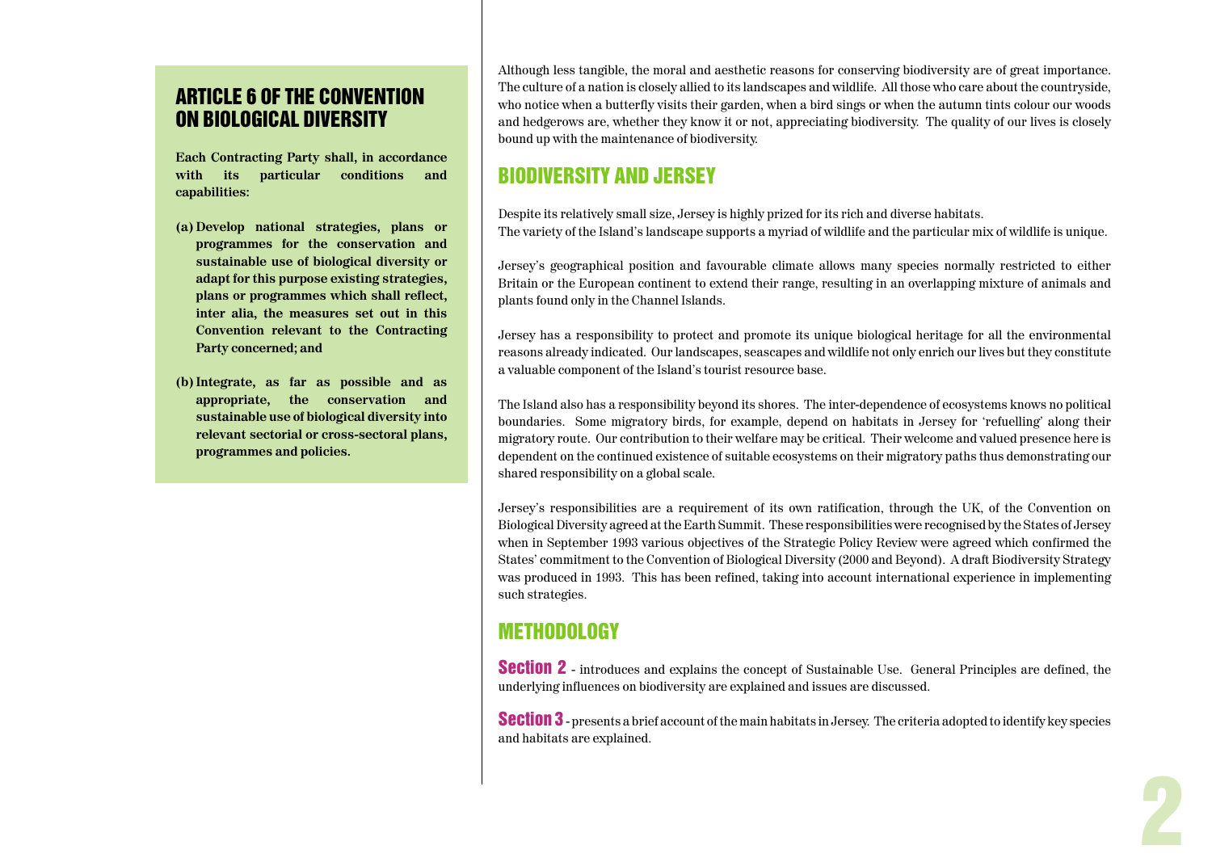## ARTICLE 6 OF THE CONVENTION ON BIOLOGICAL DIVERSITY

**Each Contracting Party shall, in accordance with its particular conditions and capabilities:**

**(a) Develop national strategies, plans or programmes for the conservation and sustainable use of biological diversity or adapt for this purpose existing strategies, plans or programmes which shall reflect, inter alia, the measures set out in this Convention relevant to the Contracting Party concerned; and**

**(b) Integrate, as far as possible and as appropriate, the conservation and sustainable use of biological diversity into relevant sectorial or cross-sectoral plans, programmes and policies.**

Although less tangible, the moral and aesthetic reasons for conserving biodiversity are of great importance. The culture of a nation is closely allied to its landscapes and wildlife. All those who care about the countryside, who notice when a butterfly visits their garden, when a bird sings or when the autumn tints colour our woods and hedgerows are, whether they know it or not, appreciating biodiversity. The quality of our lives is closely bound up with the maintenance of biodiversity.

## BIODIVERSITY AND JERSEY

Despite its relatively small size, Jersey is highly prized for its rich and diverse habitats.
The variety of the Island's landscape supports a myriad of wildlife and the particular mix of wildlife is unique.

Jersey's geographical position and favourable climate allows many species normally restricted to either Britain or the European continent to extend their range, resulting in an overlapping mixture of animals and plants found only in the Channel Islands.

Jersey has a responsibility to protect and promote its unique biological heritage for all the environmental reasons already indicated. Our landscapes, seascapes and wildlife not only enrich our lives but they constitute a valuable component of the Island's tourist resource base.

The Island also has a responsibility beyond its shores. The inter-dependence of ecosystems knows no political boundaries. Some migratory birds, for example, depend on habitats in Jersey for 'refuelling' along their migratory route. Our contribution to their welfare may be critical. Their welcome and valued presence here is dependent on the continued existence of suitable ecosystems on their migratory paths thus demonstrating our shared responsibility on a global scale.

Jersey's responsibilities are a requirement of its own ratification, through the UK, of the Convention on Biological Diversity agreed at the Earth Summit. These responsibilities were recognised by the States of Jersey when in September 1993 various objectives of the Strategic Policy Review were agreed which confirmed the States' commitment to the Convention of Biological Diversity (2000 and Beyond). A draft Biodiversity Strategy was produced in 1993. This has been refined, taking into account international experience in implementing such strategies.

## METHODOLOGY

**Section 2** - introduces and explains the concept of Sustainable Use. General Principles are defined, the underlying influences on biodiversity are explained and issues are discussed.

**Section 3** - presents a brief account of the main habitats in Jersey. The criteria adopted to identify key species and habitats are explained.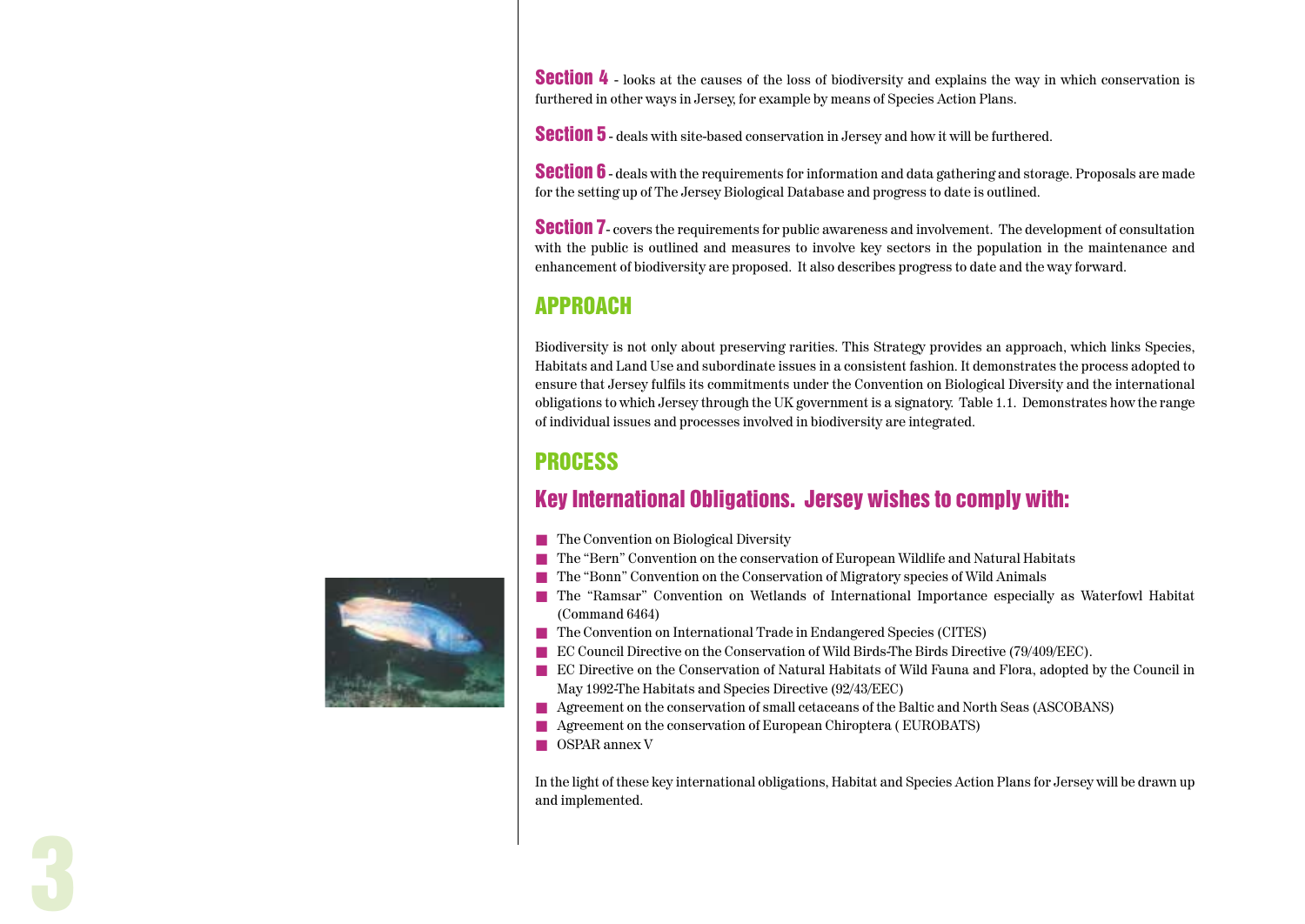**Section 4** - looks at the causes of the loss of biodiversity and explains the way in which conservation is furthered in other ways in Jersey, for example by means of Species Action Plans.

**Section 5** - deals with site-based conservation in Jersey and how it will be furthered.

**Section 6** - deals with the requirements for information and data gathering and storage. Proposals are made for the setting up of The Jersey Biological Database and progress to date is outlined.

**Section 7**- covers the requirements for public awareness and involvement. The development of consultation with the public is outlined and measures to involve key sectors in the population in the maintenance and enhancement of biodiversity are proposed. It also describes progress to date and the way forward.

## APPROACH

Biodiversity is not only about preserving rarities. This Strategy provides an approach, which links Species, Habitats and Land Use and subordinate issues in a consistent fashion. It demonstrates the process adopted to ensure that Jersey fulfils its commitments under the Convention on Biological Diversity and the international obligations to which Jersey through the UK government is a signatory. Table 1.1. Demonstrates how the range of individual issues and processes involved in biodiversity are integrated.

## PROCESS

### Key International Obligations. Jersey wishes to comply with:

- The Convention on Biological Diversity
- The "Bern" Convention on the conservation of European Wildlife and Natural Habitats
- The "Bonn" Convention on the Conservation of Migratory species of Wild Animals
- The "Ramsar" Convention on Wetlands of International Importance especially as Waterfowl Habitat (Command 6464)
- The Convention on International Trade in Endangered Species (CITES)
- EC Council Directive on the Conservation of Wild Birds-The Birds Directive (79/409/EEC).
- EC Directive on the Conservation of Natural Habitats of Wild Fauna and Flora, adopted by the Council in May 1992-The Habitats and Species Directive (92/43/EEC)
- Agreement on the conservation of small cetaceans of the Baltic and North Seas (ASCOBANS)
- Agreement on the conservation of European Chiroptera ( EUROBATS)
- OSPAR annex V

In the light of these key international obligations, Habitat and Species Action Plans for Jersey will be drawn up and implemented.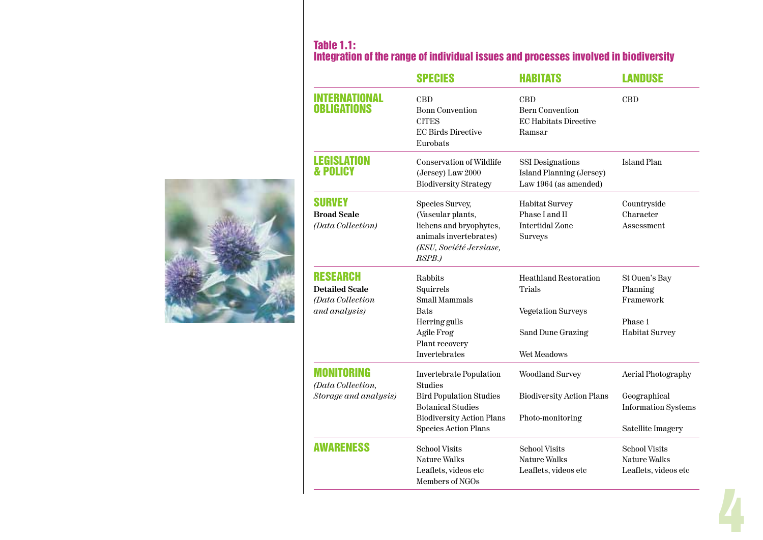### Table 1.1: Integration of the range of individual issues and processes involved in biodiversity

| | SPECIES | HABITATS | LANDUSE |
|---|---|---|---|
| **INTERNATIONAL OBLIGATIONS** | CBD<br>Bonn Convention<br>CITES<br>EC Birds Directive<br>Eurobats | CBD<br>Bern Convention<br>EC Habitats Directive<br>Ramsar | CBD |
| **LEGISLATION & POLICY** | Conservation of Wildlife (Jersey) Law 2000<br>Biodiversity Strategy | SSI Designations<br>Island Planning (Jersey) Law 1964 (as amended) | Island Plan |
| **SURVEY**<br>**Broad Scale**<br>*(Data Collection)* | Species Survey, (Vascular plants, lichens and bryophytes, animals invertebrates)<br>*(ESU, Société Jersiase, RSPB.)* | Habitat Survey Phase I and II<br>Intertidal Zone Surveys | Countryside Character Assessment |
| **RESEARCH**<br>**Detailed Scale**<br>*(Data Collection and analysis)* | Rabbits<br>Squirrels<br>Small Mammals<br>Bats<br>Herring gulls<br>Agile Frog<br>Plant recovery<br>Invertebrates | Heathland Restoration Trials<br>Vegetation Surveys<br>Sand Dune Grazing<br>Wet Meadows | St Ouen's Bay Planning Framework<br>Phase 1 Habitat Survey |
| **MONITORING**<br>*(Data Collection, Storage and analysis)* | Invertebrate Population Studies<br>Bird Population Studies<br>Botanical Studies<br>Biodiversity Action Plans<br>Species Action Plans | Woodland Survey<br>Biodiversity Action Plans<br>Photo-monitoring | Aerial Photography<br>Geographical Information Systems<br>Satellite Imagery |
| **AWARENESS** | School Visits<br>Nature Walks<br>Leaflets, videos etc<br>Members of NGOs | School Visits<br>Nature Walks<br>Leaflets, videos etc | School Visits<br>Nature Walks<br>Leaflets, videos etc |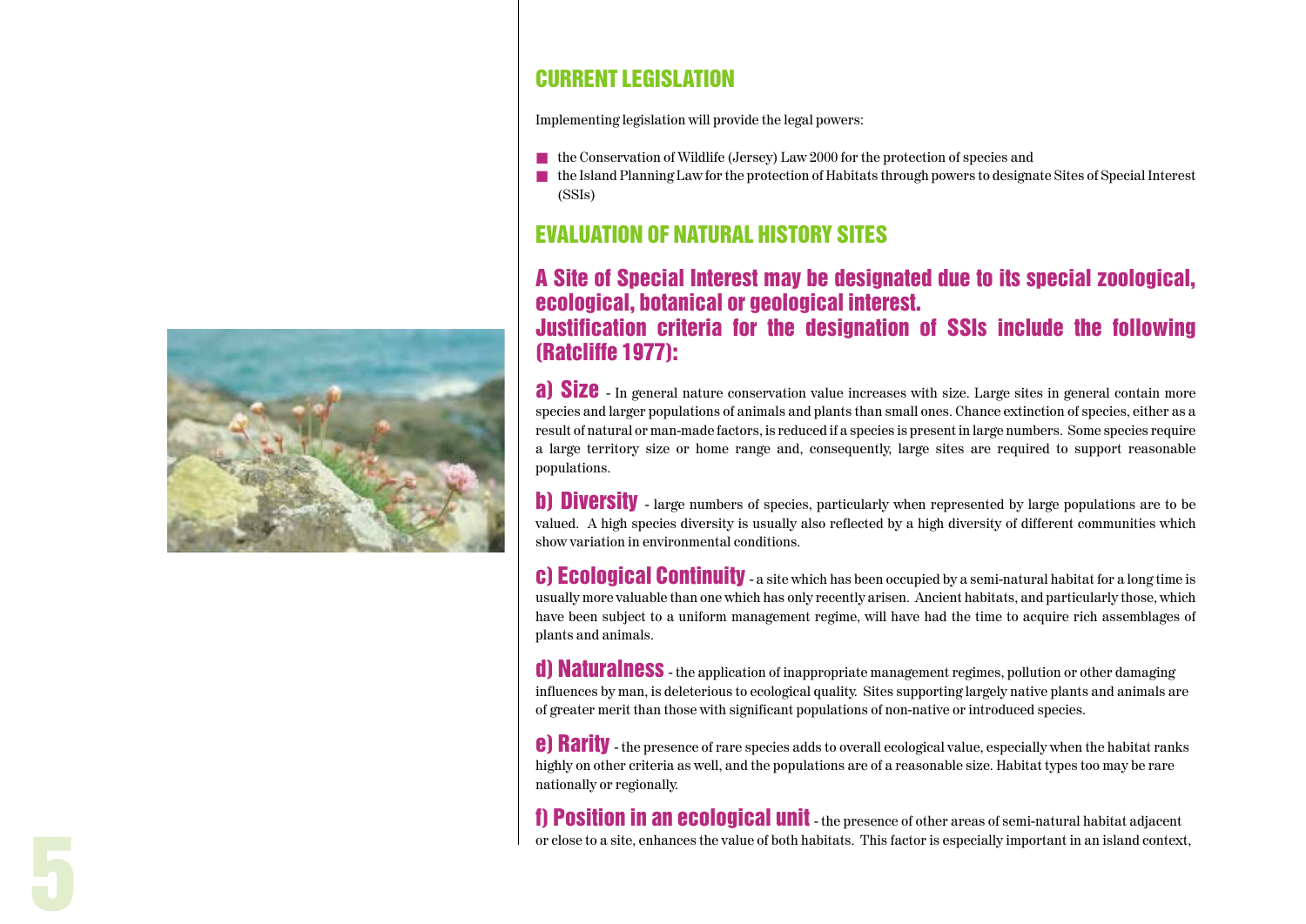## CURRENT LEGISLATION

Implementing legislation will provide the legal powers:

- the Conservation of Wildlife (Jersey) Law 2000 for the protection of species and
- the Island Planning Law for the protection of Habitats through powers to designate Sites of Special Interest (SSIs)

## EVALUATION OF NATURAL HISTORY SITES

### A Site of Special Interest may be designated due to its special zoological, ecological, botanical or geological interest. Justification criteria for the designation of SSIs include the following (Ratcliffe 1977):

**a) Size** - In general nature conservation value increases with size. Large sites in general contain more species and larger populations of animals and plants than small ones. Chance extinction of species, either as a result of natural or man-made factors, is reduced if a species is present in large numbers. Some species require a large territory size or home range and, consequently, large sites are required to support reasonable populations.

**b) Diversity** - large numbers of species, particularly when represented by large populations are to be valued. A high species diversity is usually also reflected by a high diversity of different communities which show variation in environmental conditions.

**c) Ecological Continuity** - a site which has been occupied by a semi-natural habitat for a long time is usually more valuable than one which has only recently arisen. Ancient habitats, and particularly those, which have been subject to a uniform management regime, will have had the time to acquire rich assemblages of plants and animals.

**d) Naturalness** - the application of inappropriate management regimes, pollution or other damaging influences by man, is deleterious to ecological quality. Sites supporting largely native plants and animals are of greater merit than those with significant populations of non-native or introduced species.

**e) Rarity** - the presence of rare species adds to overall ecological value, especially when the habitat ranks highly on other criteria as well, and the populations are of a reasonable size. Habitat types too may be rare nationally or regionally.

**f) Position in an ecological unit** - the presence of other areas of semi-natural habitat adjacent or close to a site, enhances the value of both habitats. This factor is especially important in an island context,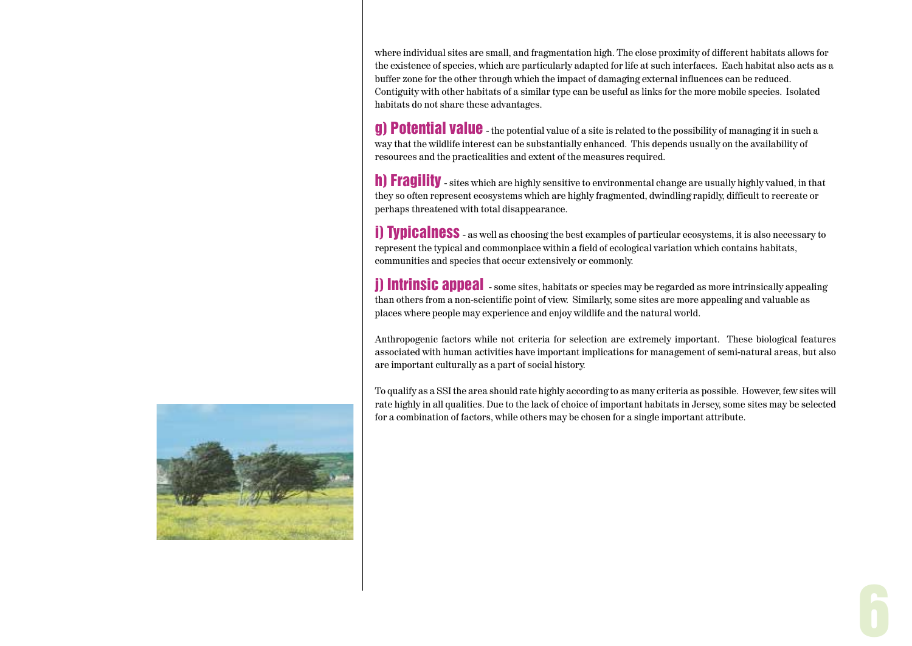where individual sites are small, and fragmentation high. The close proximity of different habitats allows for the existence of species, which are particularly adapted for life at such interfaces. Each habitat also acts as a buffer zone for the other through which the impact of damaging external influences can be reduced. Contiguity with other habitats of a similar type can be useful as links for the more mobile species. Isolated habitats do not share these advantages.

**g) Potential value** - the potential value of a site is related to the possibility of managing it in such a way that the wildlife interest can be substantially enhanced. This depends usually on the availability of resources and the practicalities and extent of the measures required.

**h) Fragility** - sites which are highly sensitive to environmental change are usually highly valued, in that they so often represent ecosystems which are highly fragmented, dwindling rapidly, difficult to recreate or perhaps threatened with total disappearance.

**i) Typicalness** - as well as choosing the best examples of particular ecosystems, it is also necessary to represent the typical and commonplace within a field of ecological variation which contains habitats, communities and species that occur extensively or commonly.

**j) Intrinsic appeal** - some sites, habitats or species may be regarded as more intrinsically appealing than others from a non-scientific point of view. Similarly, some sites are more appealing and valuable as places where people may experience and enjoy wildlife and the natural world.

Anthropogenic factors while not criteria for selection are extremely important. These biological features associated with human activities have important implications for management of semi-natural areas, but also are important culturally as a part of social history.

To qualify as a SSI the area should rate highly according to as many criteria as possible. However, few sites will rate highly in all qualities. Due to the lack of choice of important habitats in Jersey, some sites may be selected for a combination of factors, while others may be chosen for a single important attribute.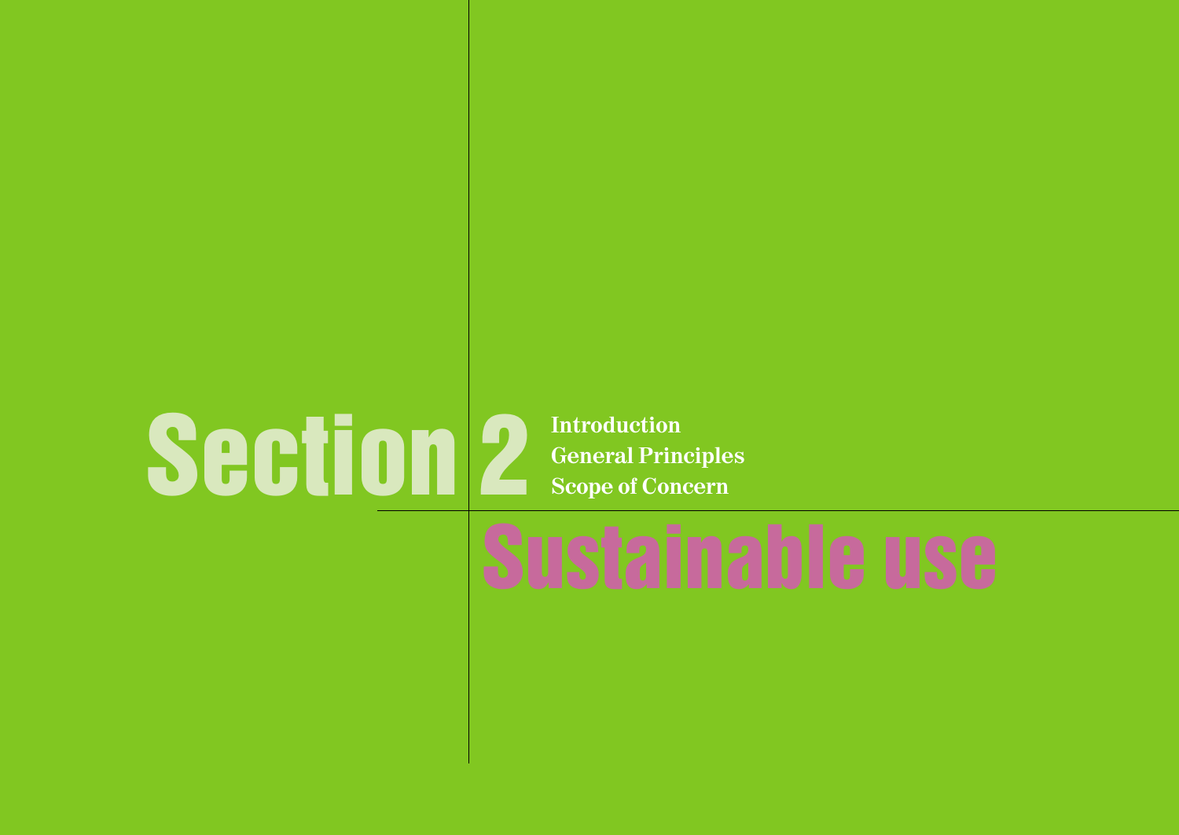# Section 2

**Introduction**
**General Principles**
**Scope of Concern**

# Sustainable use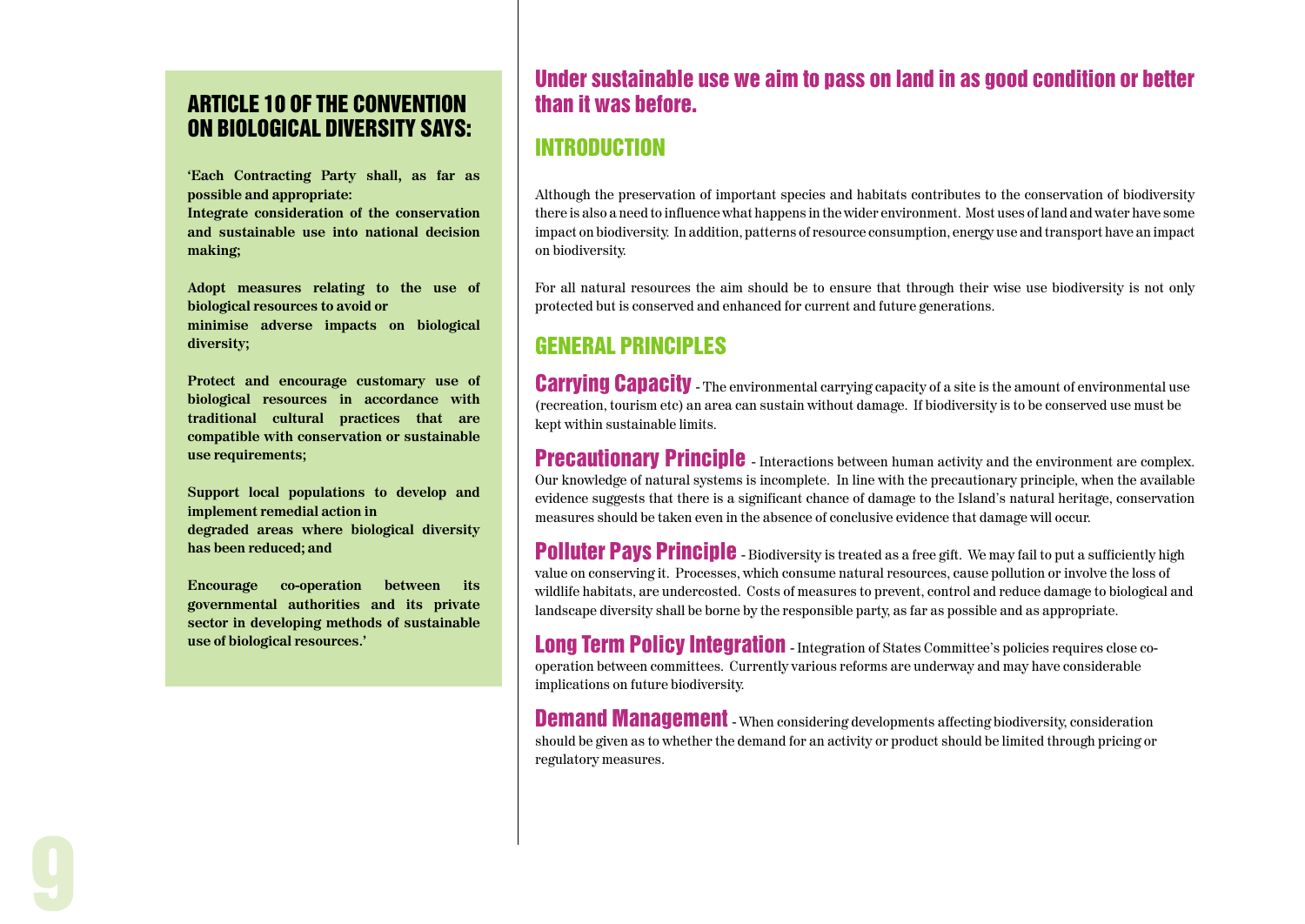## ARTICLE 10 OF THE CONVENTION ON BIOLOGICAL DIVERSITY SAYS:

**'Each Contracting Party shall, as far as possible and appropriate:**
**Integrate consideration of the conservation and sustainable use into national decision making;**

**Adopt measures relating to the use of biological resources to avoid or minimise adverse impacts on biological diversity;**

**Protect and encourage customary use of biological resources in accordance with traditional cultural practices that are compatible with conservation or sustainable use requirements;**

**Support local populations to develop and implement remedial action in degraded areas where biological diversity has been reduced; and**

**Encourage co-operation between its governmental authorities and its private sector in developing methods of sustainable use of biological resources.'**

## Under sustainable use we aim to pass on land in as good condition or better than it was before.

## INTRODUCTION

Although the preservation of important species and habitats contributes to the conservation of biodiversity there is also a need to influence what happens in the wider environment. Most uses of land and water have some impact on biodiversity. In addition, patterns of resource consumption, energy use and transport have an impact on biodiversity.

For all natural resources the aim should be to ensure that through their wise use biodiversity is not only protected but is conserved and enhanced for current and future generations.

## GENERAL PRINCIPLES

**Carrying Capacity** - The environmental carrying capacity of a site is the amount of environmental use (recreation, tourism etc) an area can sustain without damage. If biodiversity is to be conserved use must be kept within sustainable limits.

**Precautionary Principle** - Interactions between human activity and the environment are complex. Our knowledge of natural systems is incomplete. In line with the precautionary principle, when the available evidence suggests that there is a significant chance of damage to the Island's natural heritage, conservation measures should be taken even in the absence of conclusive evidence that damage will occur.

**Polluter Pays Principle** - Biodiversity is treated as a free gift. We may fail to put a sufficiently high value on conserving it. Processes, which consume natural resources, cause pollution or involve the loss of wildlife habitats, are undercosted. Costs of measures to prevent, control and reduce damage to biological and landscape diversity shall be borne by the responsible party, as far as possible and as appropriate.

**Long Term Policy Integration** - Integration of States Committee's policies requires close co-operation between committees. Currently various reforms are underway and may have considerable implications on future biodiversity.

**Demand Management** - When considering developments affecting biodiversity, consideration should be given as to whether the demand for an activity or product should be limited through pricing or regulatory measures.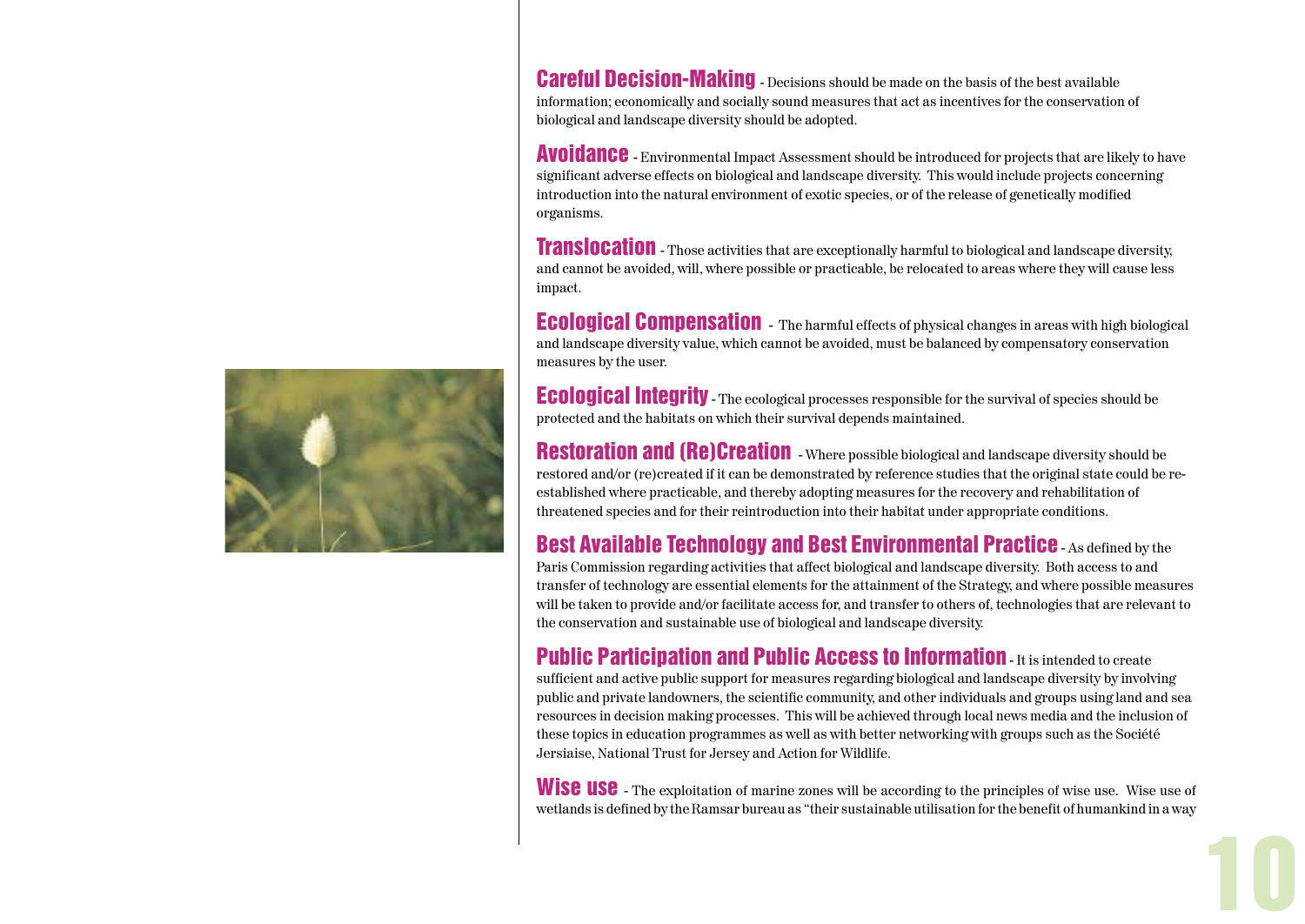**Careful Decision-Making** - Decisions should be made on the basis of the best available information; economically and socially sound measures that act as incentives for the conservation of biological and landscape diversity should be adopted.

**Avoidance** - Environmental Impact Assessment should be introduced for projects that are likely to have significant adverse effects on biological and landscape diversity. This would include projects concerning introduction into the natural environment of exotic species, or of the release of genetically modified organisms.

**Translocation** - Those activities that are exceptionally harmful to biological and landscape diversity, and cannot be avoided, will, where possible or practicable, be relocated to areas where they will cause less impact.

**Ecological Compensation** - The harmful effects of physical changes in areas with high biological and landscape diversity value, which cannot be avoided, must be balanced by compensatory conservation measures by the user.

**Ecological Integrity** - The ecological processes responsible for the survival of species should be protected and the habitats on which their survival depends maintained.

**Restoration and (Re)Creation** - Where possible biological and landscape diversity should be restored and/or (re)created if it can be demonstrated by reference studies that the original state could be re-established where practicable, and thereby adopting measures for the recovery and rehabilitation of threatened species and for their reintroduction into their habitat under appropriate conditions.

**Best Available Technology and Best Environmental Practice** - As defined by the Paris Commission regarding activities that affect biological and landscape diversity. Both access to and transfer of technology are essential elements for the attainment of the Strategy, and where possible measures will be taken to provide and/or facilitate access for, and transfer to others of, technologies that are relevant to the conservation and sustainable use of biological and landscape diversity.

**Public Participation and Public Access to Information** - It is intended to create sufficient and active public support for measures regarding biological and landscape diversity by involving public and private landowners, the scientific community, and other individuals and groups using land and sea resources in decision making processes. This will be achieved through local news media and the inclusion of these topics in education programmes as well as with better networking with groups such as the Société Jersiaise, National Trust for Jersey and Action for Wildlife.

**Wise use** - The exploitation of marine zones will be according to the principles of wise use. Wise use of wetlands is defined by the Ramsar bureau as "their sustainable utilisation for the benefit of humankind in a way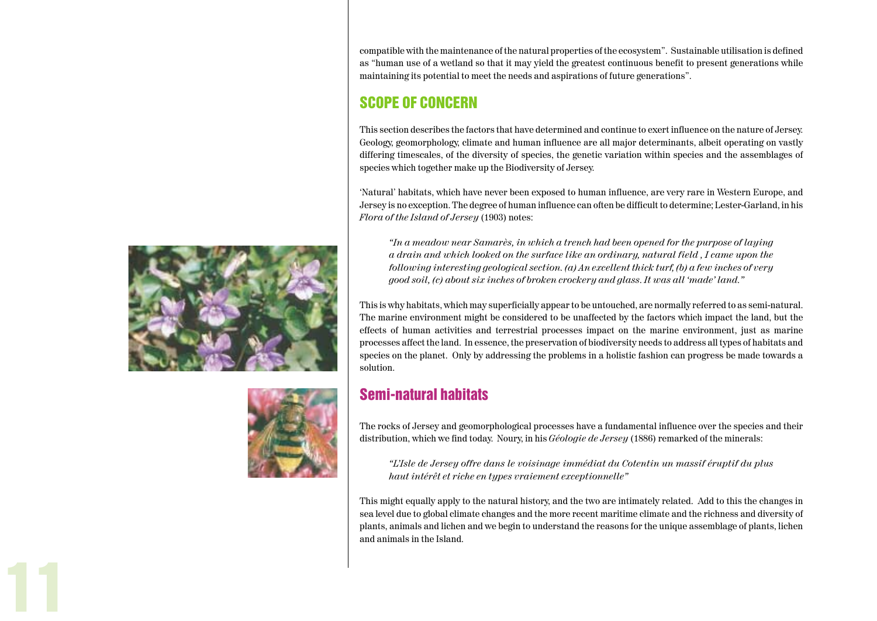compatible with the maintenance of the natural properties of the ecosystem". Sustainable utilisation is defined as "human use of a wetland so that it may yield the greatest continuous benefit to present generations while maintaining its potential to meet the needs and aspirations of future generations".

## SCOPE OF CONCERN

This section describes the factors that have determined and continue to exert influence on the nature of Jersey. Geology, geomorphology, climate and human influence are all major determinants, albeit operating on vastly differing timescales, of the diversity of species, the genetic variation within species and the assemblages of species which together make up the Biodiversity of Jersey.

'Natural' habitats, which have never been exposed to human influence, are very rare in Western Europe, and Jersey is no exception. The degree of human influence can often be difficult to determine; Lester-Garland, in his *Flora of the Island of Jersey* (1903) notes:

> *"In a meadow near Samarès, in which a trench had been opened for the purpose of laying a drain and which looked on the surface like an ordinary, natural field , I came upon the following interesting geological section. (a) An excellent thick turf, (b) a few inches of very good soil, (c) about six inches of broken crockery and glass. It was all 'made' land."*

This is why habitats, which may superficially appear to be untouched, are normally referred to as semi-natural. The marine environment might be considered to be unaffected by the factors which impact the land, but the effects of human activities and terrestrial processes impact on the marine environment, just as marine processes affect the land. In essence, the preservation of biodiversity needs to address all types of habitats and species on the planet. Only by addressing the problems in a holistic fashion can progress be made towards a solution.

## Semi-natural habitats

The rocks of Jersey and geomorphological processes have a fundamental influence over the species and their distribution, which we find today. Noury, in his *Géologie de Jersey* (1886) remarked of the minerals:

> *"L'Isle de Jersey offre dans le voisinage immédiat du Cotentin un massif éruptif du plus haut intérêt et riche en types vraiement exceptionnelle"*

This might equally apply to the natural history, and the two are intimately related. Add to this the changes in sea level due to global climate changes and the more recent maritime climate and the richness and diversity of plants, animals and lichen and we begin to understand the reasons for the unique assemblage of plants, lichen and animals in the Island.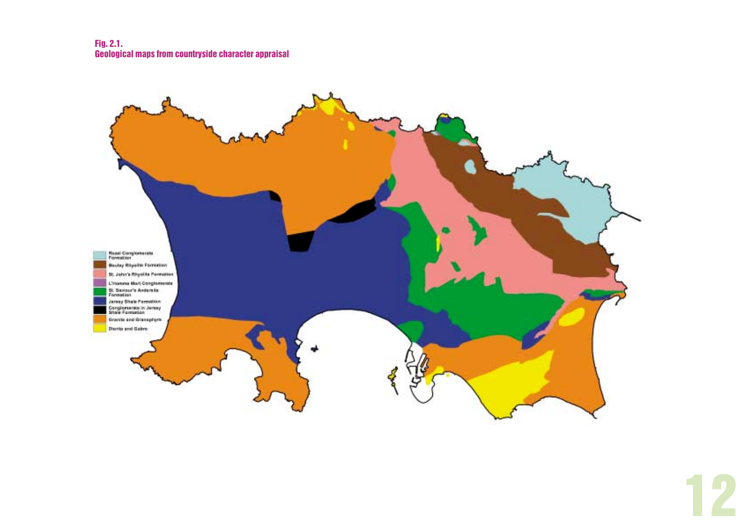**Fig. 2.1.**
**Geological maps from countryside character appraisal**

- Rozel Conglomerate Formation
- Bouley Rhyolite Formation
- St. John's Rhyolite Formation
- L'Homme Mort Conglomerate
- St. Saviour's Andesite Formation
- Jersey Shale Formation
- Conglomerate in Jersey Shale Formation
- Granite and Granophyre
- Diorite and Gabro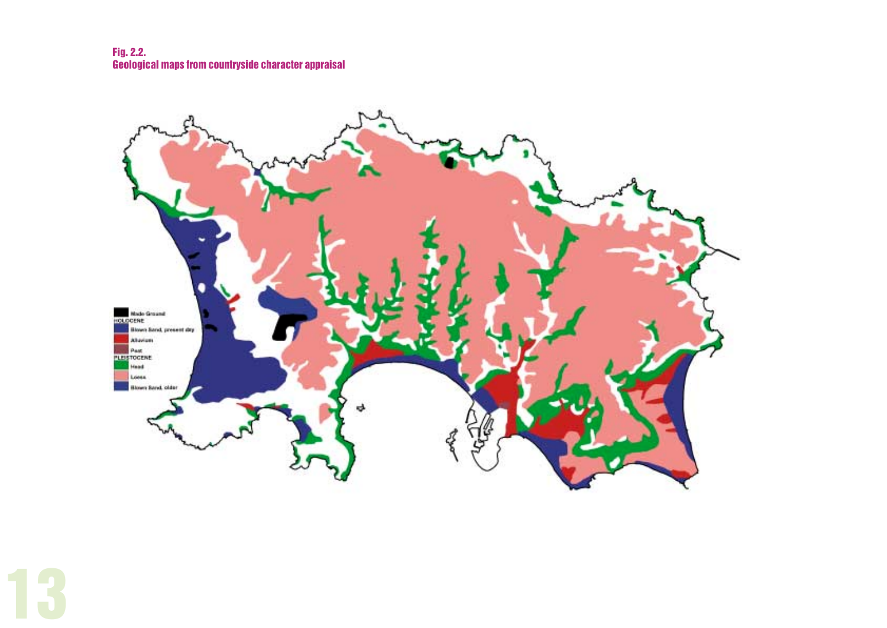Fig. 2.2.
Geological maps from countryside character appraisal

Made Ground
HOLOCENE
Blown Sand, present day
Alluvium
Peat
PLEISTOCENE
Head
Loess
Blown Sand, older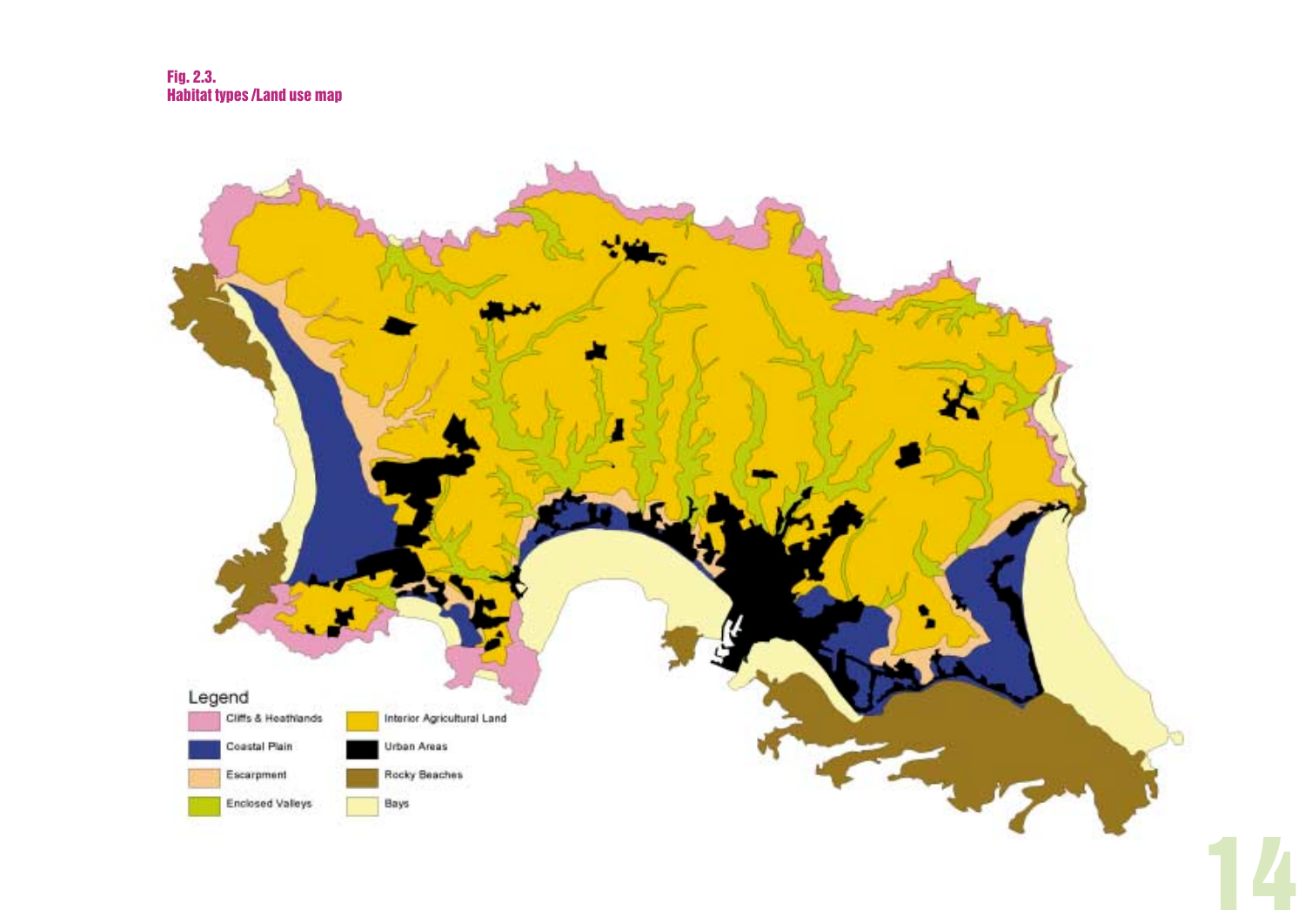Fig. 2.3.
Habitat types /Land use map

Legend

- Cliffs & Heathlands
- Coastal Plain
- Escarpment
- Enclosed Valleys
- Interior Agricultural Land
- Urban Areas
- Rocky Beaches
- Bays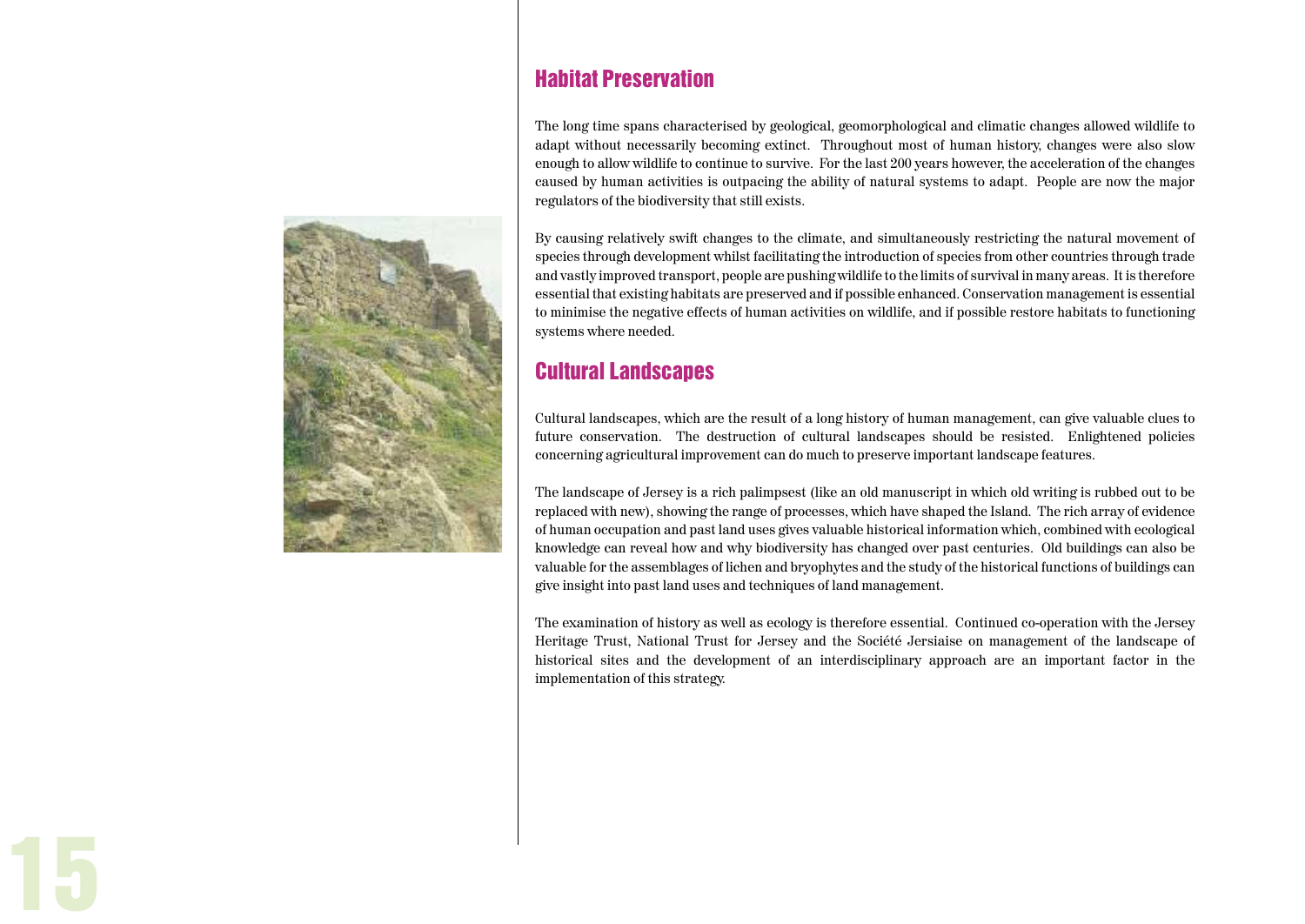## Habitat Preservation

The long time spans characterised by geological, geomorphological and climatic changes allowed wildlife to adapt without necessarily becoming extinct. Throughout most of human history, changes were also slow enough to allow wildlife to continue to survive. For the last 200 years however, the acceleration of the changes caused by human activities is outpacing the ability of natural systems to adapt. People are now the major regulators of the biodiversity that still exists.

By causing relatively swift changes to the climate, and simultaneously restricting the natural movement of species through development whilst facilitating the introduction of species from other countries through trade and vastly improved transport, people are pushing wildlife to the limits of survival in many areas. It is therefore essential that existing habitats are preserved and if possible enhanced. Conservation management is essential to minimise the negative effects of human activities on wildlife, and if possible restore habitats to functioning systems where needed.

## Cultural Landscapes

Cultural landscapes, which are the result of a long history of human management, can give valuable clues to future conservation. The destruction of cultural landscapes should be resisted. Enlightened policies concerning agricultural improvement can do much to preserve important landscape features.

The landscape of Jersey is a rich palimpsest (like an old manuscript in which old writing is rubbed out to be replaced with new), showing the range of processes, which have shaped the Island. The rich array of evidence of human occupation and past land uses gives valuable historical information which, combined with ecological knowledge can reveal how and why biodiversity has changed over past centuries. Old buildings can also be valuable for the assemblages of lichen and bryophytes and the study of the historical functions of buildings can give insight into past land uses and techniques of land management.

The examination of history as well as ecology is therefore essential. Continued co-operation with the Jersey Heritage Trust, National Trust for Jersey and the Société Jersiaise on management of the landscape of historical sites and the development of an interdisciplinary approach are an important factor in the implementation of this strategy.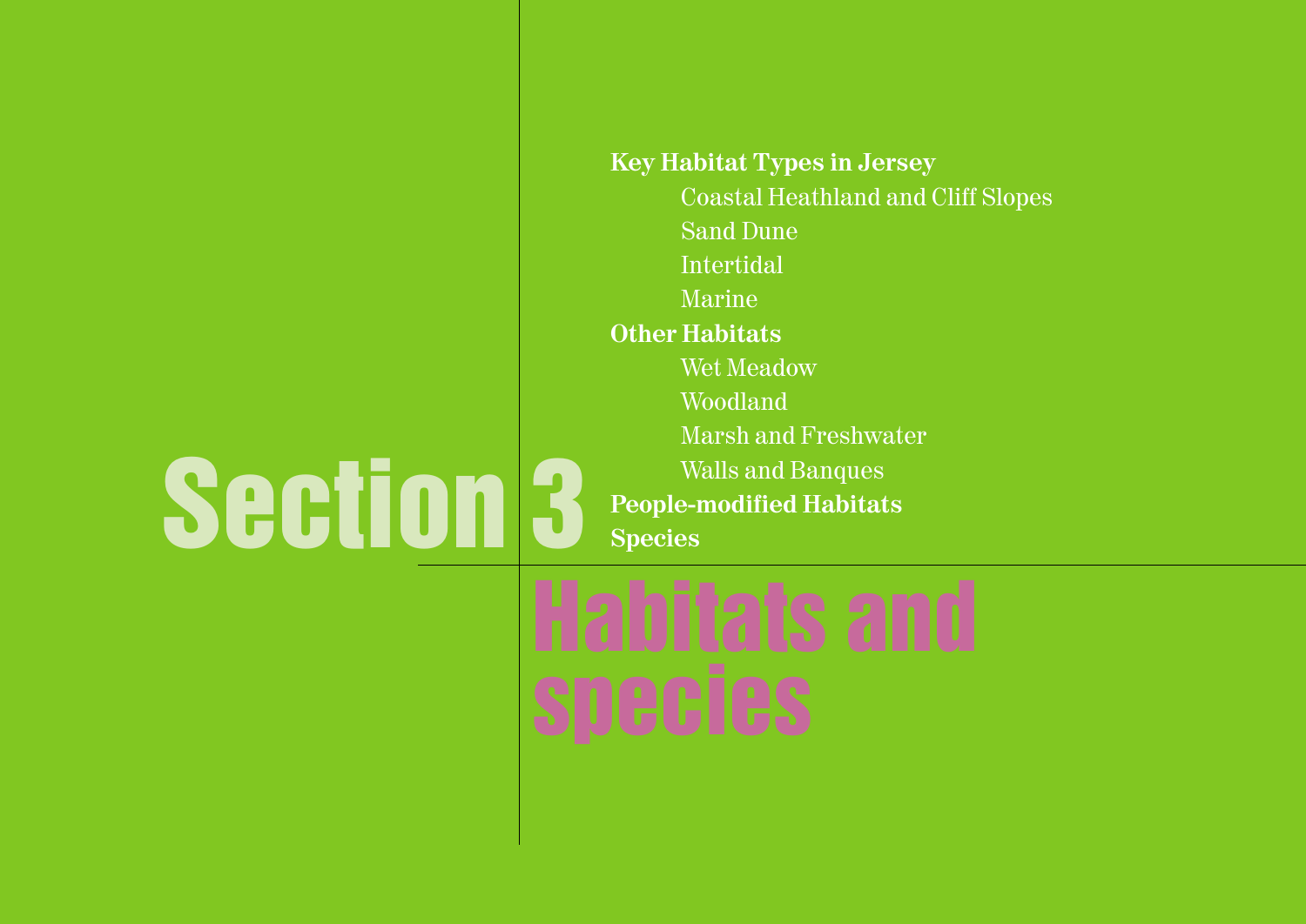# Section 3

# Habitats and species

**Key Habitat Types in Jersey**

- Coastal Heathland and Cliff Slopes
- Sand Dune
- Intertidal
- Marine

**Other Habitats**

- Wet Meadow
- Woodland
- Marsh and Freshwater
- Walls and Banques

**People-modified Habitats**

**Species**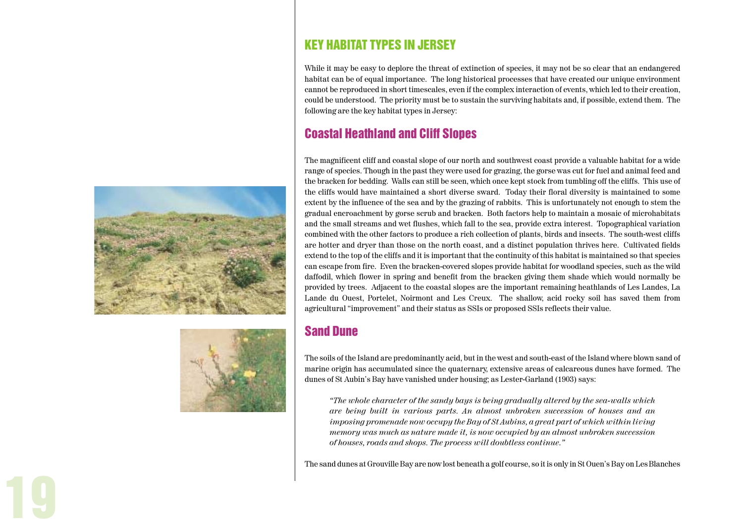## KEY HABITAT TYPES IN JERSEY

While it may be easy to deplore the threat of extinction of species, it may not be so clear that an endangered habitat can be of equal importance. The long historical processes that have created our unique environment cannot be reproduced in short timescales, even if the complex interaction of events, which led to their creation, could be understood. The priority must be to sustain the surviving habitats and, if possible, extend them. The following are the key habitat types in Jersey:

### Coastal Heathland and Cliff Slopes

The magnificent cliff and coastal slope of our north and southwest coast provide a valuable habitat for a wide range of species. Though in the past they were used for grazing, the gorse was cut for fuel and animal feed and the bracken for bedding. Walls can still be seen, which once kept stock from tumbling off the cliffs. This use of the cliffs would have maintained a short diverse sward. Today their floral diversity is maintained to some extent by the influence of the sea and by the grazing of rabbits. This is unfortunately not enough to stem the gradual encroachment by gorse scrub and bracken. Both factors help to maintain a mosaic of microhabitats and the small streams and wet flushes, which fall to the sea, provide extra interest. Topographical variation combined with the other factors to produce a rich collection of plants, birds and insects. The south-west cliffs are hotter and dryer than those on the north coast, and a distinct population thrives here. Cultivated fields extend to the top of the cliffs and it is important that the continuity of this habitat is maintained so that species can escape from fire. Even the bracken-covered slopes provide habitat for woodland species, such as the wild daffodil, which flower in spring and benefit from the bracken giving them shade which would normally be provided by trees. Adjacent to the coastal slopes are the important remaining heathlands of Les Landes, La Lande du Ouest, Portelet, Noirmont and Les Creux. The shallow, acid rocky soil has saved them from agricultural "improvement" and their status as SSIs or proposed SSIs reflects their value.

### Sand Dune

The soils of the Island are predominantly acid, but in the west and south-east of the Island where blown sand of marine origin has accumulated since the quaternary, extensive areas of calcareous dunes have formed. The dunes of St Aubin's Bay have vanished under housing; as Lester-Garland (1903) says:

> *"The whole character of the sandy bays is being gradually altered by the sea-walls which are being built in various parts. An almost unbroken succession of houses and an imposing promenade now occupy the Bay of St Aubins, a great part of which within living memory was much as nature made it, is now occupied by an almost unbroken succession of houses, roads and shops. The process will doubtless continue."*

The sand dunes at Grouville Bay are now lost beneath a golf course, so it is only in St Ouen's Bay on Les Blanches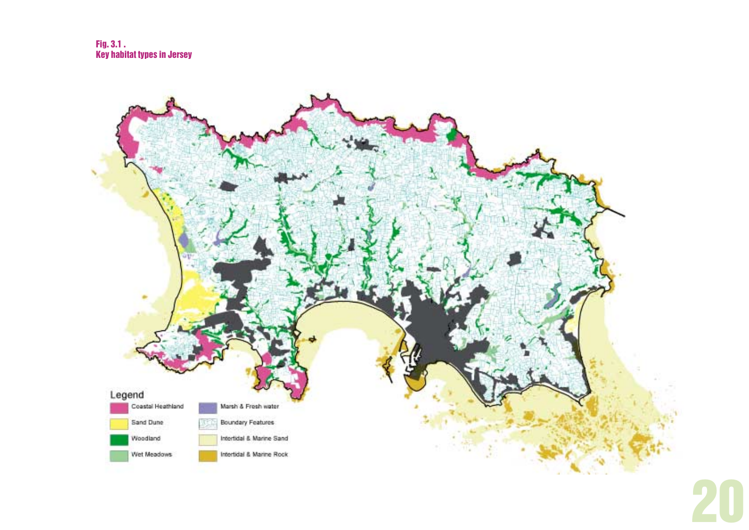Fig. 3.1 .
Key habitat types in Jersey

Legend

- Coastal Heathland
- Sand Dune
- Woodland
- Wet Meadows
- Marsh & Fresh water
- Boundary Features
- Intertidal & Marine Sand
- Intertidal & Marine Rock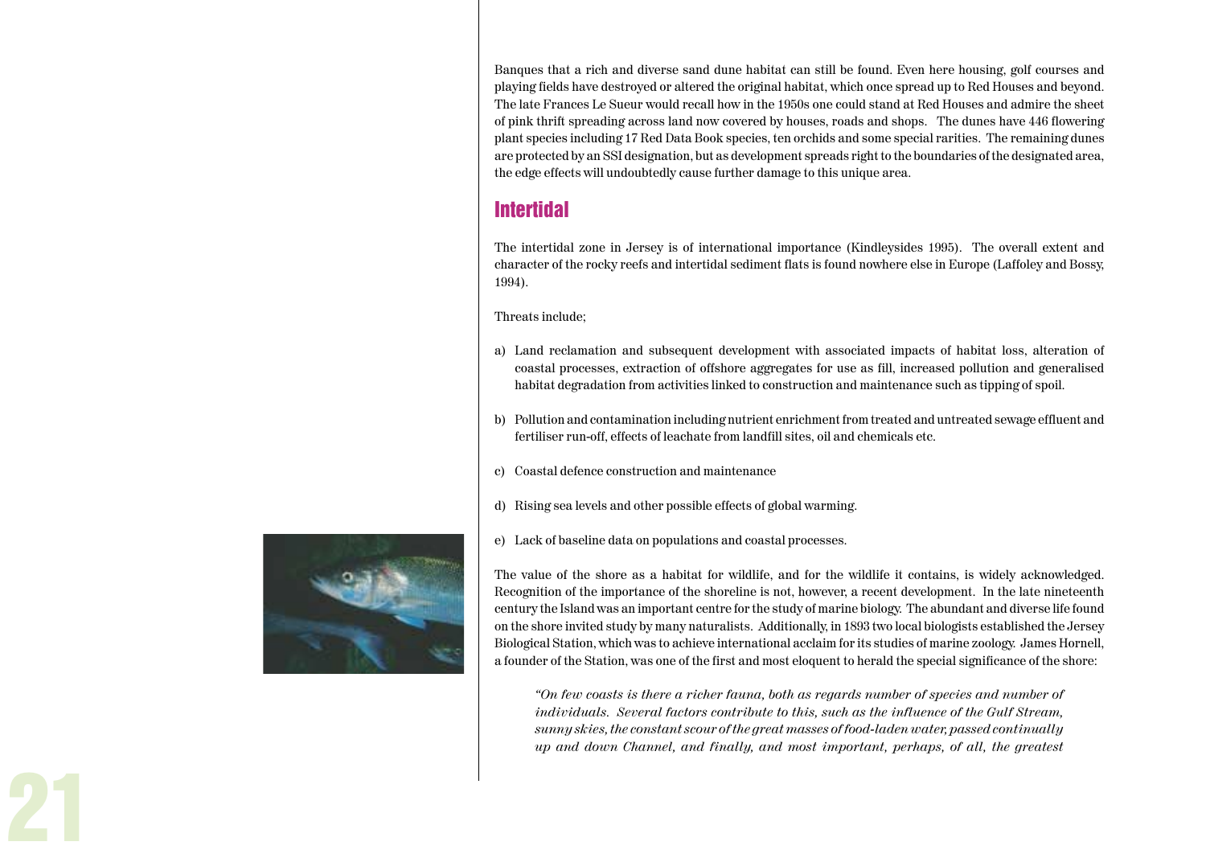Banques that a rich and diverse sand dune habitat can still be found. Even here housing, golf courses and playing fields have destroyed or altered the original habitat, which once spread up to Red Houses and beyond. The late Frances Le Sueur would recall how in the 1950s one could stand at Red Houses and admire the sheet of pink thrift spreading across land now covered by houses, roads and shops. The dunes have 446 flowering plant species including 17 Red Data Book species, ten orchids and some special rarities. The remaining dunes are protected by an SSI designation, but as development spreads right to the boundaries of the designated area, the edge effects will undoubtedly cause further damage to this unique area.

## Intertidal

The intertidal zone in Jersey is of international importance (Kindleysides 1995). The overall extent and character of the rocky reefs and intertidal sediment flats is found nowhere else in Europe (Laffoley and Bossy, 1994).

Threats include;

a) Land reclamation and subsequent development with associated impacts of habitat loss, alteration of coastal processes, extraction of offshore aggregates for use as fill, increased pollution and generalised habitat degradation from activities linked to construction and maintenance such as tipping of spoil.

b) Pollution and contamination including nutrient enrichment from treated and untreated sewage effluent and fertiliser run-off, effects of leachate from landfill sites, oil and chemicals etc.

c) Coastal defence construction and maintenance

d) Rising sea levels and other possible effects of global warming.

e) Lack of baseline data on populations and coastal processes.

The value of the shore as a habitat for wildlife, and for the wildlife it contains, is widely acknowledged. Recognition of the importance of the shoreline is not, however, a recent development. In the late nineteenth century the Island was an important centre for the study of marine biology. The abundant and diverse life found on the shore invited study by many naturalists. Additionally, in 1893 two local biologists established the Jersey Biological Station, which was to achieve international acclaim for its studies of marine zoology. James Hornell, a founder of the Station, was one of the first and most eloquent to herald the special significance of the shore:

> *"On few coasts is there a richer fauna, both as regards number of species and number of individuals. Several factors contribute to this, such as the influence of the Gulf Stream, sunny skies, the constant scour of the great masses of food-laden water, passed continually up and down Channel, and finally, and most important, perhaps, of all, the greatest*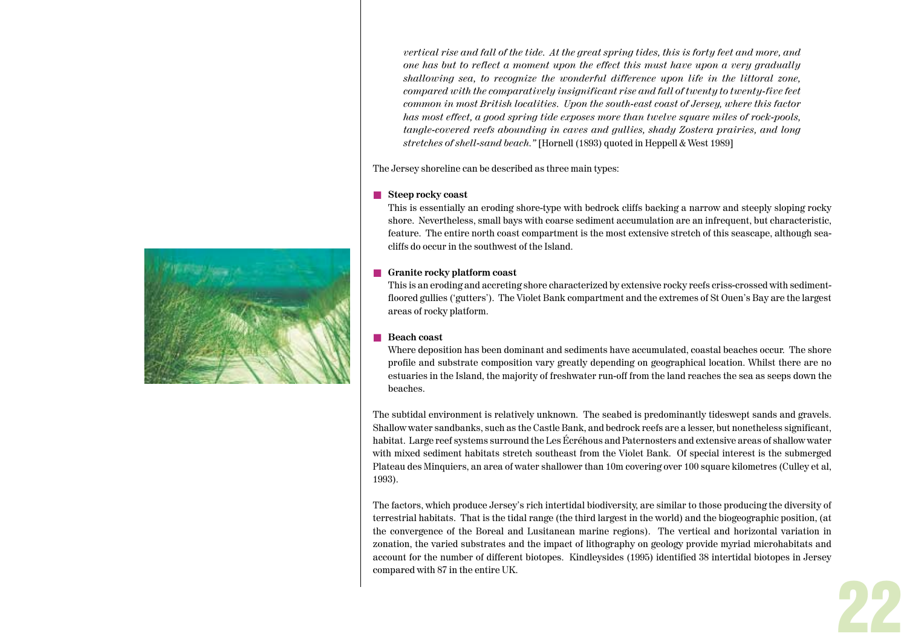*vertical rise and fall of the tide. At the great spring tides, this is forty feet and more, and one has but to reflect a moment upon the effect this must have upon a very gradually shallowing sea, to recognize the wonderful difference upon life in the littoral zone, compared with the comparatively insignificant rise and fall of twenty to twenty-five feet common in most British localities. Upon the south-east coast of Jersey, where this factor has most effect, a good spring tide exposes more than twelve square miles of rock-pools, tangle-covered reefs abounding in caves and gullies, shady Zostera prairies, and long stretches of shell-sand beach."* [Hornell (1893) quoted in Heppell & West 1989]

The Jersey shoreline can be described as three main types:

- **Steep rocky coast**
  This is essentially an eroding shore-type with bedrock cliffs backing a narrow and steeply sloping rocky shore. Nevertheless, small bays with coarse sediment accumulation are an infrequent, but characteristic, feature. The entire north coast compartment is the most extensive stretch of this seascape, although sea-cliffs do occur in the southwest of the Island.

- **Granite rocky platform coast**
  This is an eroding and accreting shore characterized by extensive rocky reefs criss-crossed with sediment-floored gullies ('gutters'). The Violet Bank compartment and the extremes of St Ouen's Bay are the largest areas of rocky platform.

- **Beach coast**
  Where deposition has been dominant and sediments have accumulated, coastal beaches occur. The shore profile and substrate composition vary greatly depending on geographical location. Whilst there are no estuaries in the Island, the majority of freshwater run-off from the land reaches the sea as seeps down the beaches.

The subtidal environment is relatively unknown. The seabed is predominantly tideswept sands and gravels. Shallow water sandbanks, such as the Castle Bank, and bedrock reefs are a lesser, but nonetheless significant, habitat. Large reef systems surround the Les Écréhous and Paternosters and extensive areas of shallow water with mixed sediment habitats stretch southeast from the Violet Bank. Of special interest is the submerged Plateau des Minquiers, an area of water shallower than 10m covering over 100 square kilometres (Culley et al, 1993).

The factors, which produce Jersey's rich intertidal biodiversity, are similar to those producing the diversity of terrestrial habitats. That is the tidal range (the third largest in the world) and the biogeographic position, (at the convergence of the Boreal and Lusitanean marine regions). The vertical and horizontal variation in zonation, the varied substrates and the impact of lithography on geology provide myriad microhabitats and account for the number of different biotopes. Kindleysides (1995) identified 38 intertidal biotopes in Jersey compared with 87 in the entire UK.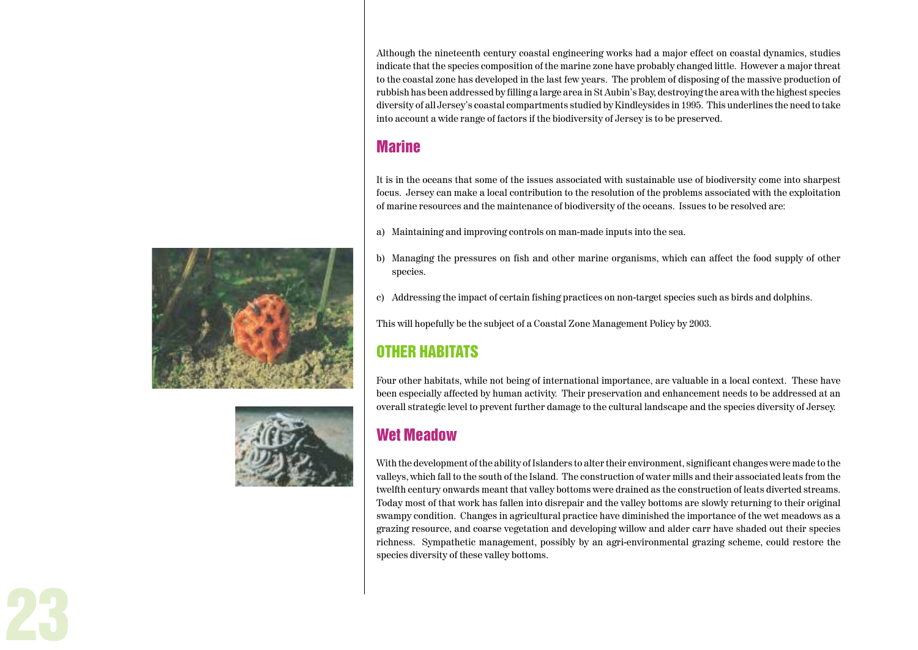Although the nineteenth century coastal engineering works had a major effect on coastal dynamics, studies indicate that the species composition of the marine zone have probably changed little. However a major threat to the coastal zone has developed in the last few years. The problem of disposing of the massive production of rubbish has been addressed by filling a large area in St Aubin's Bay, destroying the area with the highest species diversity of all Jersey's coastal compartments studied by Kindleysides in 1995. This underlines the need to take into account a wide range of factors if the biodiversity of Jersey is to be preserved.

## Marine

It is in the oceans that some of the issues associated with sustainable use of biodiversity come into sharpest focus. Jersey can make a local contribution to the resolution of the problems associated with the exploitation of marine resources and the maintenance of biodiversity of the oceans. Issues to be resolved are:

a) Maintaining and improving controls on man-made inputs into the sea.

b) Managing the pressures on fish and other marine organisms, which can affect the food supply of other species.

c) Addressing the impact of certain fishing practices on non-target species such as birds and dolphins.

This will hopefully be the subject of a Coastal Zone Management Policy by 2003.

# OTHER HABITATS

Four other habitats, while not being of international importance, are valuable in a local context. These have been especially affected by human activity. Their preservation and enhancement needs to be addressed at an overall strategic level to prevent further damage to the cultural landscape and the species diversity of Jersey.

## Wet Meadow

With the development of the ability of Islanders to alter their environment, significant changes were made to the valleys, which fall to the south of the Island. The construction of water mills and their associated leats from the twelfth century onwards meant that valley bottoms were drained as the construction of leats diverted streams. Today most of that work has fallen into disrepair and the valley bottoms are slowly returning to their original swampy condition. Changes in agricultural practice have diminished the importance of the wet meadows as a grazing resource, and coarse vegetation and developing willow and alder carr have shaded out their species richness. Sympathetic management, possibly by an agri-environmental grazing scheme, could restore the species diversity of these valley bottoms.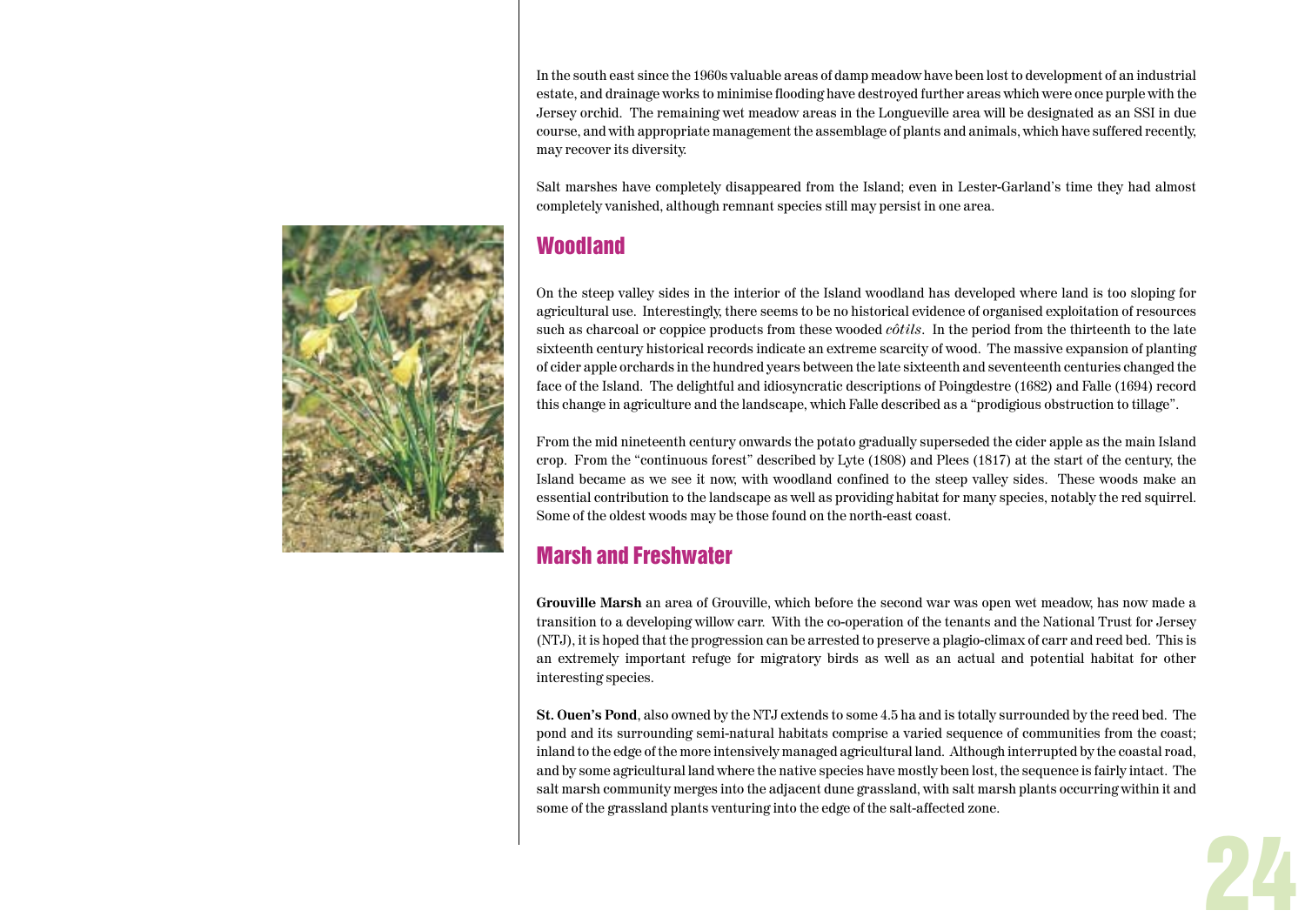In the south east since the 1960s valuable areas of damp meadow have been lost to development of an industrial estate, and drainage works to minimise flooding have destroyed further areas which were once purple with the Jersey orchid. The remaining wet meadow areas in the Longueville area will be designated as an SSI in due course, and with appropriate management the assemblage of plants and animals, which have suffered recently, may recover its diversity.

Salt marshes have completely disappeared from the Island; even in Lester-Garland's time they had almost completely vanished, although remnant species still may persist in one area.

## Woodland

On the steep valley sides in the interior of the Island woodland has developed where land is too sloping for agricultural use. Interestingly, there seems to be no historical evidence of organised exploitation of resources such as charcoal or coppice products from these wooded *côtils*. In the period from the thirteenth to the late sixteenth century historical records indicate an extreme scarcity of wood. The massive expansion of planting of cider apple orchards in the hundred years between the late sixteenth and seventeenth centuries changed the face of the Island. The delightful and idiosyncratic descriptions of Poingdestre (1682) and Falle (1694) record this change in agriculture and the landscape, which Falle described as a "prodigious obstruction to tillage".

From the mid nineteenth century onwards the potato gradually superseded the cider apple as the main Island crop. From the "continuous forest" described by Lyte (1808) and Plees (1817) at the start of the century, the Island became as we see it now, with woodland confined to the steep valley sides. These woods make an essential contribution to the landscape as well as providing habitat for many species, notably the red squirrel. Some of the oldest woods may be those found on the north-east coast.

## Marsh and Freshwater

**Grouville Marsh** an area of Grouville, which before the second war was open wet meadow, has now made a transition to a developing willow carr. With the co-operation of the tenants and the National Trust for Jersey (NTJ), it is hoped that the progression can be arrested to preserve a plagio-climax of carr and reed bed. This is an extremely important refuge for migratory birds as well as an actual and potential habitat for other interesting species.

**St. Ouen's Pond**, also owned by the NTJ extends to some 4.5 ha and is totally surrounded by the reed bed. The pond and its surrounding semi-natural habitats comprise a varied sequence of communities from the coast; inland to the edge of the more intensively managed agricultural land. Although interrupted by the coastal road, and by some agricultural land where the native species have mostly been lost, the sequence is fairly intact. The salt marsh community merges into the adjacent dune grassland, with salt marsh plants occurring within it and some of the grassland plants venturing into the edge of the salt-affected zone.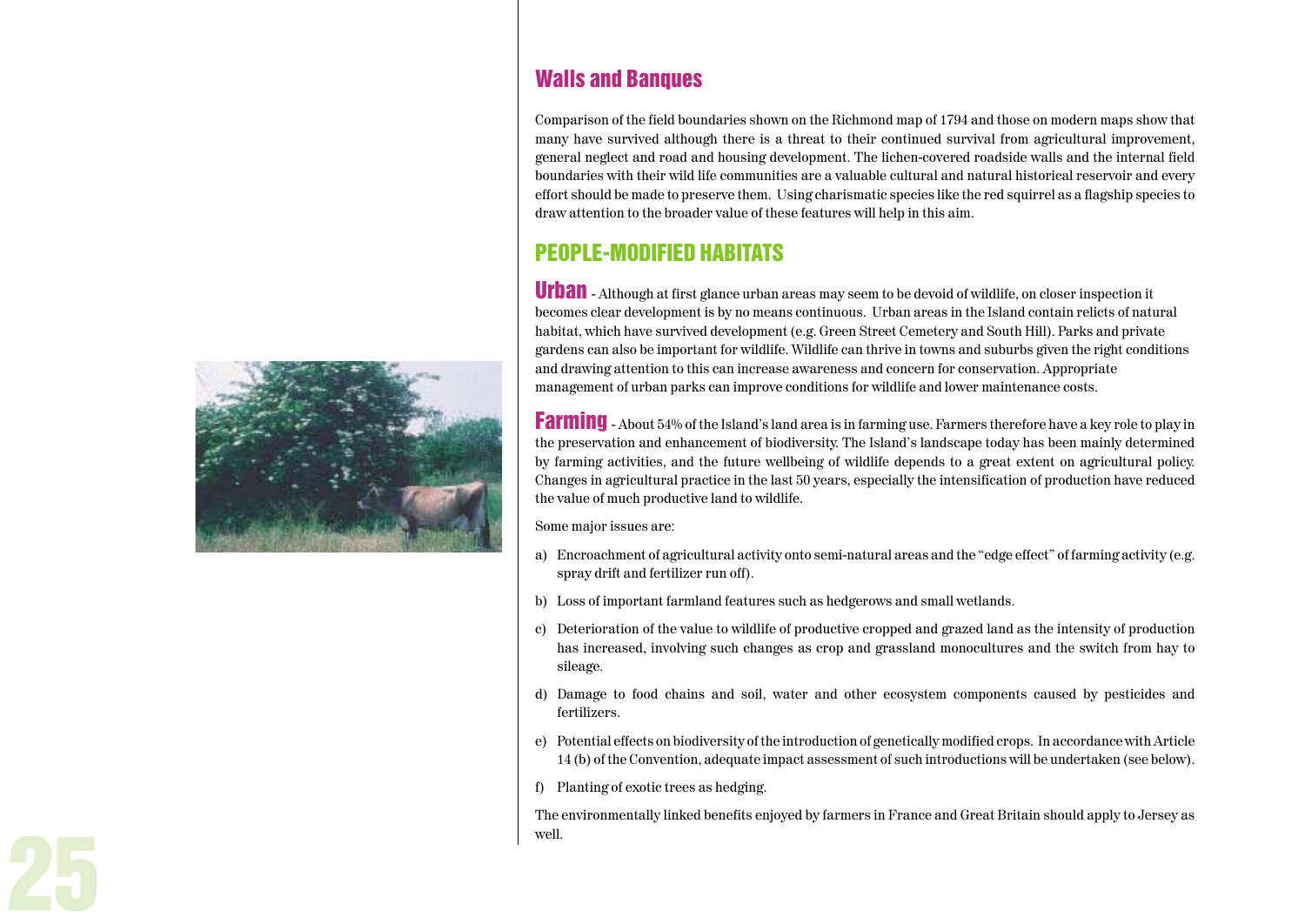## Walls and Banques

Comparison of the field boundaries shown on the Richmond map of 1794 and those on modern maps show that many have survived although there is a threat to their continued survival from agricultural improvement, general neglect and road and housing development. The lichen-covered roadside walls and the internal field boundaries with their wild life communities are a valuable cultural and natural historical reservoir and every effort should be made to preserve them. Using charismatic species like the red squirrel as a flagship species to draw attention to the broader value of these features will help in this aim.

## PEOPLE-MODIFIED HABITATS

**Urban** - Although at first glance urban areas may seem to be devoid of wildlife, on closer inspection it becomes clear development is by no means continuous. Urban areas in the Island contain relicts of natural habitat, which have survived development (e.g. Green Street Cemetery and South Hill). Parks and private gardens can also be important for wildlife. Wildlife can thrive in towns and suburbs given the right conditions and drawing attention to this can increase awareness and concern for conservation. Appropriate management of urban parks can improve conditions for wildlife and lower maintenance costs.

**Farming** - About 54% of the Island's land area is in farming use. Farmers therefore have a key role to play in the preservation and enhancement of biodiversity. The Island's landscape today has been mainly determined by farming activities, and the future wellbeing of wildlife depends to a great extent on agricultural policy. Changes in agricultural practice in the last 50 years, especially the intensification of production have reduced the value of much productive land to wildlife.

Some major issues are:

a) Encroachment of agricultural activity onto semi-natural areas and the "edge effect" of farming activity (e.g. spray drift and fertilizer run off).

b) Loss of important farmland features such as hedgerows and small wetlands.

c) Deterioration of the value to wildlife of productive cropped and grazed land as the intensity of production has increased, involving such changes as crop and grassland monocultures and the switch from hay to sileage.

d) Damage to food chains and soil, water and other ecosystem components caused by pesticides and fertilizers.

e) Potential effects on biodiversity of the introduction of genetically modified crops. In accordance with Article 14 (b) of the Convention, adequate impact assessment of such introductions will be undertaken (see below).

f) Planting of exotic trees as hedging.

The environmentally linked benefits enjoyed by farmers in France and Great Britain should apply to Jersey as well.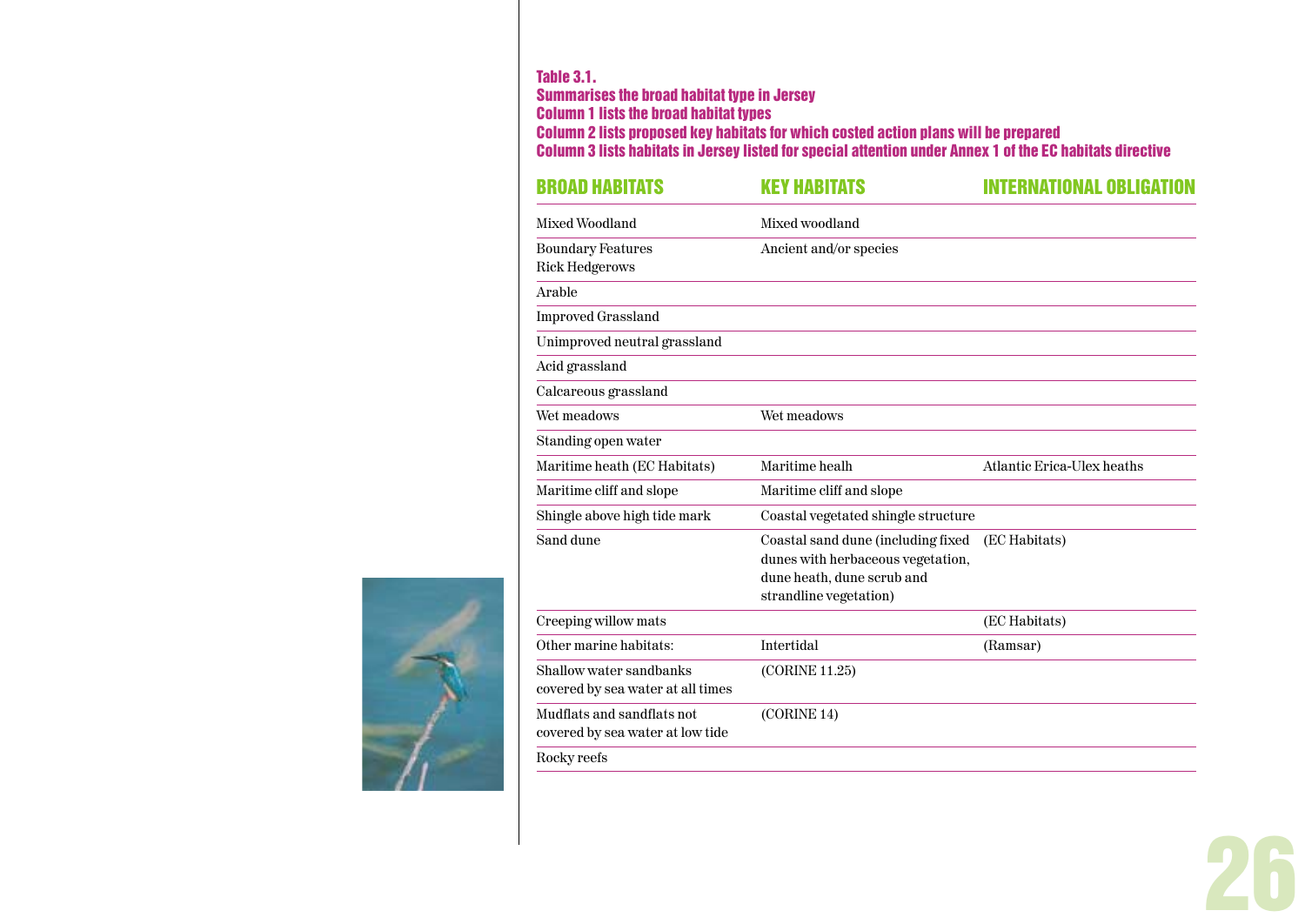**Table 3.1.**
**Summarises the broad habitat type in Jersey**
**Column 1 lists the broad habitat types**
**Column 2 lists proposed key habitats for which costed action plans will be prepared**
**Column 3 lists habitats in Jersey listed for special attention under Annex 1 of the EC habitats directive**

| BROAD HABITATS | KEY HABITATS | INTERNATIONAL OBLIGATION |
|---|---|---|
| Mixed Woodland | Mixed woodland | |
| Boundary Features Rick Hedgerows | Ancient and/or species | |
| Arable | | |
| Improved Grassland | | |
| Unimproved neutral grassland | | |
| Acid grassland | | |
| Calcareous grassland | | |
| Wet meadows | Wet meadows | |
| Standing open water | | |
| Maritime heath (EC Habitats) | Maritime healh | Atlantic Erica-Ulex heaths |
| Maritime cliff and slope | Maritime cliff and slope | |
| Shingle above high tide mark | Coastal vegetated shingle structure | |
| Sand dune | Coastal sand dune (including fixed dunes with herbaceous vegetation, dune heath, dune scrub and strandline vegetation) | (EC Habitats) |
| Creeping willow mats | | (EC Habitats) |
| Other marine habitats: | Intertidal | (Ramsar) |
| Shallow water sandbanks covered by sea water at all times | (CORINE 11.25) | |
| Mudflats and sandflats not covered by sea water at low tide | (CORINE 14) | |
| Rocky reefs | | |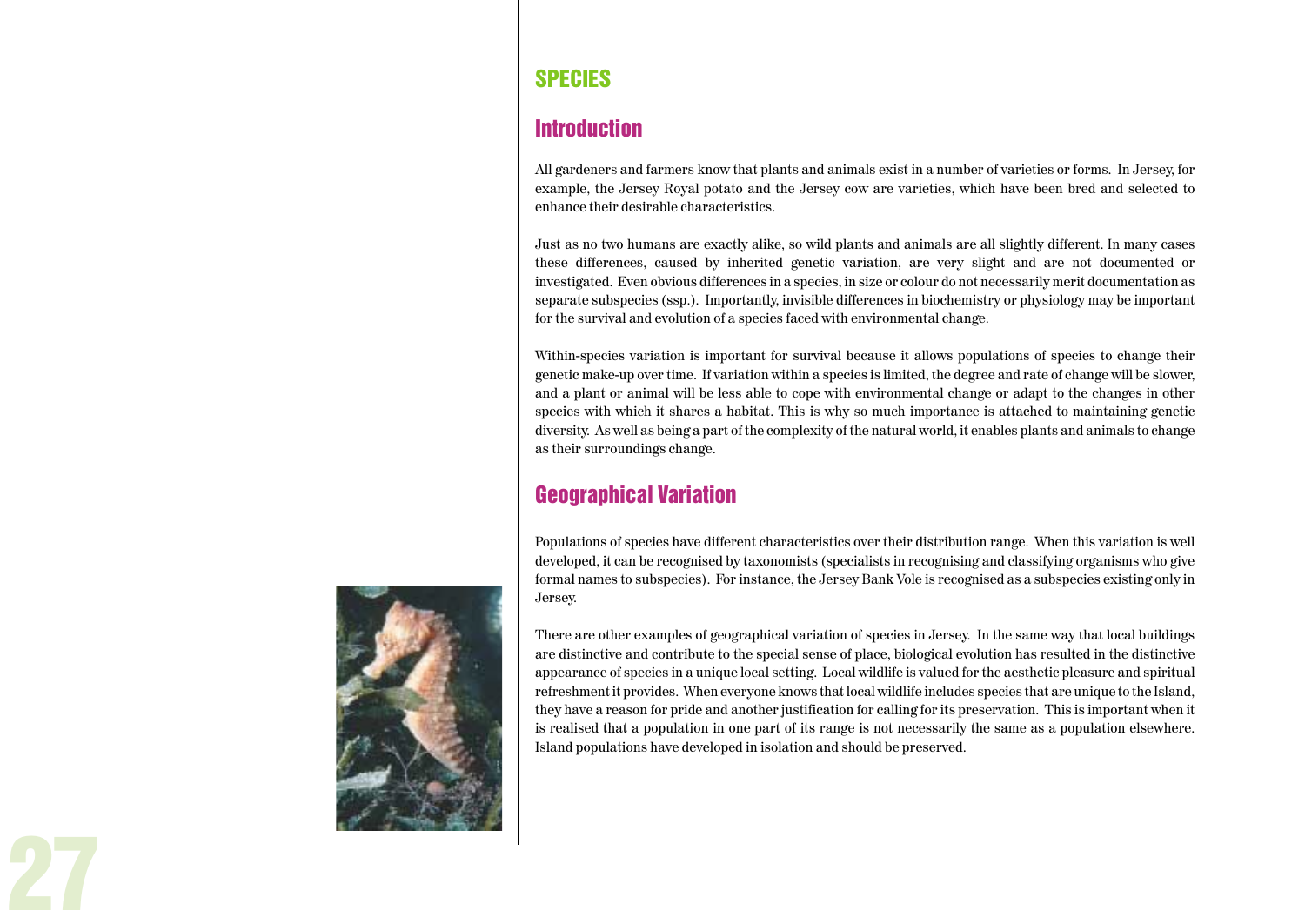# SPECIES

## Introduction

All gardeners and farmers know that plants and animals exist in a number of varieties or forms. In Jersey, for example, the Jersey Royal potato and the Jersey cow are varieties, which have been bred and selected to enhance their desirable characteristics.

Just as no two humans are exactly alike, so wild plants and animals are all slightly different. In many cases these differences, caused by inherited genetic variation, are very slight and are not documented or investigated. Even obvious differences in a species, in size or colour do not necessarily merit documentation as separate subspecies (ssp.). Importantly, invisible differences in biochemistry or physiology may be important for the survival and evolution of a species faced with environmental change.

Within-species variation is important for survival because it allows populations of species to change their genetic make-up over time. If variation within a species is limited, the degree and rate of change will be slower, and a plant or animal will be less able to cope with environmental change or adapt to the changes in other species with which it shares a habitat. This is why so much importance is attached to maintaining genetic diversity. As well as being a part of the complexity of the natural world, it enables plants and animals to change as their surroundings change.

## Geographical Variation

Populations of species have different characteristics over their distribution range. When this variation is well developed, it can be recognised by taxonomists (specialists in recognising and classifying organisms who give formal names to subspecies). For instance, the Jersey Bank Vole is recognised as a subspecies existing only in Jersey.

There are other examples of geographical variation of species in Jersey. In the same way that local buildings are distinctive and contribute to the special sense of place, biological evolution has resulted in the distinctive appearance of species in a unique local setting. Local wildlife is valued for the aesthetic pleasure and spiritual refreshment it provides. When everyone knows that local wildlife includes species that are unique to the Island, they have a reason for pride and another justification for calling for its preservation. This is important when it is realised that a population in one part of its range is not necessarily the same as a population elsewhere. Island populations have developed in isolation and should be preserved.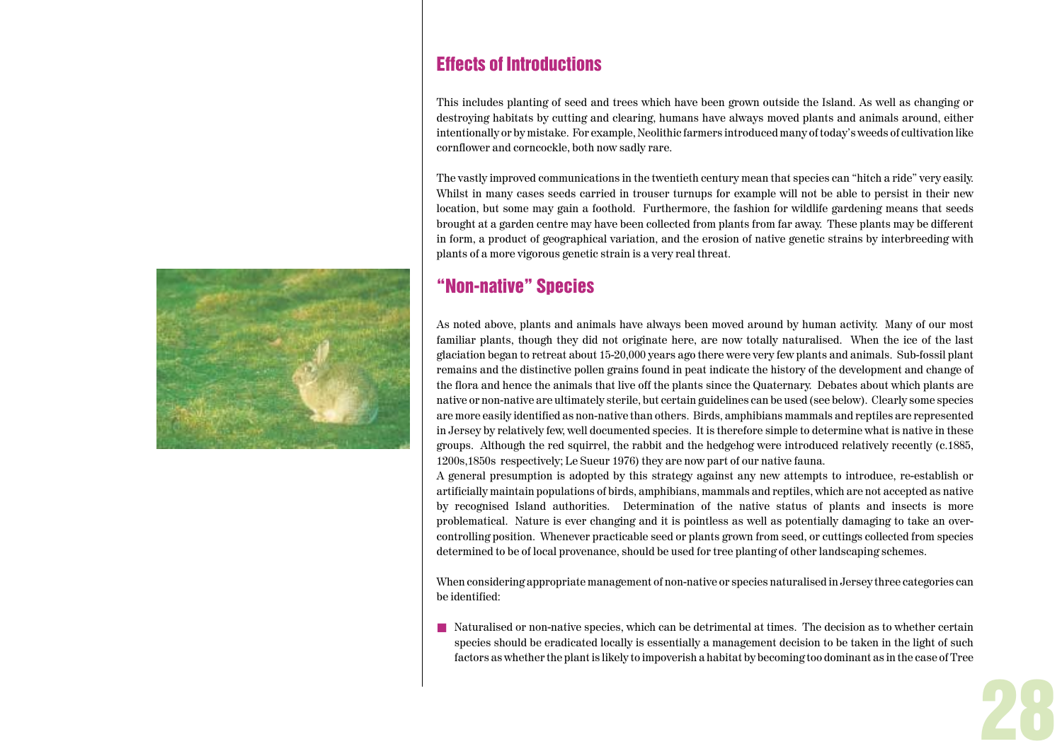## Effects of Introductions

This includes planting of seed and trees which have been grown outside the Island. As well as changing or destroying habitats by cutting and clearing, humans have always moved plants and animals around, either intentionally or by mistake. For example, Neolithic farmers introduced many of today's weeds of cultivation like cornflower and corncockle, both now sadly rare.

The vastly improved communications in the twentieth century mean that species can "hitch a ride" very easily. Whilst in many cases seeds carried in trouser turnups for example will not be able to persist in their new location, but some may gain a foothold. Furthermore, the fashion for wildlife gardening means that seeds brought at a garden centre may have been collected from plants from far away. These plants may be different in form, a product of geographical variation, and the erosion of native genetic strains by interbreeding with plants of a more vigorous genetic strain is a very real threat.

## "Non-native" Species

As noted above, plants and animals have always been moved around by human activity. Many of our most familiar plants, though they did not originate here, are now totally naturalised. When the ice of the last glaciation began to retreat about 15-20,000 years ago there were very few plants and animals. Sub-fossil plant remains and the distinctive pollen grains found in peat indicate the history of the development and change of the flora and hence the animals that live off the plants since the Quaternary. Debates about which plants are native or non-native are ultimately sterile, but certain guidelines can be used (see below). Clearly some species are more easily identified as non-native than others. Birds, amphibians mammals and reptiles are represented in Jersey by relatively few, well documented species. It is therefore simple to determine what is native in these groups. Although the red squirrel, the rabbit and the hedgehog were introduced relatively recently (c.1885, 1200s,1850s respectively; Le Sueur 1976) they are now part of our native fauna.

A general presumption is adopted by this strategy against any new attempts to introduce, re-establish or artificially maintain populations of birds, amphibians, mammals and reptiles, which are not accepted as native by recognised Island authorities. Determination of the native status of plants and insects is more problematical. Nature is ever changing and it is pointless as well as potentially damaging to take an over-controlling position. Whenever practicable seed or plants grown from seed, or cuttings collected from species determined to be of local provenance, should be used for tree planting of other landscaping schemes.

When considering appropriate management of non-native or species naturalised in Jersey three categories can be identified:

- Naturalised or non-native species, which can be detrimental at times. The decision as to whether certain species should be eradicated locally is essentially a management decision to be taken in the light of such factors as whether the plant is likely to impoverish a habitat by becoming too dominant as in the case of Tree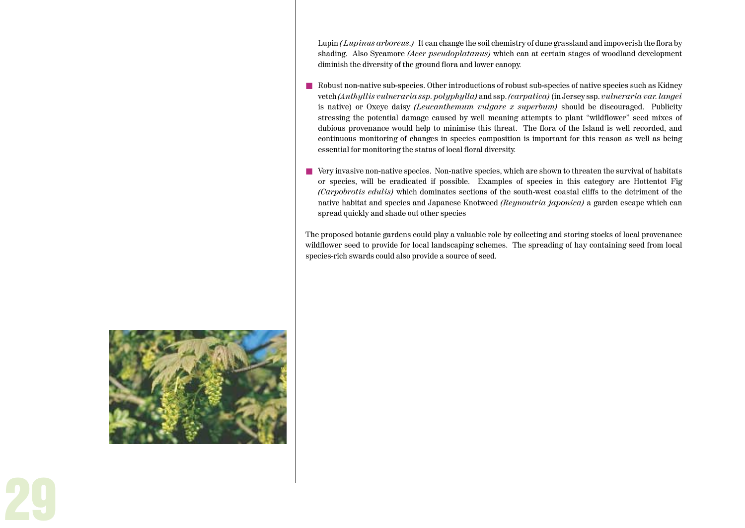Lupin *(Lupinus arboreus.)* It can change the soil chemistry of dune grassland and impoverish the flora by shading. Also Sycamore *(Acer pseudoplatanus)* which can at certain stages of woodland development diminish the diversity of the ground flora and lower canopy.

- Robust non-native sub-species. Other introductions of robust sub-species of native species such as Kidney vetch *(Anthyllis vulneraria ssp. polyphylla)* and ssp. *(carpatica)* (in Jersey ssp. *vulneraria var. langei* is native) or Oxeye daisy *(Leucanthemum vulgare x superbum)* should be discouraged. Publicity stressing the potential damage caused by well meaning attempts to plant "wildflower" seed mixes of dubious provenance would help to minimise this threat. The flora of the Island is well recorded, and continuous monitoring of changes in species composition is important for this reason as well as being essential for monitoring the status of local floral diversity.

- Very invasive non-native species. Non-native species, which are shown to threaten the survival of habitats or species, will be eradicated if possible. Examples of species in this category are Hottentot Fig *(Carpobrotis edulis)* which dominates sections of the south-west coastal cliffs to the detriment of the native habitat and species and Japanese Knotweed *(Reynoutria japonica)* a garden escape which can spread quickly and shade out other species

The proposed botanic gardens could play a valuable role by collecting and storing stocks of local provenance wildflower seed to provide for local landscaping schemes. The spreading of hay containing seed from local species-rich swards could also provide a source of seed.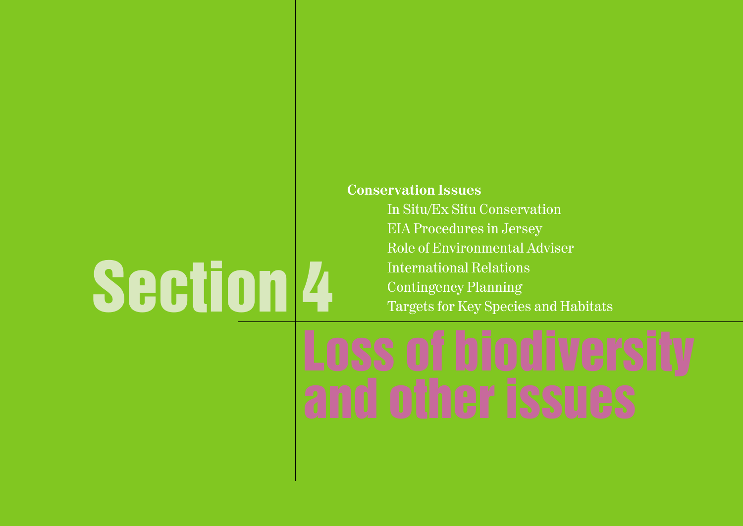# Section 4

**Conservation Issues**

- In Situ/Ex Situ Conservation
- EIA Procedures in Jersey
- Role of Environmental Adviser
- International Relations
- Contingency Planning
- Targets for Key Species and Habitats

## Loss of biodiversity and other issues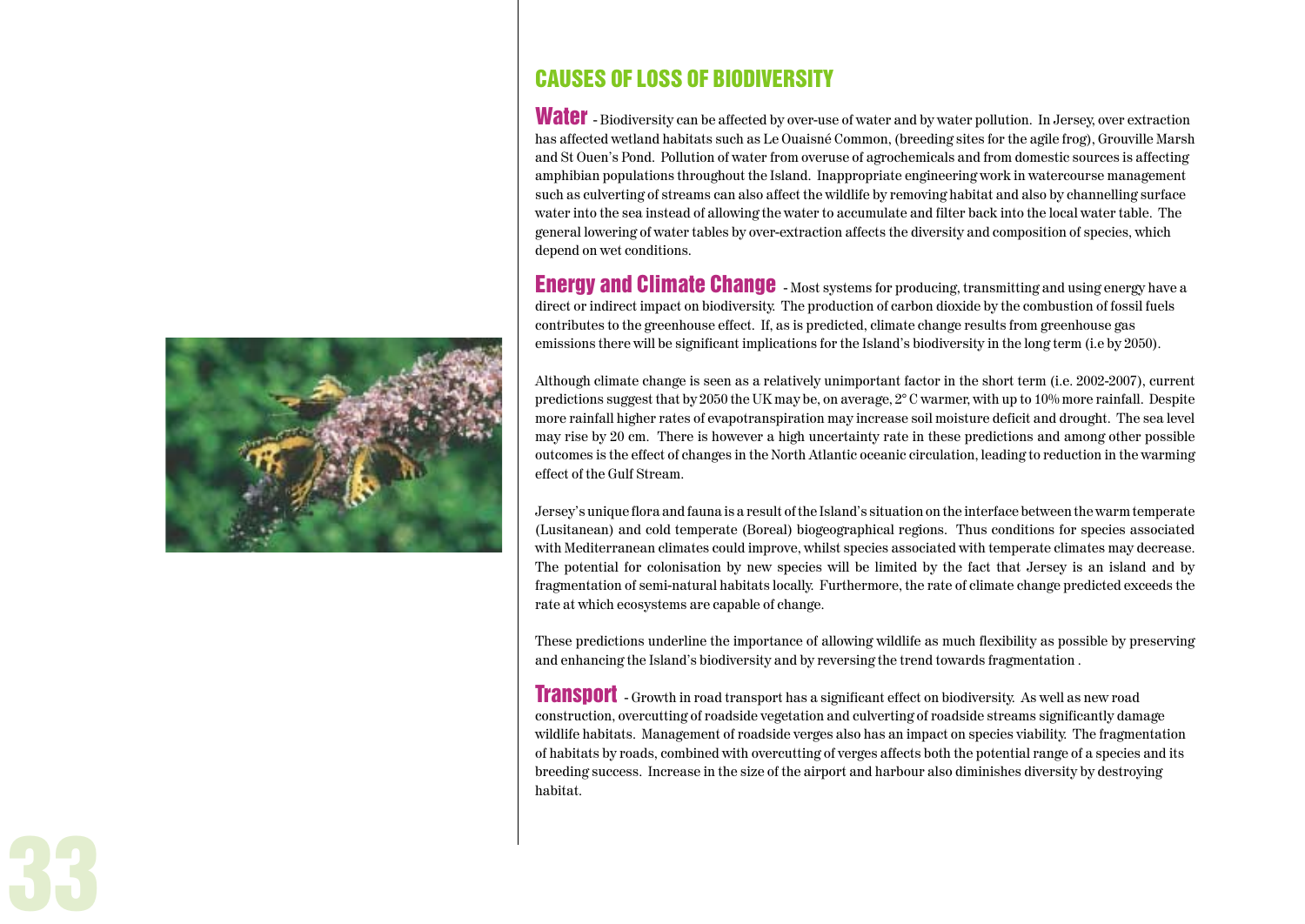## CAUSES OF LOSS OF BIODIVERSITY

**Water** - Biodiversity can be affected by over-use of water and by water pollution. In Jersey, over extraction has affected wetland habitats such as Le Ouaisné Common, (breeding sites for the agile frog), Grouville Marsh and St Ouen's Pond. Pollution of water from overuse of agrochemicals and from domestic sources is affecting amphibian populations throughout the Island. Inappropriate engineering work in watercourse management such as culverting of streams can also affect the wildlife by removing habitat and also by channelling surface water into the sea instead of allowing the water to accumulate and filter back into the local water table. The general lowering of water tables by over-extraction affects the diversity and composition of species, which depend on wet conditions.

**Energy and Climate Change** - Most systems for producing, transmitting and using energy have a direct or indirect impact on biodiversity. The production of carbon dioxide by the combustion of fossil fuels contributes to the greenhouse effect. If, as is predicted, climate change results from greenhouse gas emissions there will be significant implications for the Island's biodiversity in the long term (i.e by 2050).

Although climate change is seen as a relatively unimportant factor in the short term (i.e. 2002-2007), current predictions suggest that by 2050 the UK may be, on average, 2° C warmer, with up to 10% more rainfall. Despite more rainfall higher rates of evapotranspiration may increase soil moisture deficit and drought. The sea level may rise by 20 cm. There is however a high uncertainty rate in these predictions and among other possible outcomes is the effect of changes in the North Atlantic oceanic circulation, leading to reduction in the warming effect of the Gulf Stream.

Jersey's unique flora and fauna is a result of the Island's situation on the interface between the warm temperate (Lusitanean) and cold temperate (Boreal) biogeographical regions. Thus conditions for species associated with Mediterranean climates could improve, whilst species associated with temperate climates may decrease. The potential for colonisation by new species will be limited by the fact that Jersey is an island and by fragmentation of semi-natural habitats locally. Furthermore, the rate of climate change predicted exceeds the rate at which ecosystems are capable of change.

These predictions underline the importance of allowing wildlife as much flexibility as possible by preserving and enhancing the Island's biodiversity and by reversing the trend towards fragmentation .

**Transport** - Growth in road transport has a significant effect on biodiversity. As well as new road construction, overcutting of roadside vegetation and culverting of roadside streams significantly damage wildlife habitats. Management of roadside verges also has an impact on species viability. The fragmentation of habitats by roads, combined with overcutting of verges affects both the potential range of a species and its breeding success. Increase in the size of the airport and harbour also diminishes diversity by destroying habitat.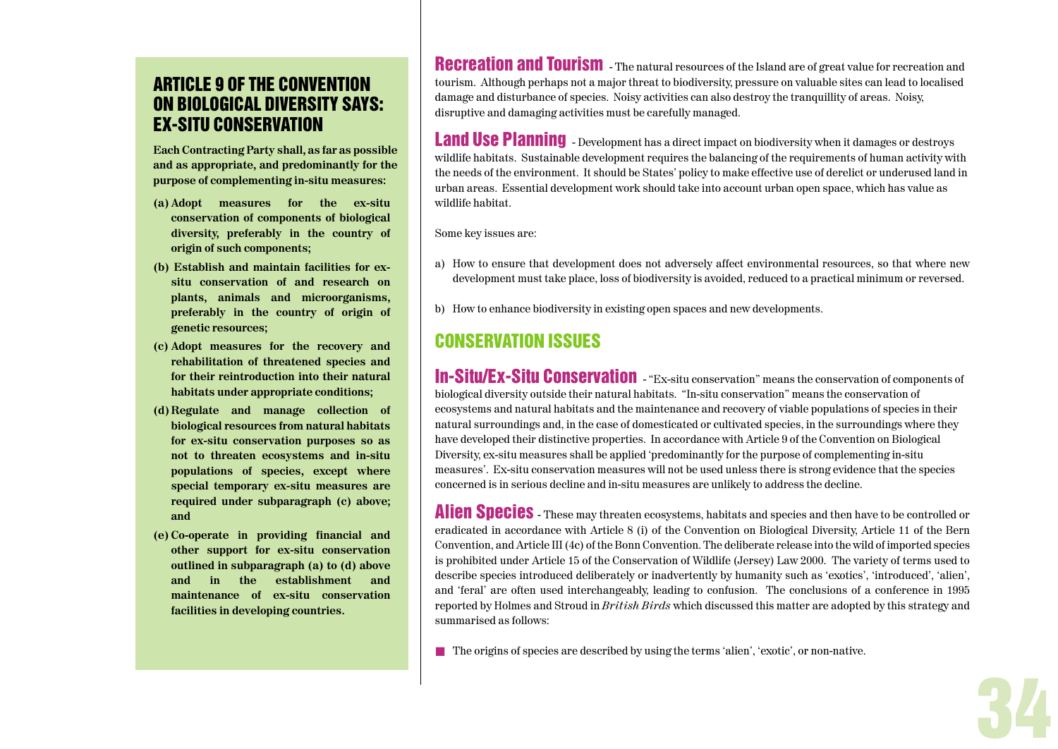## ARTICLE 9 OF THE CONVENTION ON BIOLOGICAL DIVERSITY SAYS: EX-SITU CONSERVATION

**Each Contracting Party shall, as far as possible and as appropriate, and predominantly for the purpose of complementing in-situ measures:**

**(a) Adopt measures for the ex-situ conservation of components of biological diversity, preferably in the country of origin of such components;**

**(b) Establish and maintain facilities for ex-situ conservation of and research on plants, animals and microorganisms, preferably in the country of origin of genetic resources;**

**(c) Adopt measures for the recovery and rehabilitation of threatened species and for their reintroduction into their natural habitats under appropriate conditions;**

**(d) Regulate and manage collection of biological resources from natural habitats for ex-situ conservation purposes so as not to threaten ecosystems and in-situ populations of species, except where special temporary ex-situ measures are required under subparagraph (c) above; and**

**(e) Co-operate in providing financial and other support for ex-situ conservation outlined in subparagraph (a) to (d) above and in the establishment and maintenance of ex-situ conservation facilities in developing countries.**

**Recreation and Tourism** - The natural resources of the Island are of great value for recreation and tourism. Although perhaps not a major threat to biodiversity, pressure on valuable sites can lead to localised damage and disturbance of species. Noisy activities can also destroy the tranquillity of areas. Noisy, disruptive and damaging activities must be carefully managed.

**Land Use Planning** - Development has a direct impact on biodiversity when it damages or destroys wildlife habitats. Sustainable development requires the balancing of the requirements of human activity with the needs of the environment. It should be States' policy to make effective use of derelict or underused land in urban areas. Essential development work should take into account urban open space, which has value as wildlife habitat.

Some key issues are:

a) How to ensure that development does not adversely affect environmental resources, so that where new development must take place, loss of biodiversity is avoided, reduced to a practical minimum or reversed.

b) How to enhance biodiversity in existing open spaces and new developments.

## CONSERVATION ISSUES

**In-Situ/Ex-Situ Conservation** - "Ex-situ conservation" means the conservation of components of biological diversity outside their natural habitats. "In-situ conservation" means the conservation of ecosystems and natural habitats and the maintenance and recovery of viable populations of species in their natural surroundings and, in the case of domesticated or cultivated species, in the surroundings where they have developed their distinctive properties. In accordance with Article 9 of the Convention on Biological Diversity, ex-situ measures shall be applied 'predominantly for the purpose of complementing in-situ measures'. Ex-situ conservation measures will not be used unless there is strong evidence that the species concerned is in serious decline and in-situ measures are unlikely to address the decline.

**Alien Species** - These may threaten ecosystems, habitats and species and then have to be controlled or eradicated in accordance with Article 8 (i) of the Convention on Biological Diversity, Article 11 of the Bern Convention, and Article III (4c) of the Bonn Convention. The deliberate release into the wild of imported species is prohibited under Article 15 of the Conservation of Wildlife (Jersey) Law 2000. The variety of terms used to describe species introduced deliberately or inadvertently by humanity such as 'exotics', 'introduced', 'alien', and 'feral' are often used interchangeably, leading to confusion. The conclusions of a conference in 1995 reported by Holmes and Stroud in *British Birds* which discussed this matter are adopted by this strategy and summarised as follows:

- The origins of species are described by using the terms 'alien', 'exotic', or non-native.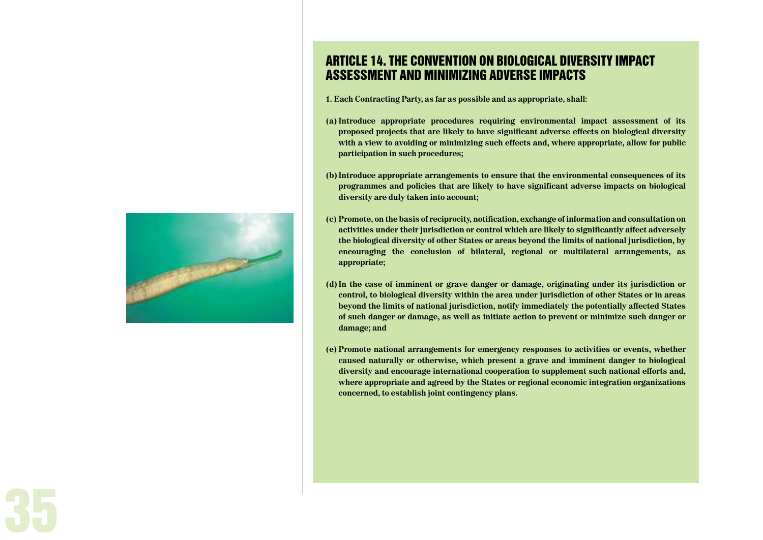## ARTICLE 14. THE CONVENTION ON BIOLOGICAL DIVERSITY IMPACT ASSESSMENT AND MINIMIZING ADVERSE IMPACTS

**1. Each Contracting Party, as far as possible and as appropriate, shall:**

**(a) Introduce appropriate procedures requiring environmental impact assessment of its proposed projects that are likely to have significant adverse effects on biological diversity with a view to avoiding or minimizing such effects and, where appropriate, allow for public participation in such procedures;**

**(b) Introduce appropriate arrangements to ensure that the environmental consequences of its programmes and policies that are likely to have significant adverse impacts on biological diversity are duly taken into account;**

**(c) Promote, on the basis of reciprocity, notification, exchange of information and consultation on activities under their jurisdiction or control which are likely to significantly affect adversely the biological diversity of other States or areas beyond the limits of national jurisdiction, by encouraging the conclusion of bilateral, regional or multilateral arrangements, as appropriate;**

**(d) In the case of imminent or grave danger or damage, originating under its jurisdiction or control, to biological diversity within the area under jurisdiction of other States or in areas beyond the limits of national jurisdiction, notify immediately the potentially affected States of such danger or damage, as well as initiate action to prevent or minimize such danger or damage; and**

**(e) Promote national arrangements for emergency responses to activities or events, whether caused naturally or otherwise, which present a grave and imminent danger to biological diversity and encourage international cooperation to supplement such national efforts and, where appropriate and agreed by the States or regional economic integration organizations concerned, to establish joint contingency plans.**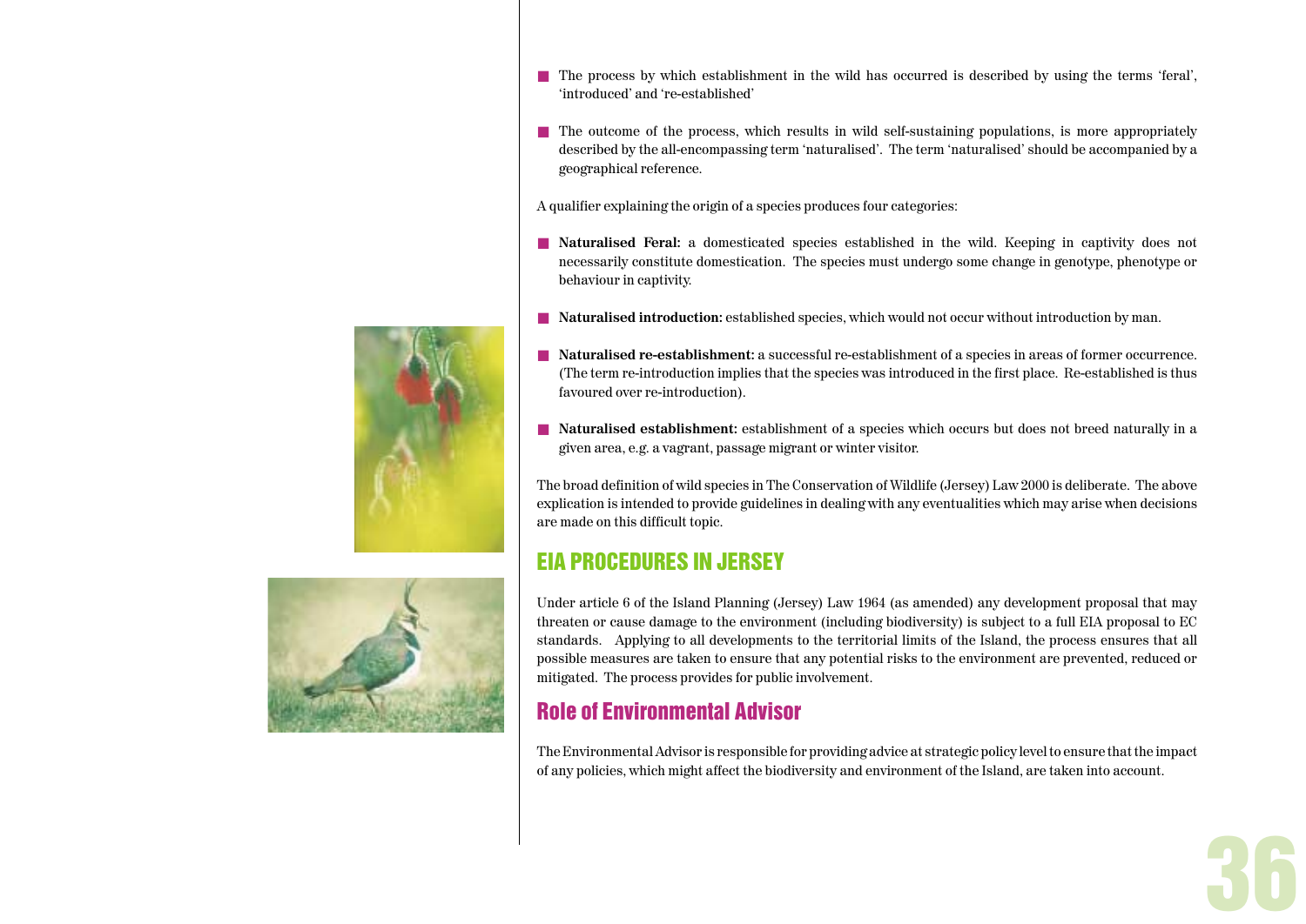- The process by which establishment in the wild has occurred is described by using the terms 'feral', 'introduced' and 're-established'

- The outcome of the process, which results in wild self-sustaining populations, is more appropriately described by the all-encompassing term 'naturalised'. The term 'naturalised' should be accompanied by a geographical reference.

A qualifier explaining the origin of a species produces four categories:

- **Naturalised Feral:** a domesticated species established in the wild. Keeping in captivity does not necessarily constitute domestication. The species must undergo some change in genotype, phenotype or behaviour in captivity.

- **Naturalised introduction:** established species, which would not occur without introduction by man.

- **Naturalised re-establishment:** a successful re-establishment of a species in areas of former occurrence. (The term re-introduction implies that the species was introduced in the first place. Re-established is thus favoured over re-introduction).

- **Naturalised establishment:** establishment of a species which occurs but does not breed naturally in a given area, e.g. a vagrant, passage migrant or winter visitor.

The broad definition of wild species in The Conservation of Wildlife (Jersey) Law 2000 is deliberate. The above explication is intended to provide guidelines in dealing with any eventualities which may arise when decisions are made on this difficult topic.

## EIA PROCEDURES IN JERSEY

Under article 6 of the Island Planning (Jersey) Law 1964 (as amended) any development proposal that may threaten or cause damage to the environment (including biodiversity) is subject to a full EIA proposal to EC standards. Applying to all developments to the territorial limits of the Island, the process ensures that all possible measures are taken to ensure that any potential risks to the environment are prevented, reduced or mitigated. The process provides for public involvement.

### Role of Environmental Advisor

The Environmental Advisor is responsible for providing advice at strategic policy level to ensure that the impact of any policies, which might affect the biodiversity and environment of the Island, are taken into account.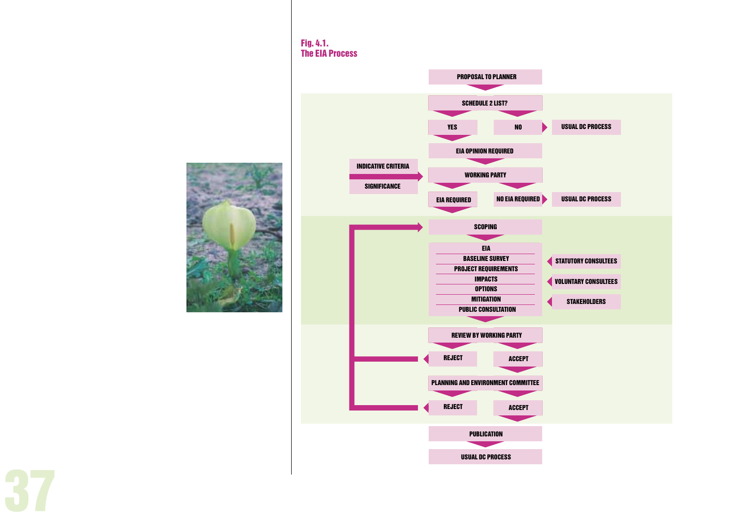**Fig. 4.1.**
**The EIA Process**

- PROPOSAL TO PLANNER
- SCHEDULE 2 LIST?
  - YES → EIA OPINION REQUIRED
  - NO → USUAL DC PROCESS
- EIA OPINION REQUIRED
- WORKING PARTY (inputs: INDICATIVE CRITERIA, SIGNIFICANCE)
  - EIA REQUIRED
  - NO EIA REQUIRED → USUAL DC PROCESS
- SCOPING
- EIA
  - BASELINE SURVEY
  - PROJECT REQUIREMENTS
  - IMPACTS
  - OPTIONS
  - MITIGATION
  - PUBLIC CONSULTATION
  - (inputs: STATUTORY CONSULTEES, VOLUNTARY CONSULTEES, STAKEHOLDERS)
- REVIEW BY WORKING PARTY
  - REJECT → SCOPING
  - ACCEPT
- PLANNING AND ENVIRONMENT COMMITTEE
  - REJECT → SCOPING
  - ACCEPT
- PUBLICATION
- USUAL DC PROCESS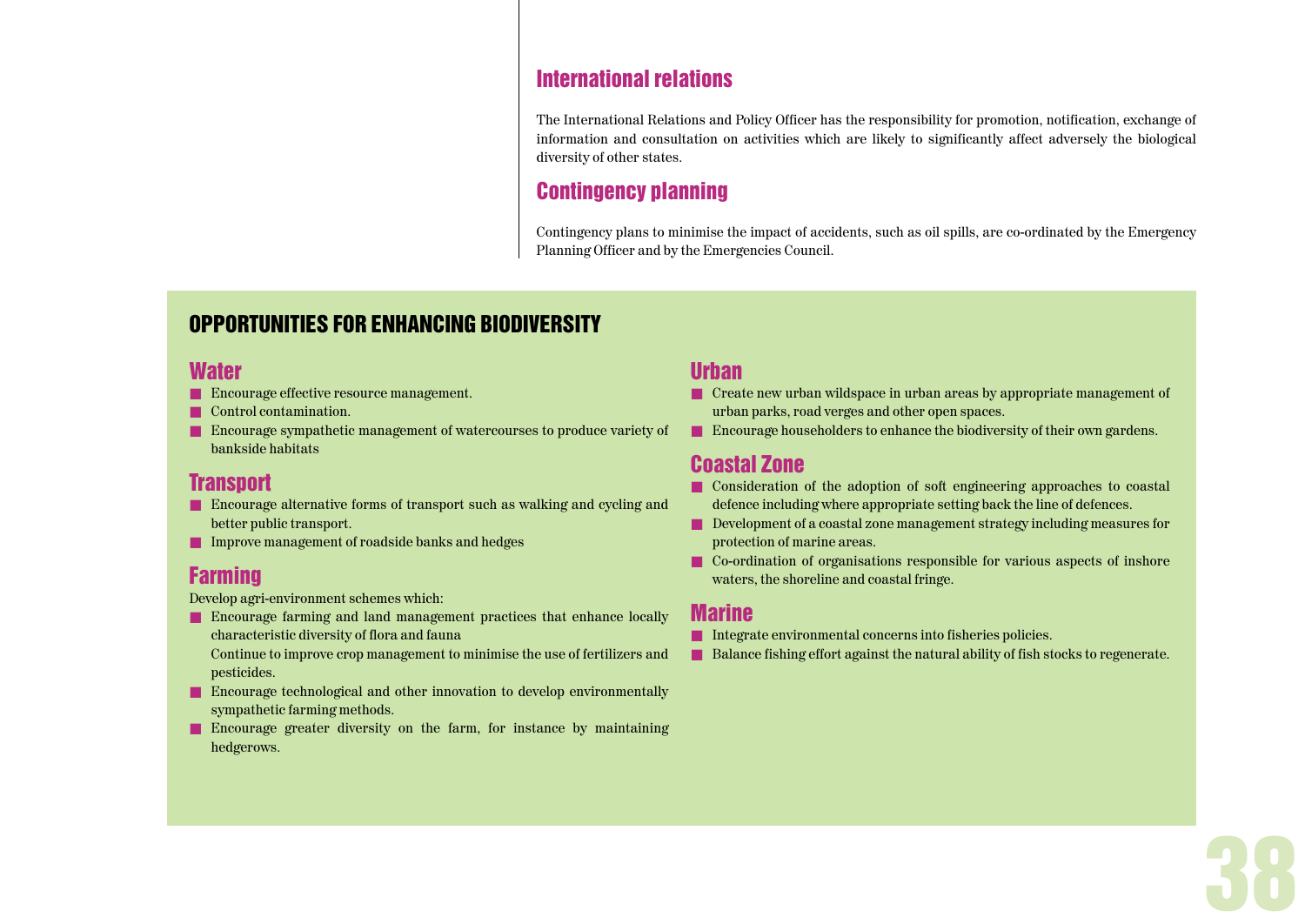## International relations

The International Relations and Policy Officer has the responsibility for promotion, notification, exchange of information and consultation on activities which are likely to significantly affect adversely the biological diversity of other states.

## Contingency planning

Contingency plans to minimise the impact of accidents, such as oil spills, are co-ordinated by the Emergency Planning Officer and by the Emergencies Council.

## OPPORTUNITIES FOR ENHANCING BIODIVERSITY

### Water

- Encourage effective resource management.
- Control contamination.
- Encourage sympathetic management of watercourses to produce variety of bankside habitats

### Transport

- Encourage alternative forms of transport such as walking and cycling and better public transport.
- Improve management of roadside banks and hedges

### Farming

Develop agri-environment schemes which:

- Encourage farming and land management practices that enhance locally characteristic diversity of flora and fauna
  Continue to improve crop management to minimise the use of fertilizers and pesticides.
- Encourage technological and other innovation to develop environmentally sympathetic farming methods.
- Encourage greater diversity on the farm, for instance by maintaining hedgerows.

### Urban

- Create new urban wildspace in urban areas by appropriate management of urban parks, road verges and other open spaces.
- Encourage householders to enhance the biodiversity of their own gardens.

### Coastal Zone

- Consideration of the adoption of soft engineering approaches to coastal defence including where appropriate setting back the line of defences.
- Development of a coastal zone management strategy including measures for protection of marine areas.
- Co-ordination of organisations responsible for various aspects of inshore waters, the shoreline and coastal fringe.

### Marine

- Integrate environmental concerns into fisheries policies.
- Balance fishing effort against the natural ability of fish stocks to regenerate.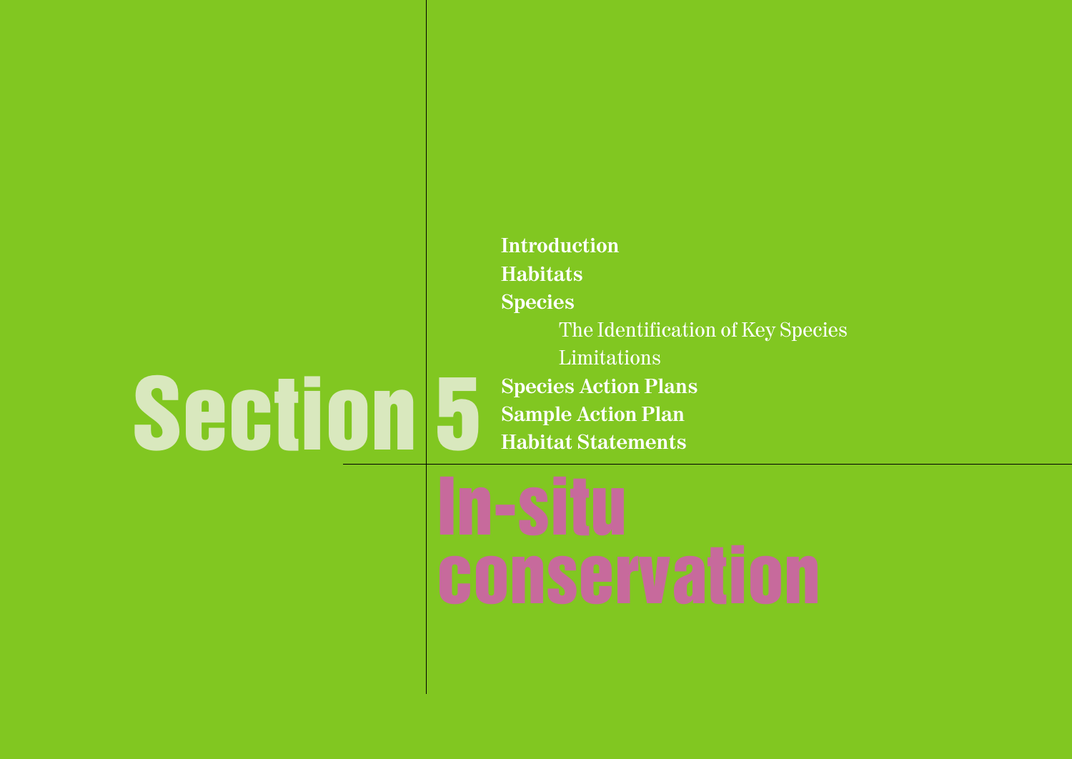# Section 5

# In-situ conservation

- **Introduction**
- **Habitats**
- **Species**
  - The Identification of Key Species
  - Limitations
- **Species Action Plans**
- **Sample Action Plan**
- **Habitat Statements**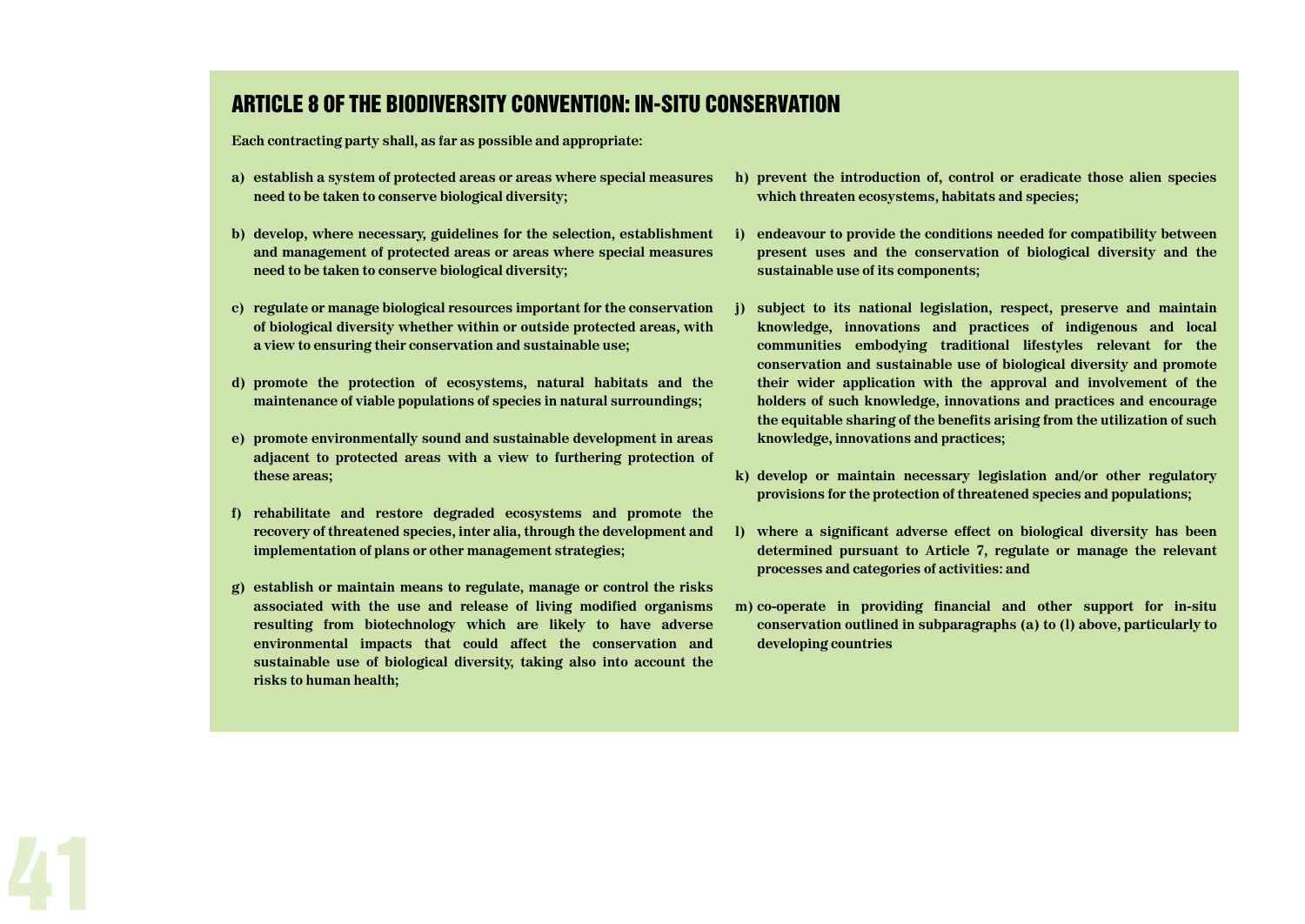## ARTICLE 8 OF THE BIODIVERSITY CONVENTION: IN-SITU CONSERVATION

**Each contracting party shall, as far as possible and appropriate:**

**a) establish a system of protected areas or areas where special measures need to be taken to conserve biological diversity;**

**b) develop, where necessary, guidelines for the selection, establishment and management of protected areas or areas where special measures need to be taken to conserve biological diversity;**

**c) regulate or manage biological resources important for the conservation of biological diversity whether within or outside protected areas, with a view to ensuring their conservation and sustainable use;**

**d) promote the protection of ecosystems, natural habitats and the maintenance of viable populations of species in natural surroundings;**

**e) promote environmentally sound and sustainable development in areas adjacent to protected areas with a view to furthering protection of these areas;**

**f) rehabilitate and restore degraded ecosystems and promote the recovery of threatened species, inter alia, through the development and implementation of plans or other management strategies;**

**g) establish or maintain means to regulate, manage or control the risks associated with the use and release of living modified organisms resulting from biotechnology which are likely to have adverse environmental impacts that could affect the conservation and sustainable use of biological diversity, taking also into account the risks to human health;**

**h) prevent the introduction of, control or eradicate those alien species which threaten ecosystems, habitats and species;**

**i) endeavour to provide the conditions needed for compatibility between present uses and the conservation of biological diversity and the sustainable use of its components;**

**j) subject to its national legislation, respect, preserve and maintain knowledge, innovations and practices of indigenous and local communities embodying traditional lifestyles relevant for the conservation and sustainable use of biological diversity and promote their wider application with the approval and involvement of the holders of such knowledge, innovations and practices and encourage the equitable sharing of the benefits arising from the utilization of such knowledge, innovations and practices;**

**k) develop or maintain necessary legislation and/or other regulatory provisions for the protection of threatened species and populations;**

**l) where a significant adverse effect on biological diversity has been determined pursuant to Article 7, regulate or manage the relevant processes and categories of activities: and**

**m) co-operate in providing financial and other support for in-situ conservation outlined in subparagraphs (a) to (l) above, particularly to developing countries**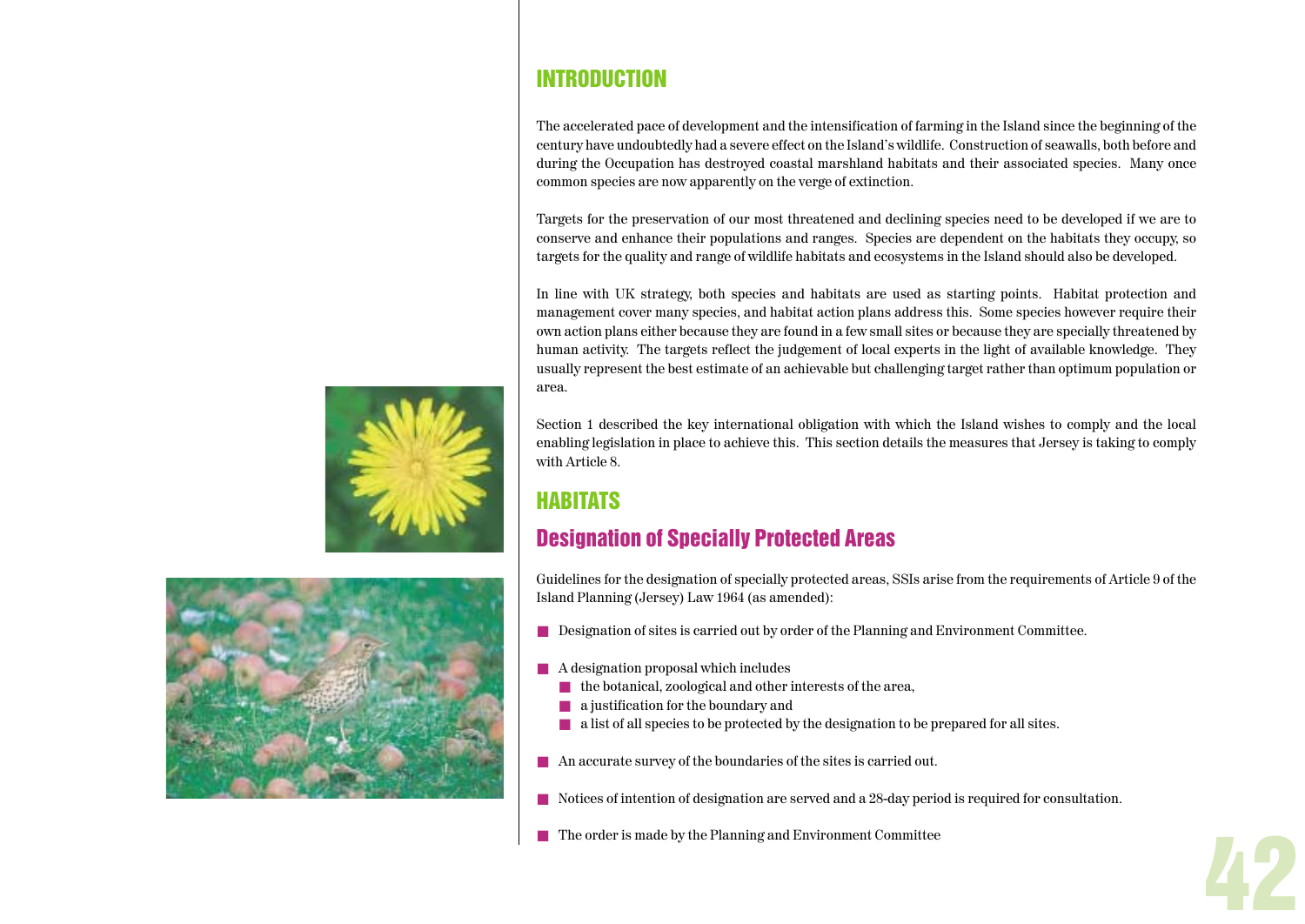## INTRODUCTION

The accelerated pace of development and the intensification of farming in the Island since the beginning of the century have undoubtedly had a severe effect on the Island's wildlife. Construction of seawalls, both before and during the Occupation has destroyed coastal marshland habitats and their associated species. Many once common species are now apparently on the verge of extinction.

Targets for the preservation of our most threatened and declining species need to be developed if we are to conserve and enhance their populations and ranges. Species are dependent on the habitats they occupy, so targets for the quality and range of wildlife habitats and ecosystems in the Island should also be developed.

In line with UK strategy, both species and habitats are used as starting points. Habitat protection and management cover many species, and habitat action plans address this. Some species however require their own action plans either because they are found in a few small sites or because they are specially threatened by human activity. The targets reflect the judgement of local experts in the light of available knowledge. They usually represent the best estimate of an achievable but challenging target rather than optimum population or area.

Section 1 described the key international obligation with which the Island wishes to comply and the local enabling legislation in place to achieve this. This section details the measures that Jersey is taking to comply with Article 8.

## HABITATS

### Designation of Specially Protected Areas

Guidelines for the designation of specially protected areas, SSIs arise from the requirements of Article 9 of the Island Planning (Jersey) Law 1964 (as amended):

- Designation of sites is carried out by order of the Planning and Environment Committee.
- A designation proposal which includes
  - the botanical, zoological and other interests of the area,
  - a justification for the boundary and
  - a list of all species to be protected by the designation to be prepared for all sites.
- An accurate survey of the boundaries of the sites is carried out.
- Notices of intention of designation are served and a 28-day period is required for consultation.
- The order is made by the Planning and Environment Committee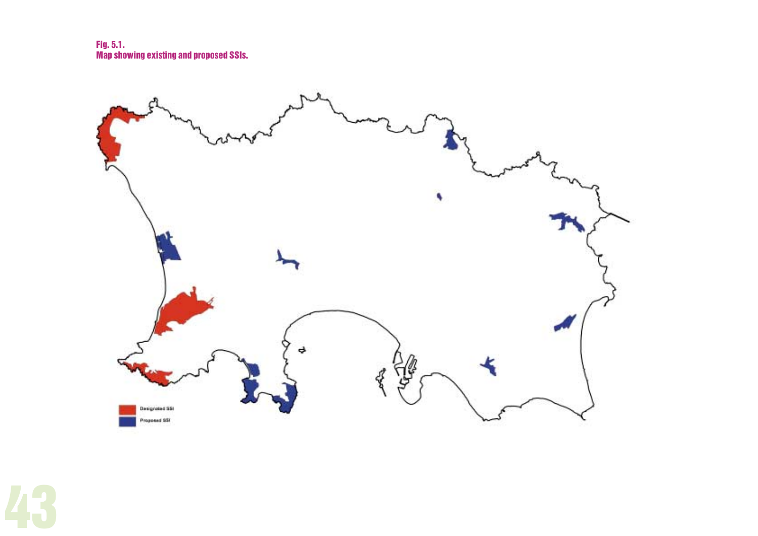**Fig. 5.1.**
**Map showing existing and proposed SSIs.**

Designated SSI

Proposed SSI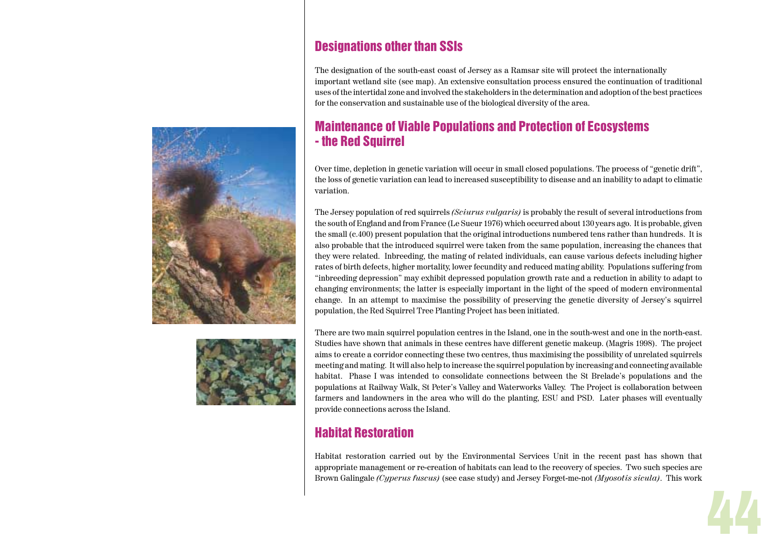## Designations other than SSIs

The designation of the south-east coast of Jersey as a Ramsar site will protect the internationally important wetland site (see map). An extensive consultation process ensured the continuation of traditional uses of the intertidal zone and involved the stakeholders in the determination and adoption of the best practices for the conservation and sustainable use of the biological diversity of the area.

## Maintenance of Viable Populations and Protection of Ecosystems - the Red Squirrel

Over time, depletion in genetic variation will occur in small closed populations. The process of "genetic drift", the loss of genetic variation can lead to increased susceptibility to disease and an inability to adapt to climatic variation.

The Jersey population of red squirrels *(Sciurus vulgaris)* is probably the result of several introductions from the south of England and from France (Le Sueur 1976) which occurred about 130 years ago. It is probable, given the small (c.400) present population that the original introductions numbered tens rather than hundreds. It is also probable that the introduced squirrel were taken from the same population, increasing the chances that they were related. Inbreeding, the mating of related individuals, can cause various defects including higher rates of birth defects, higher mortality, lower fecundity and reduced mating ability. Populations suffering from "inbreeding depression" may exhibit depressed population growth rate and a reduction in ability to adapt to changing environments; the latter is especially important in the light of the speed of modern environmental change. In an attempt to maximise the possibility of preserving the genetic diversity of Jersey's squirrel population, the Red Squirrel Tree Planting Project has been initiated.

There are two main squirrel population centres in the Island, one in the south-west and one in the north-east. Studies have shown that animals in these centres have different genetic makeup. (Magris 1998). The project aims to create a corridor connecting these two centres, thus maximising the possibility of unrelated squirrels meeting and mating. It will also help to increase the squirrel population by increasing and connecting available habitat. Phase I was intended to consolidate connections between the St Brelade's populations and the populations at Railway Walk, St Peter's Valley and Waterworks Valley. The Project is collaboration between farmers and landowners in the area who will do the planting, ESU and PSD. Later phases will eventually provide connections across the Island.

## Habitat Restoration

Habitat restoration carried out by the Environmental Services Unit in the recent past has shown that appropriate management or re-creation of habitats can lead to the recovery of species. Two such species are Brown Galingale *(Cyperus fuscus)* (see case study) and Jersey Forget-me-not *(Myosotis sicula)*. This work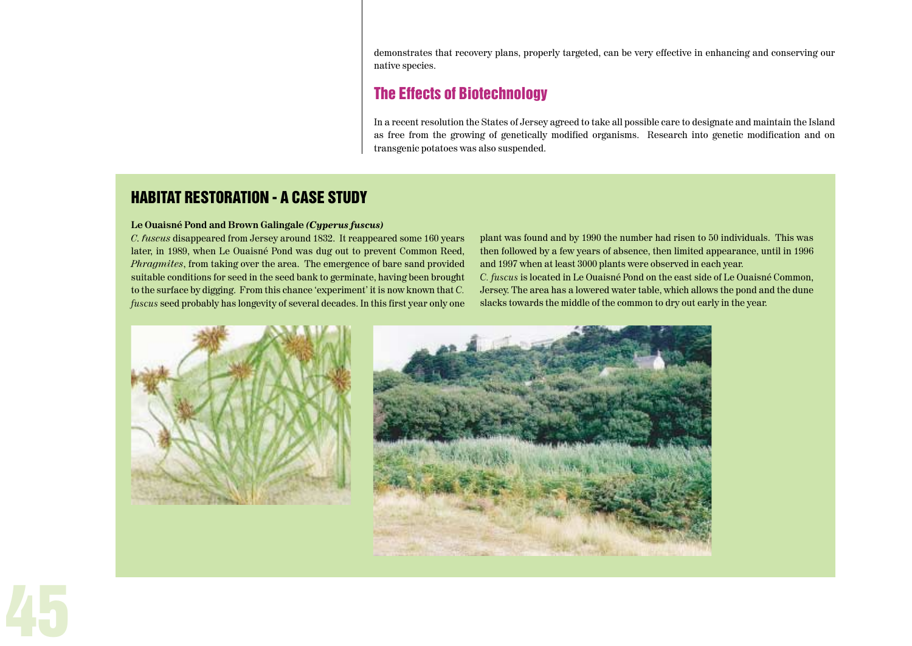demonstrates that recovery plans, properly targeted, can be very effective in enhancing and conserving our native species.

## The Effects of Biotechnology

In a recent resolution the States of Jersey agreed to take all possible care to designate and maintain the Island as free from the growing of genetically modified organisms. Research into genetic modification and on transgenic potatoes was also suspended.

## HABITAT RESTORATION - A CASE STUDY

**Le Ouaisné Pond and Brown Galingale *(Cyperus fuscus)***

*C. fuscus* disappeared from Jersey around 1832. It reappeared some 160 years later, in 1989, when Le Ouaisné Pond was dug out to prevent Common Reed, *Phragmites*, from taking over the area. The emergence of bare sand provided suitable conditions for seed in the seed bank to germinate, having been brought to the surface by digging. From this chance 'experiment' it is now known that *C. fuscus* seed probably has longevity of several decades. In this first year only one plant was found and by 1990 the number had risen to 50 individuals. This was then followed by a few years of absence, then limited appearance, until in 1996 and 1997 when at least 3000 plants were observed in each year.

*C. fuscus* is located in Le Ouaisné Pond on the east side of Le Ouaisné Common, Jersey. The area has a lowered water table, which allows the pond and the dune slacks towards the middle of the common to dry out early in the year.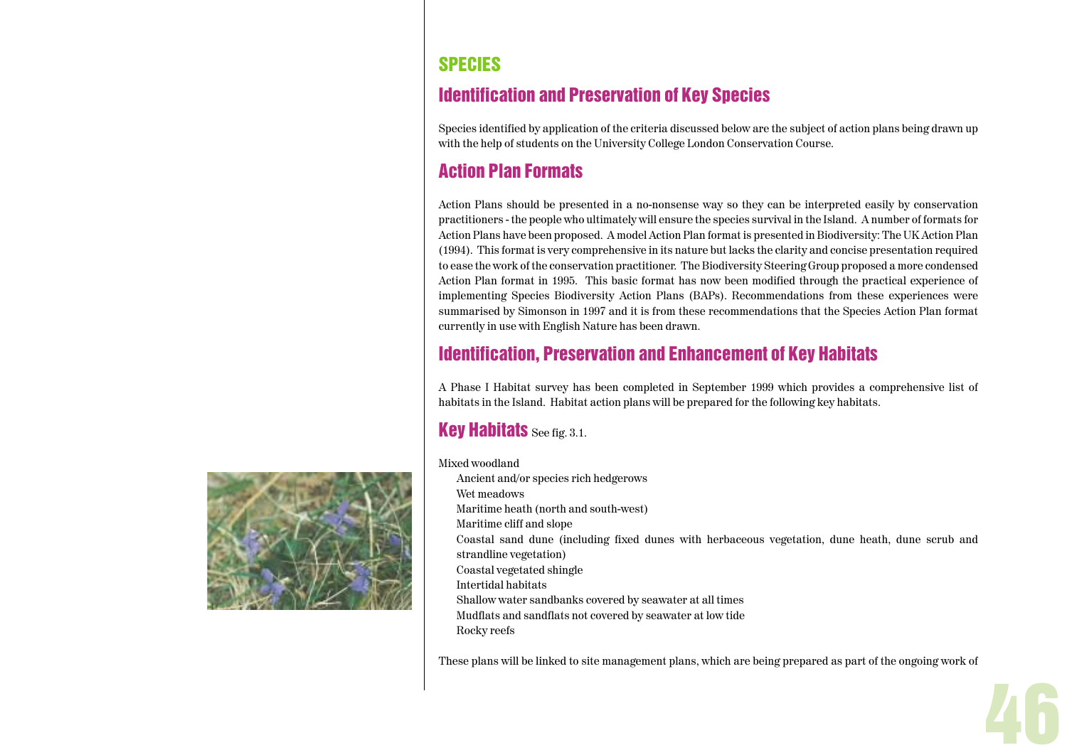# SPECIES

## Identification and Preservation of Key Species

Species identified by application of the criteria discussed below are the subject of action plans being drawn up with the help of students on the University College London Conservation Course.

## Action Plan Formats

Action Plans should be presented in a no-nonsense way so they can be interpreted easily by conservation practitioners - the people who ultimately will ensure the species survival in the Island. A number of formats for Action Plans have been proposed. A model Action Plan format is presented in Biodiversity: The UK Action Plan (1994). This format is very comprehensive in its nature but lacks the clarity and concise presentation required to ease the work of the conservation practitioner. The Biodiversity Steering Group proposed a more condensed Action Plan format in 1995. This basic format has now been modified through the practical experience of implementing Species Biodiversity Action Plans (BAPs). Recommendations from these experiences were summarised by Simonson in 1997 and it is from these recommendations that the Species Action Plan format currently in use with English Nature has been drawn.

## Identification, Preservation and Enhancement of Key Habitats

A Phase I Habitat survey has been completed in September 1999 which provides a comprehensive list of habitats in the Island. Habitat action plans will be prepared for the following key habitats.

## Key Habitats See fig. 3.1.

Mixed woodland
- Ancient and/or species rich hedgerows
- Wet meadows
- Maritime heath (north and south-west)
- Maritime cliff and slope
- Coastal sand dune (including fixed dunes with herbaceous vegetation, dune heath, dune scrub and strandline vegetation)
- Coastal vegetated shingle
- Intertidal habitats
- Shallow water sandbanks covered by seawater at all times
- Mudflats and sandflats not covered by seawater at low tide
- Rocky reefs

These plans will be linked to site management plans, which are being prepared as part of the ongoing work of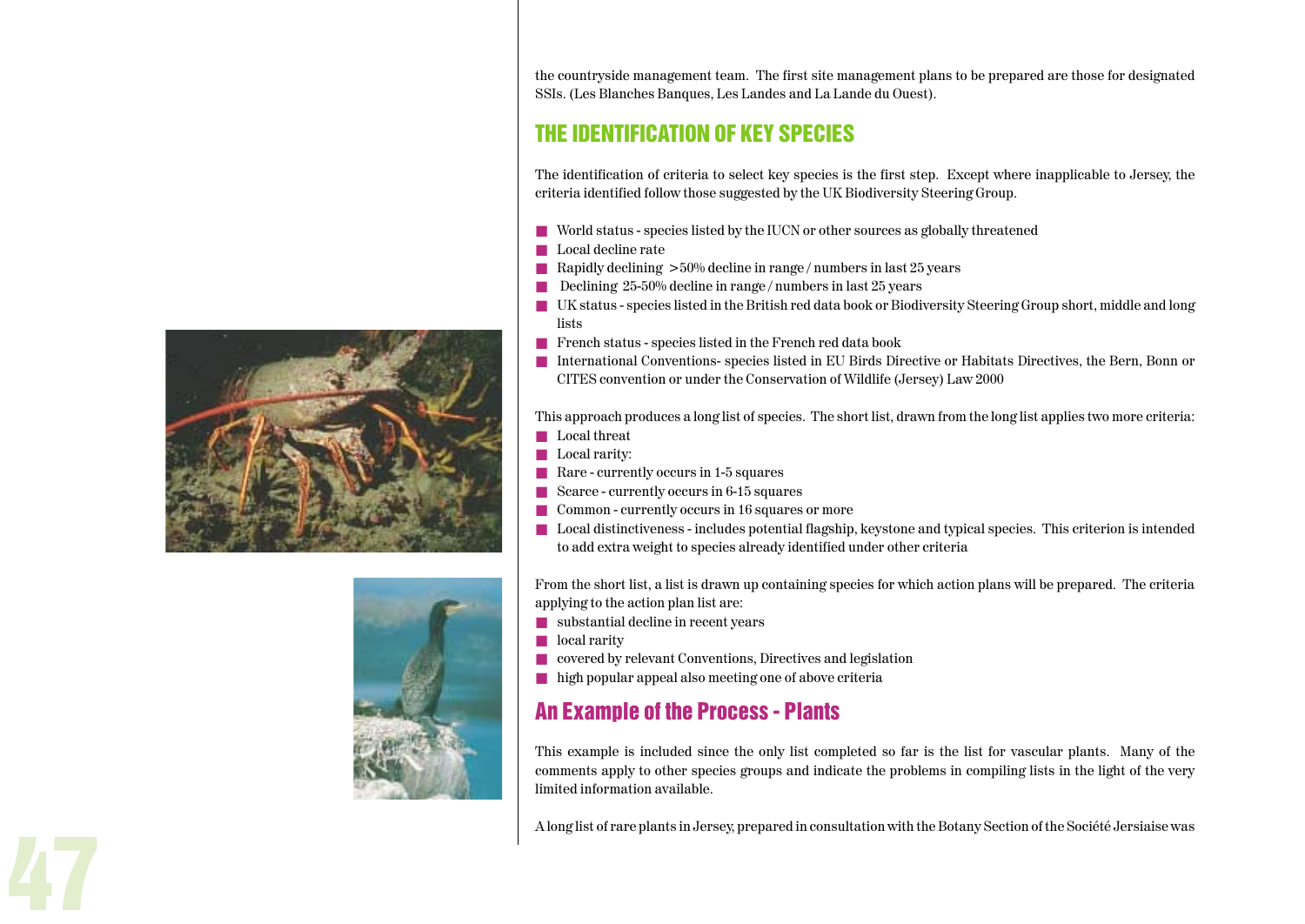the countryside management team. The first site management plans to be prepared are those for designated SSIs. (Les Blanches Banques, Les Landes and La Lande du Ouest).

## THE IDENTIFICATION OF KEY SPECIES

The identification of criteria to select key species is the first step. Except where inapplicable to Jersey, the criteria identified follow those suggested by the UK Biodiversity Steering Group.

- World status - species listed by the IUCN or other sources as globally threatened
- Local decline rate
- Rapidly declining >50% decline in range / numbers in last 25 years
- Declining 25-50% decline in range / numbers in last 25 years
- UK status - species listed in the British red data book or Biodiversity Steering Group short, middle and long lists
- French status - species listed in the French red data book
- International Conventions- species listed in EU Birds Directive or Habitats Directives, the Bern, Bonn or CITES convention or under the Conservation of Wildlife (Jersey) Law 2000

This approach produces a long list of species. The short list, drawn from the long list applies two more criteria:

- Local threat
- Local rarity:
- Rare - currently occurs in 1-5 squares
- Scarce - currently occurs in 6-15 squares
- Common - currently occurs in 16 squares or more
- Local distinctiveness - includes potential flagship, keystone and typical species. This criterion is intended to add extra weight to species already identified under other criteria

From the short list, a list is drawn up containing species for which action plans will be prepared. The criteria applying to the action plan list are:

- substantial decline in recent years
- local rarity
- covered by relevant Conventions, Directives and legislation
- high popular appeal also meeting one of above criteria

### An Example of the Process - Plants

This example is included since the only list completed so far is the list for vascular plants. Many of the comments apply to other species groups and indicate the problems in compiling lists in the light of the very limited information available.

A long list of rare plants in Jersey, prepared in consultation with the Botany Section of the Société Jersiaise was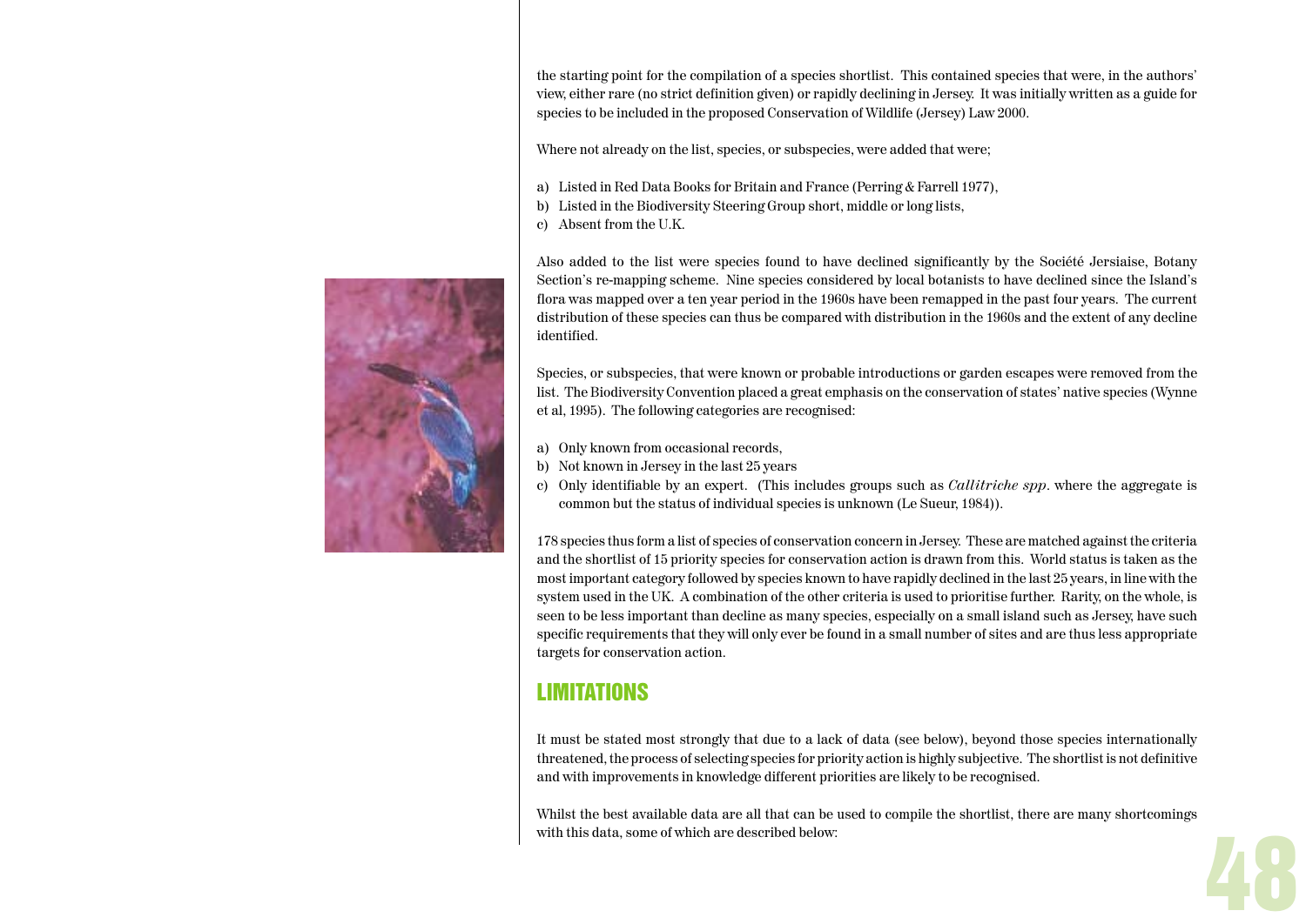the starting point for the compilation of a species shortlist. This contained species that were, in the authors' view, either rare (no strict definition given) or rapidly declining in Jersey. It was initially written as a guide for species to be included in the proposed Conservation of Wildlife (Jersey) Law 2000.

Where not already on the list, species, or subspecies, were added that were;

a) Listed in Red Data Books for Britain and France (Perring & Farrell 1977),
b) Listed in the Biodiversity Steering Group short, middle or long lists,
c) Absent from the U.K.

Also added to the list were species found to have declined significantly by the Société Jersiaise, Botany Section's re-mapping scheme. Nine species considered by local botanists to have declined since the Island's flora was mapped over a ten year period in the 1960s have been remapped in the past four years. The current distribution of these species can thus be compared with distribution in the 1960s and the extent of any decline identified.

Species, or subspecies, that were known or probable introductions or garden escapes were removed from the list. The Biodiversity Convention placed a great emphasis on the conservation of states' native species (Wynne et al, 1995). The following categories are recognised:

a) Only known from occasional records,
b) Not known in Jersey in the last 25 years
c) Only identifiable by an expert. (This includes groups such as *Callitriche spp*. where the aggregate is common but the status of individual species is unknown (Le Sueur, 1984)).

178 species thus form a list of species of conservation concern in Jersey. These are matched against the criteria and the shortlist of 15 priority species for conservation action is drawn from this. World status is taken as the most important category followed by species known to have rapidly declined in the last 25 years, in line with the system used in the UK. A combination of the other criteria is used to prioritise further. Rarity, on the whole, is seen to be less important than decline as many species, especially on a small island such as Jersey, have such specific requirements that they will only ever be found in a small number of sites and are thus less appropriate targets for conservation action.

## LIMITATIONS

It must be stated most strongly that due to a lack of data (see below), beyond those species internationally threatened, the process of selecting species for priority action is highly subjective. The shortlist is not definitive and with improvements in knowledge different priorities are likely to be recognised.

Whilst the best available data are all that can be used to compile the shortlist, there are many shortcomings with this data, some of which are described below: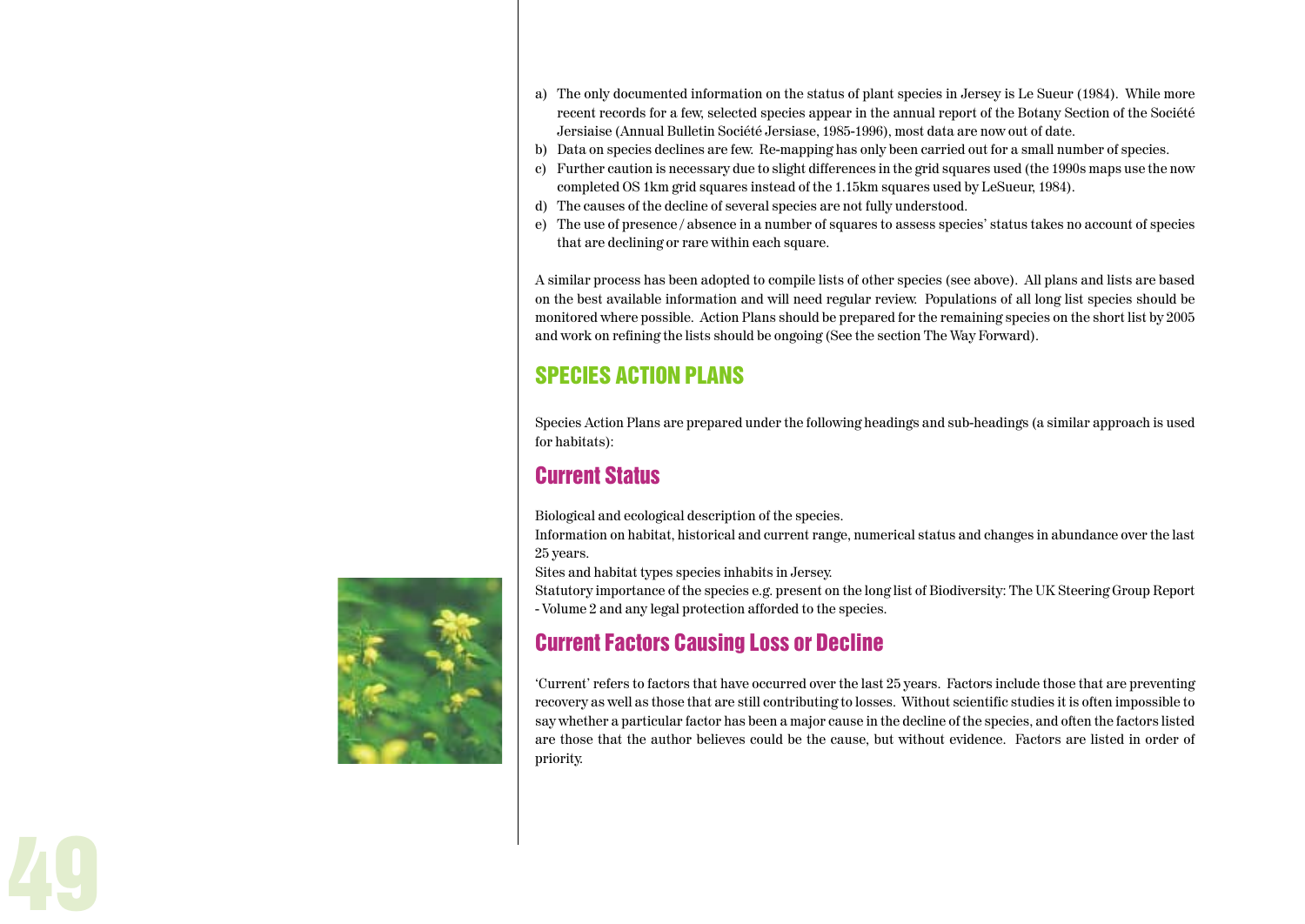a) The only documented information on the status of plant species in Jersey is Le Sueur (1984). While more recent records for a few, selected species appear in the annual report of the Botany Section of the Société Jersiaise (Annual Bulletin Société Jersiase, 1985-1996), most data are now out of date.
b) Data on species declines are few. Re-mapping has only been carried out for a small number of species.
c) Further caution is necessary due to slight differences in the grid squares used (the 1990s maps use the now completed OS 1km grid squares instead of the 1.15km squares used by LeSueur, 1984).
d) The causes of the decline of several species are not fully understood.
e) The use of presence / absence in a number of squares to assess species' status takes no account of species that are declining or rare within each square.

A similar process has been adopted to compile lists of other species (see above). All plans and lists are based on the best available information and will need regular review. Populations of all long list species should be monitored where possible. Action Plans should be prepared for the remaining species on the short list by 2005 and work on refining the lists should be ongoing (See the section The Way Forward).

## SPECIES ACTION PLANS

Species Action Plans are prepared under the following headings and sub-headings (a similar approach is used for habitats):

### Current Status

Biological and ecological description of the species.

Information on habitat, historical and current range, numerical status and changes in abundance over the last 25 years.

Sites and habitat types species inhabits in Jersey.

Statutory importance of the species e.g. present on the long list of Biodiversity: The UK Steering Group Report - Volume 2 and any legal protection afforded to the species.

### Current Factors Causing Loss or Decline

'Current' refers to factors that have occurred over the last 25 years. Factors include those that are preventing recovery as well as those that are still contributing to losses. Without scientific studies it is often impossible to say whether a particular factor has been a major cause in the decline of the species, and often the factors listed are those that the author believes could be the cause, but without evidence. Factors are listed in order of priority.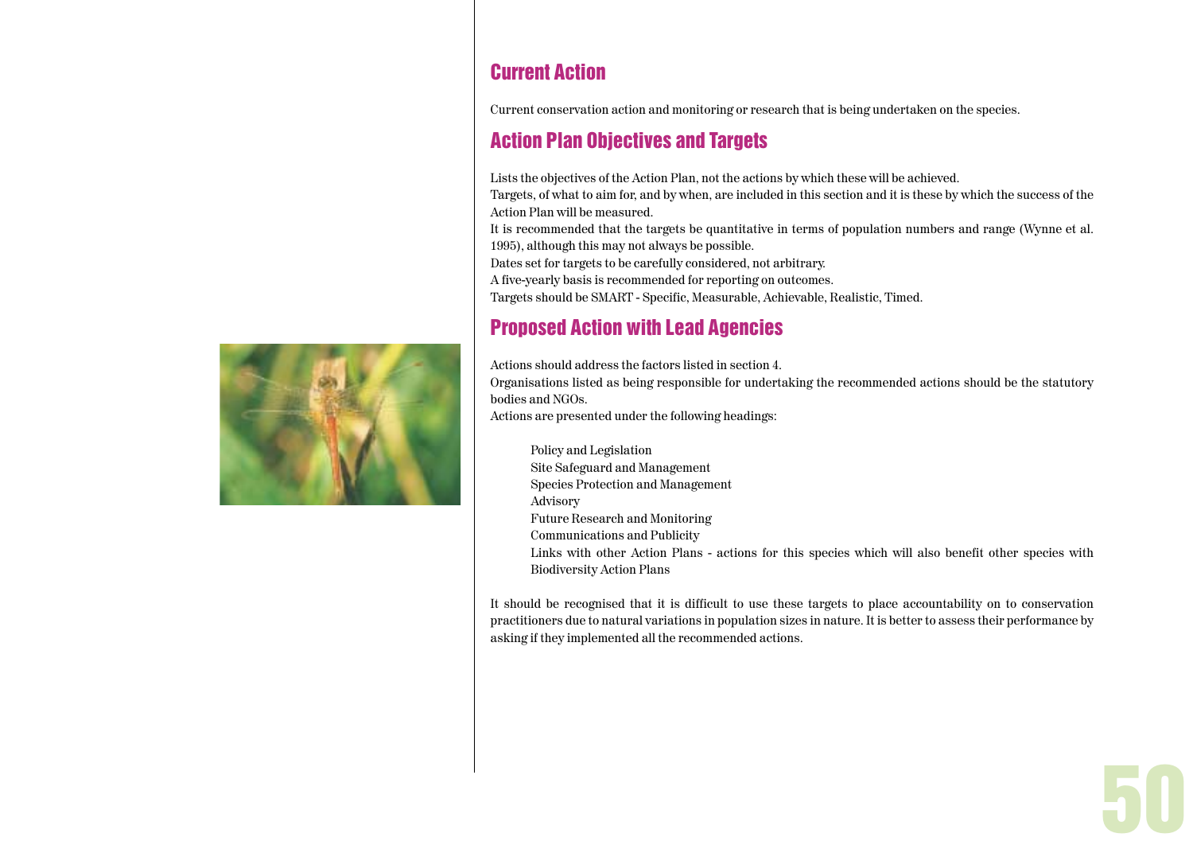## Current Action

Current conservation action and monitoring or research that is being undertaken on the species.

## Action Plan Objectives and Targets

Lists the objectives of the Action Plan, not the actions by which these will be achieved.
Targets, of what to aim for, and by when, are included in this section and it is these by which the success of the Action Plan will be measured.
It is recommended that the targets be quantitative in terms of population numbers and range (Wynne et al. 1995), although this may not always be possible.
Dates set for targets to be carefully considered, not arbitrary.
A five-yearly basis is recommended for reporting on outcomes.
Targets should be SMART - Specific, Measurable, Achievable, Realistic, Timed.

## Proposed Action with Lead Agencies

Actions should address the factors listed in section 4.
Organisations listed as being responsible for undertaking the recommended actions should be the statutory bodies and NGOs.
Actions are presented under the following headings:

- Policy and Legislation
- Site Safeguard and Management
- Species Protection and Management
- Advisory
- Future Research and Monitoring
- Communications and Publicity
- Links with other Action Plans - actions for this species which will also benefit other species with Biodiversity Action Plans

It should be recognised that it is difficult to use these targets to place accountability on to conservation practitioners due to natural variations in population sizes in nature. It is better to assess their performance by asking if they implemented all the recommended actions.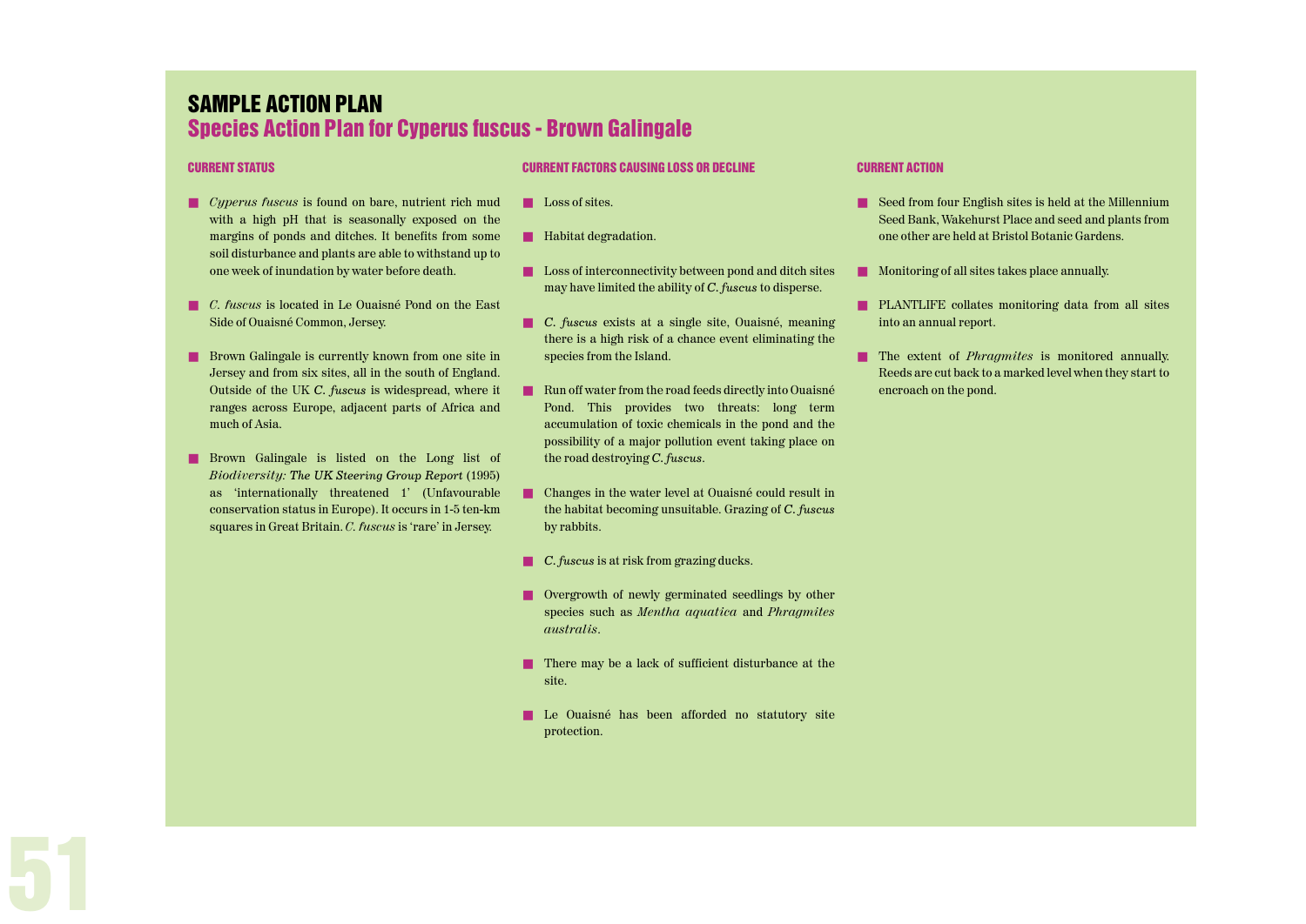# SAMPLE ACTION PLAN

## Species Action Plan for Cyperus fuscus - Brown Galingale

### CURRENT STATUS

- *Cyperus fuscus* is found on bare, nutrient rich mud with a high pH that is seasonally exposed on the margins of ponds and ditches. It benefits from some soil disturbance and plants are able to withstand up to one week of inundation by water before death.
- *C. fuscus* is located in Le Ouaisné Pond on the East Side of Ouaisné Common, Jersey.
- Brown Galingale is currently known from one site in Jersey and from six sites, all in the south of England. Outside of the UK *C. fuscus* is widespread, where it ranges across Europe, adjacent parts of Africa and much of Asia.
- Brown Galingale is listed on the Long list of *Biodiversity: The UK Steering Group Report* (1995) as 'internationally threatened 1' (Unfavourable conservation status in Europe). It occurs in 1-5 ten-km squares in Great Britain. *C. fuscus* is 'rare' in Jersey.

### CURRENT FACTORS CAUSING LOSS OR DECLINE

- Loss of sites.
- Habitat degradation.
- Loss of interconnectivity between pond and ditch sites may have limited the ability of *C. fuscus* to disperse.
- *C. fuscus* exists at a single site, Ouaisné, meaning there is a high risk of a chance event eliminating the species from the Island.
- Run off water from the road feeds directly into Ouaisné Pond. This provides two threats: long term accumulation of toxic chemicals in the pond and the possibility of a major pollution event taking place on the road destroying *C. fuscus*.
- Changes in the water level at Ouaisné could result in the habitat becoming unsuitable. Grazing of *C. fuscus* by rabbits.
- *C. fuscus* is at risk from grazing ducks.
- Overgrowth of newly germinated seedlings by other species such as *Mentha aquatica* and *Phragmites australis*.
- There may be a lack of sufficient disturbance at the site.
- Le Ouaisné has been afforded no statutory site protection.

### CURRENT ACTION

- Seed from four English sites is held at the Millennium Seed Bank, Wakehurst Place and seed and plants from one other are held at Bristol Botanic Gardens.
- Monitoring of all sites takes place annually.
- PLANTLIFE collates monitoring data from all sites into an annual report.
- The extent of *Phragmites* is monitored annually. Reeds are cut back to a marked level when they start to encroach on the pond.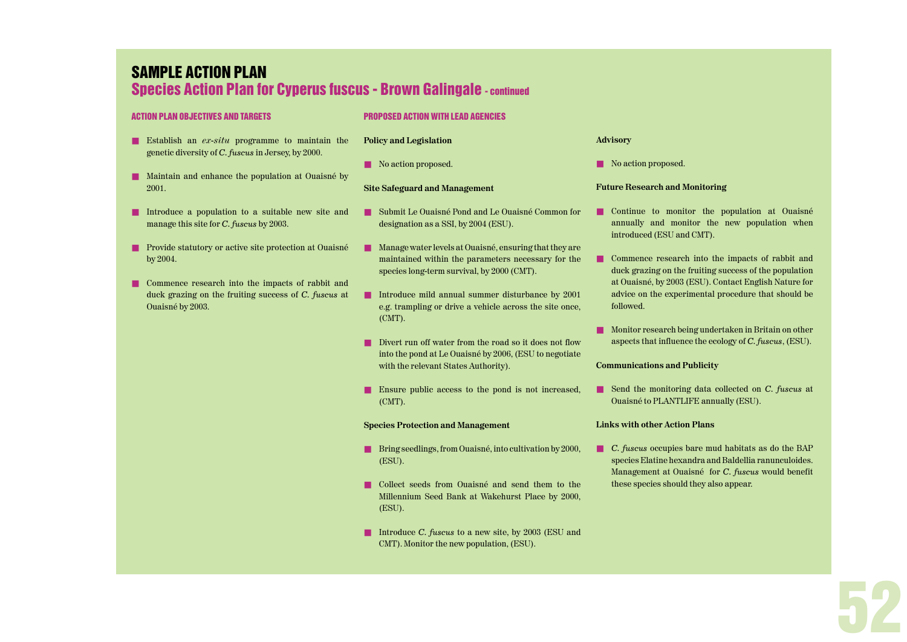# SAMPLE ACTION PLAN

## Species Action Plan for Cyperus fuscus - Brown Galingale - continued

### ACTION PLAN OBJECTIVES AND TARGETS

- Establish an *ex-situ* programme to maintain the genetic diversity of *C. fuscus* in Jersey, by 2000.
- Maintain and enhance the population at Ouaisné by 2001.
- Introduce a population to a suitable new site and manage this site for *C. fuscus* by 2003.
- Provide statutory or active site protection at Ouaisné by 2004.
- Commence research into the impacts of rabbit and duck grazing on the fruiting success of *C. fuscus* at Ouaisné by 2003.

### PROPOSED ACTION WITH LEAD AGENCIES

**Policy and Legislation**

- No action proposed.

**Site Safeguard and Management**

- Submit Le Ouaisné Pond and Le Ouaisné Common for designation as a SSI, by 2004 (ESU).
- Manage water levels at Ouaisné, ensuring that they are maintained within the parameters necessary for the species long-term survival, by 2000 (CMT).
- Introduce mild annual summer disturbance by 2001 e.g. trampling or drive a vehicle across the site once, (CMT).
- Divert run off water from the road so it does not flow into the pond at Le Ouaisné by 2006, (ESU to negotiate with the relevant States Authority).
- Ensure public access to the pond is not increased, (CMT).

**Species Protection and Management**

- Bring seedlings, from Ouaisné, into cultivation by 2000, (ESU).
- Collect seeds from Ouaisné and send them to the Millennium Seed Bank at Wakehurst Place by 2000, (ESU).
- Introduce *C. fuscus* to a new site, by 2003 (ESU and CMT). Monitor the new population, (ESU).

**Advisory**

- No action proposed.

**Future Research and Monitoring**

- Continue to monitor the population at Ouaisné annually and monitor the new population when introduced (ESU and CMT).
- Commence research into the impacts of rabbit and duck grazing on the fruiting success of the population at Ouaisné, by 2003 (ESU). Contact English Nature for advice on the experimental procedure that should be followed.
- Monitor research being undertaken in Britain on other aspects that influence the ecology of *C. fuscus*, (ESU).

**Communications and Publicity**

- Send the monitoring data collected on *C. fuscus* at Ouaisné to PLANTLIFE annually (ESU).

**Links with other Action Plans**

- *C. fuscus* occupies bare mud habitats as do the BAP species Elatine hexandra and Baldellia ranunculoides. Management at Ouaisné for *C. fuscus* would benefit these species should they also appear.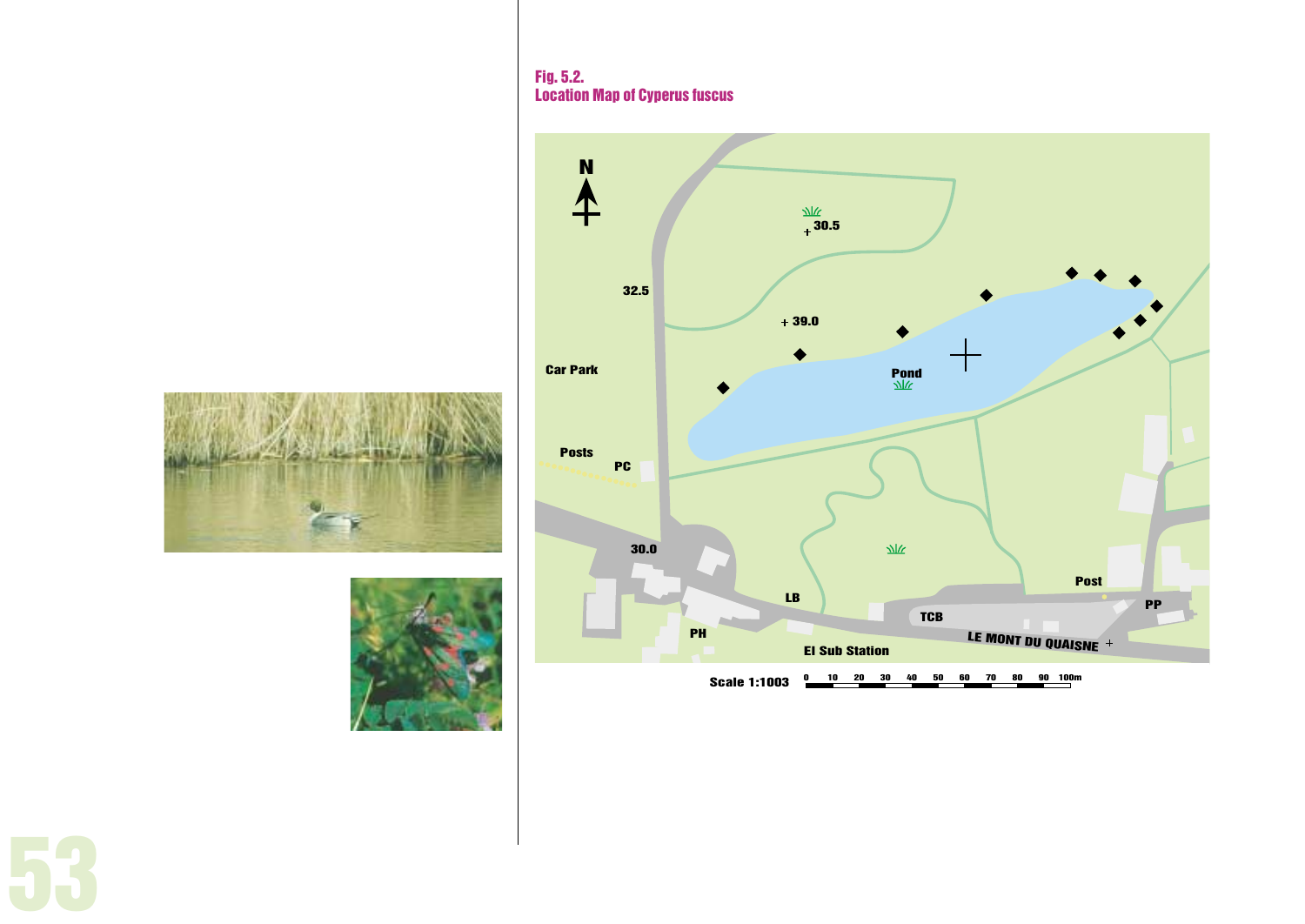**Fig. 5.2.**
**Location Map of Cyperus fuscus**

N

30.5

32.5

39.0

Car Park

Pond

Posts

PC

30.0

LB

PH

El Sub Station

TCB

Post

PP

LE MONT DU QUAISNE

Scale 1:1003

0 10 20 30 40 50 60 70 80 90 100m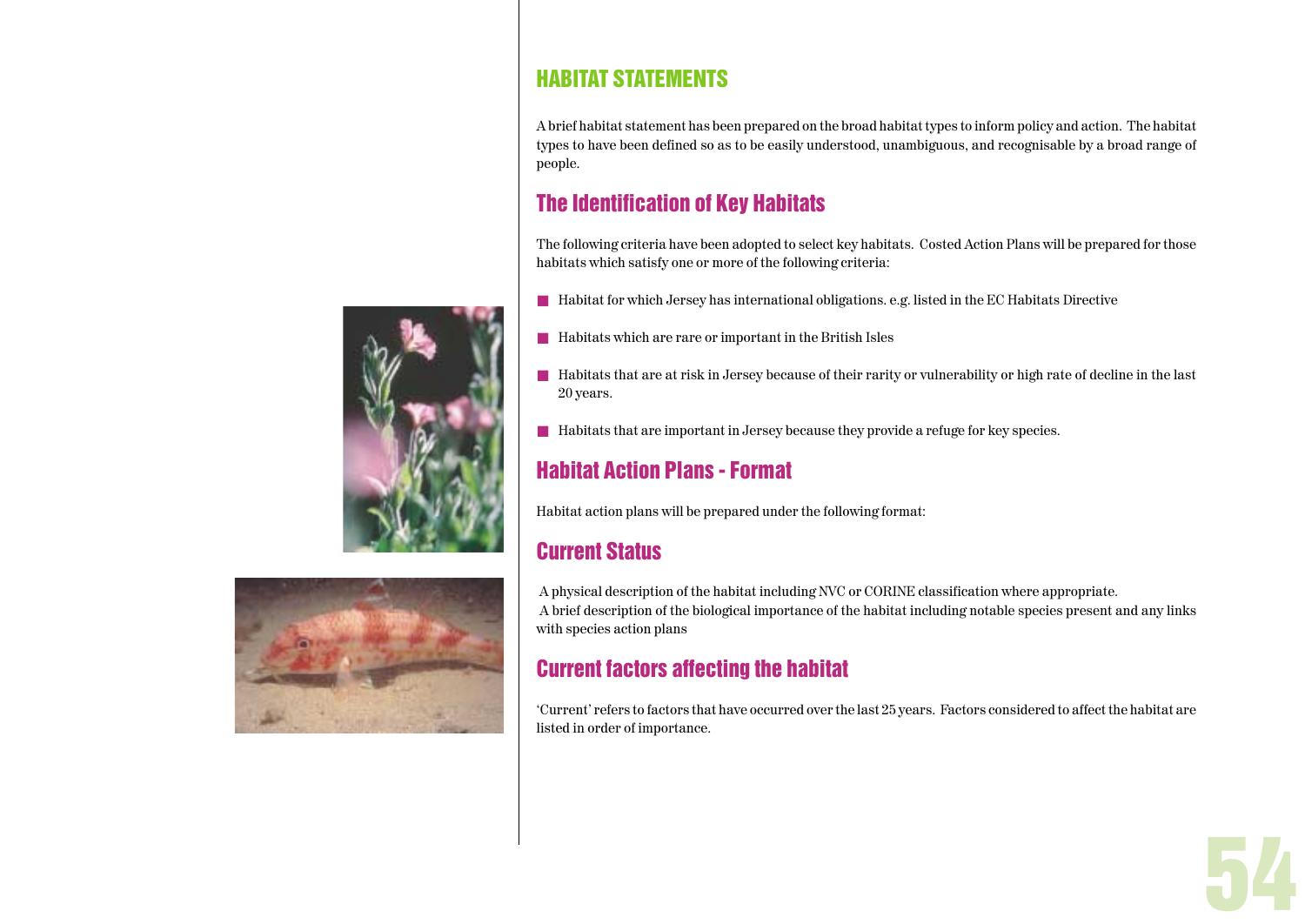## HABITAT STATEMENTS

A brief habitat statement has been prepared on the broad habitat types to inform policy and action. The habitat types to have been defined so as to be easily understood, unambiguous, and recognisable by a broad range of people.

## The Identification of Key Habitats

The following criteria have been adopted to select key habitats. Costed Action Plans will be prepared for those habitats which satisfy one or more of the following criteria:

- Habitat for which Jersey has international obligations. e.g. listed in the EC Habitats Directive
- Habitats which are rare or important in the British Isles
- Habitats that are at risk in Jersey because of their rarity or vulnerability or high rate of decline in the last 20 years.
- Habitats that are important in Jersey because they provide a refuge for key species.

## Habitat Action Plans - Format

Habitat action plans will be prepared under the following format:

## Current Status

A physical description of the habitat including NVC or CORINE classification where appropriate.
A brief description of the biological importance of the habitat including notable species present and any links with species action plans

## Current factors affecting the habitat

'Current' refers to factors that have occurred over the last 25 years. Factors considered to affect the habitat are listed in order of importance.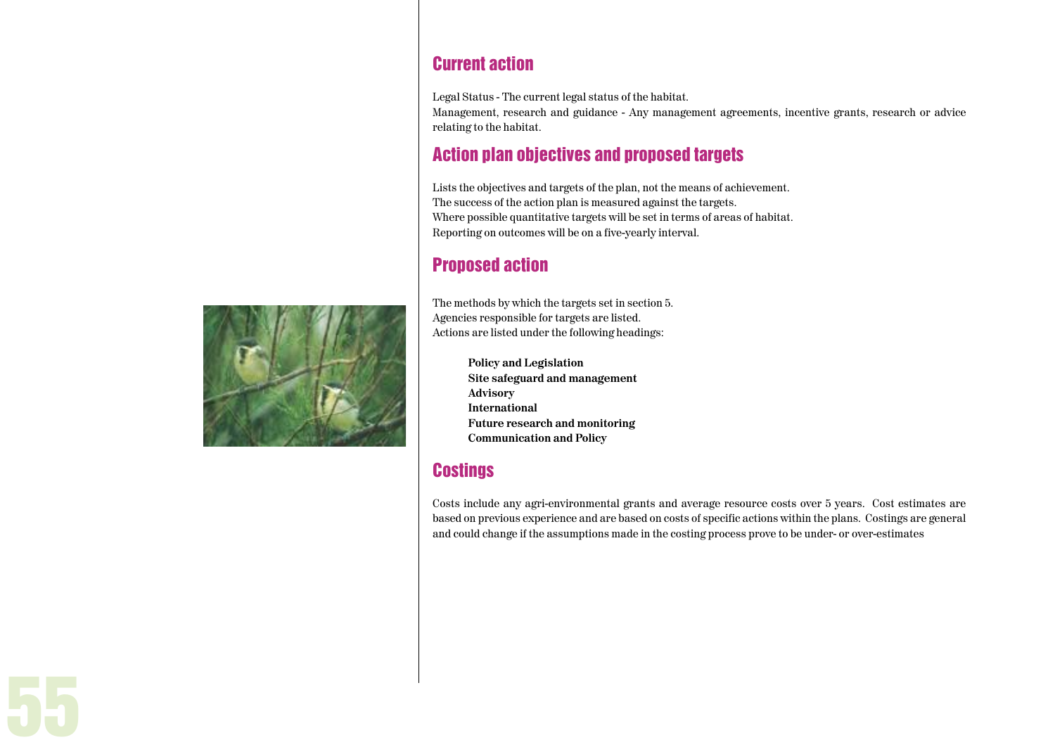## Current action

Legal Status - The current legal status of the habitat.
Management, research and guidance - Any management agreements, incentive grants, research or advice relating to the habitat.

## Action plan objectives and proposed targets

Lists the objectives and targets of the plan, not the means of achievement.
The success of the action plan is measured against the targets.
Where possible quantitative targets will be set in terms of areas of habitat.
Reporting on outcomes will be on a five-yearly interval.

## Proposed action

The methods by which the targets set in section 5.
Agencies responsible for targets are listed.
Actions are listed under the following headings:

**Policy and Legislation**
**Site safeguard and management**
**Advisory**
**International**
**Future research and monitoring**
**Communication and Policy**

## Costings

Costs include any agri-environmental grants and average resource costs over 5 years. Cost estimates are based on previous experience and are based on costs of specific actions within the plans. Costings are general and could change if the assumptions made in the costing process prove to be under- or over-estimates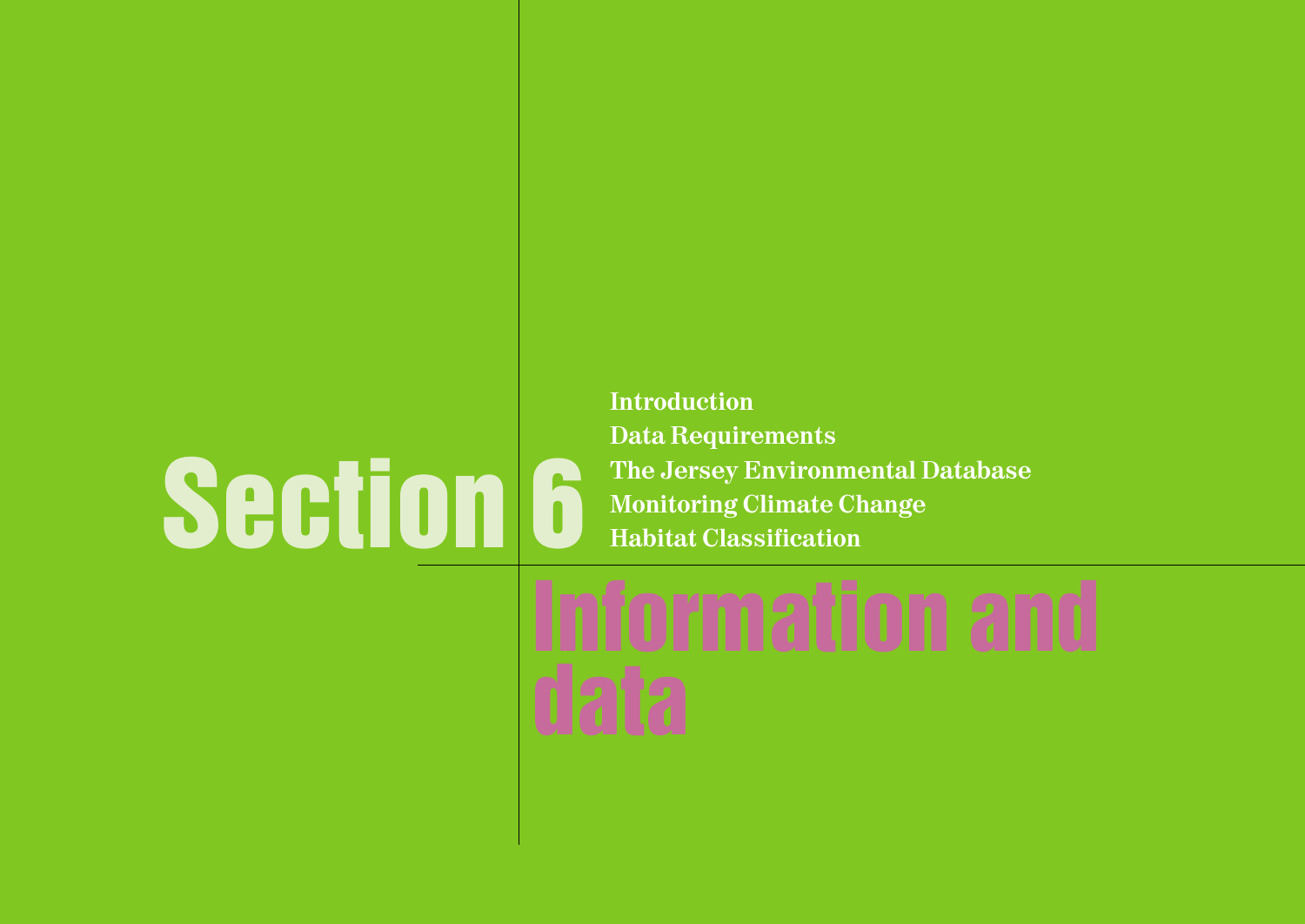# Section 6

# Information and data

- Introduction
- Data Requirements
- The Jersey Environmental Database
- Monitoring Climate Change
- Habitat Classification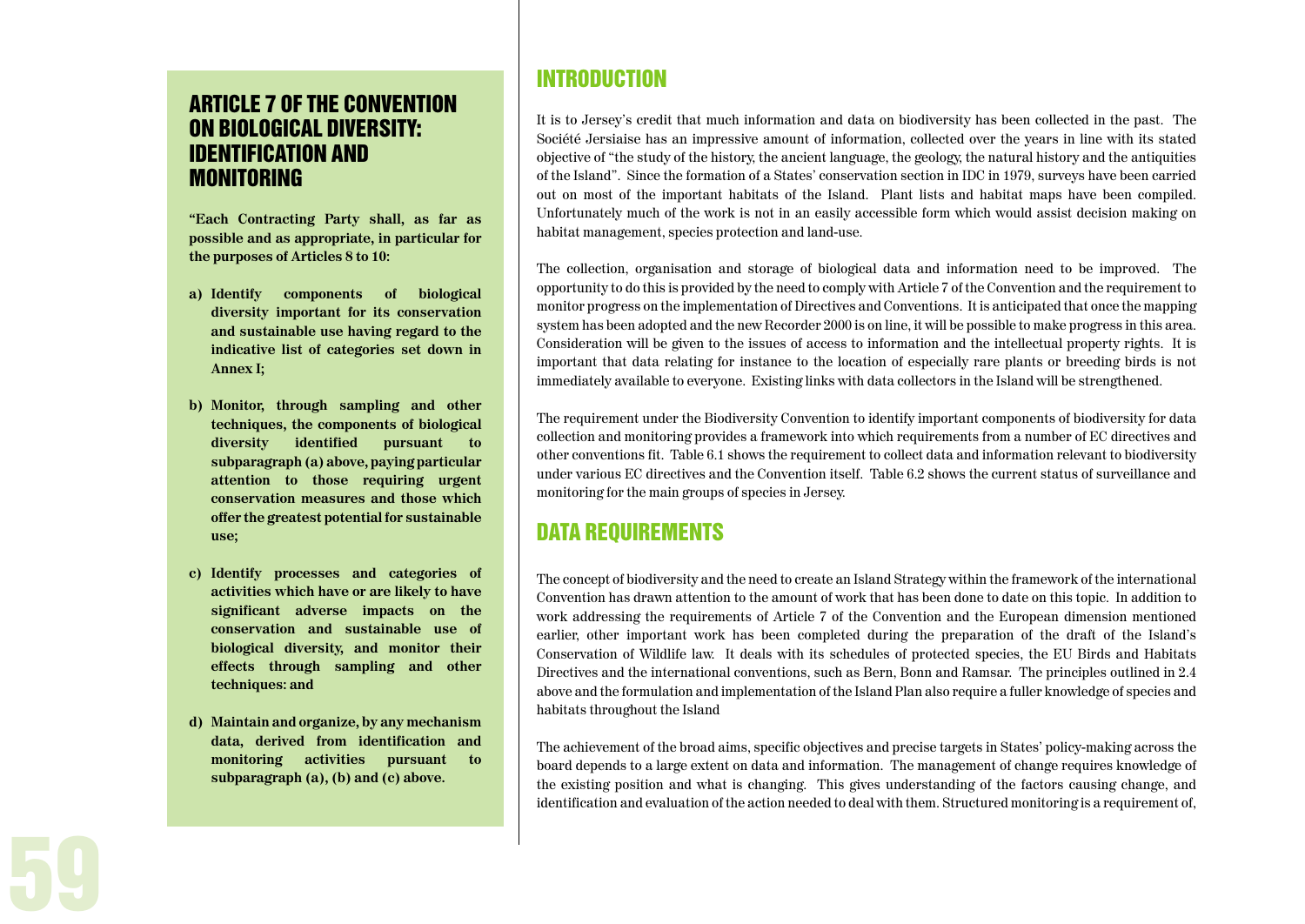## ARTICLE 7 OF THE CONVENTION ON BIOLOGICAL DIVERSITY: IDENTIFICATION AND MONITORING

**"Each Contracting Party shall, as far as possible and as appropriate, in particular for the purposes of Articles 8 to 10:**

**a) Identify components of biological diversity important for its conservation and sustainable use having regard to the indicative list of categories set down in Annex I;**

**b) Monitor, through sampling and other techniques, the components of biological diversity identified pursuant to subparagraph (a) above, paying particular attention to those requiring urgent conservation measures and those which offer the greatest potential for sustainable use;**

**c) Identify processes and categories of activities which have or are likely to have significant adverse impacts on the conservation and sustainable use of biological diversity, and monitor their effects through sampling and other techniques: and**

**d) Maintain and organize, by any mechanism data, derived from identification and monitoring activities pursuant to subparagraph (a), (b) and (c) above.**

## INTRODUCTION

It is to Jersey's credit that much information and data on biodiversity has been collected in the past. The Société Jersiaise has an impressive amount of information, collected over the years in line with its stated objective of "the study of the history, the ancient language, the geology, the natural history and the antiquities of the Island". Since the formation of a States' conservation section in IDC in 1979, surveys have been carried out on most of the important habitats of the Island. Plant lists and habitat maps have been compiled. Unfortunately much of the work is not in an easily accessible form which would assist decision making on habitat management, species protection and land-use.

The collection, organisation and storage of biological data and information need to be improved. The opportunity to do this is provided by the need to comply with Article 7 of the Convention and the requirement to monitor progress on the implementation of Directives and Conventions. It is anticipated that once the mapping system has been adopted and the new Recorder 2000 is on line, it will be possible to make progress in this area. Consideration will be given to the issues of access to information and the intellectual property rights. It is important that data relating for instance to the location of especially rare plants or breeding birds is not immediately available to everyone. Existing links with data collectors in the Island will be strengthened.

The requirement under the Biodiversity Convention to identify important components of biodiversity for data collection and monitoring provides a framework into which requirements from a number of EC directives and other conventions fit. Table 6.1 shows the requirement to collect data and information relevant to biodiversity under various EC directives and the Convention itself. Table 6.2 shows the current status of surveillance and monitoring for the main groups of species in Jersey.

## DATA REQUIREMENTS

The concept of biodiversity and the need to create an Island Strategy within the framework of the international Convention has drawn attention to the amount of work that has been done to date on this topic. In addition to work addressing the requirements of Article 7 of the Convention and the European dimension mentioned earlier, other important work has been completed during the preparation of the draft of the Island's Conservation of Wildlife law. It deals with its schedules of protected species, the EU Birds and Habitats Directives and the international conventions, such as Bern, Bonn and Ramsar. The principles outlined in 2.4 above and the formulation and implementation of the Island Plan also require a fuller knowledge of species and habitats throughout the Island

The achievement of the broad aims, specific objectives and precise targets in States' policy-making across the board depends to a large extent on data and information. The management of change requires knowledge of the existing position and what is changing. This gives understanding of the factors causing change, and identification and evaluation of the action needed to deal with them. Structured monitoring is a requirement of,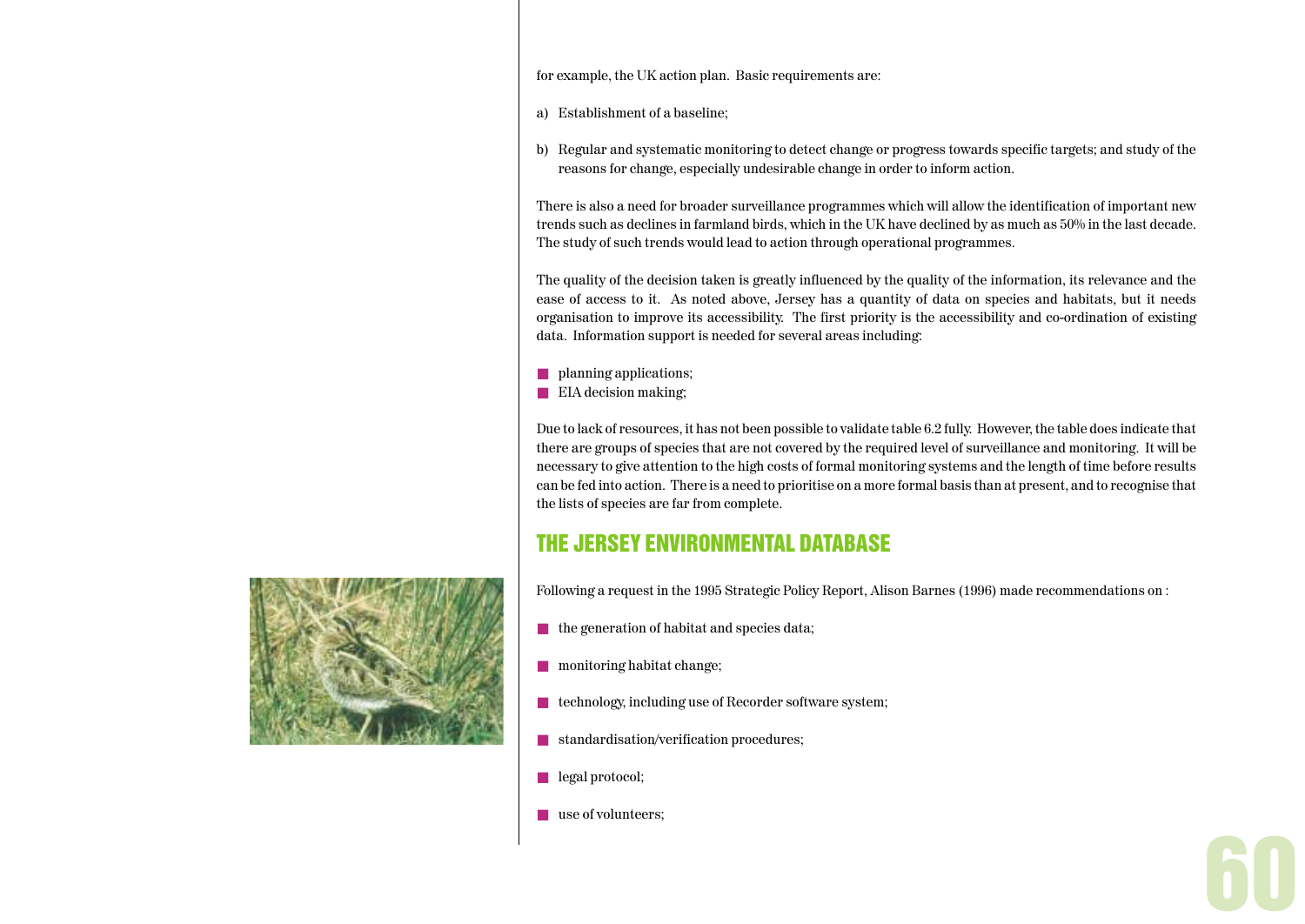for example, the UK action plan. Basic requirements are:

a) Establishment of a baseline;

b) Regular and systematic monitoring to detect change or progress towards specific targets; and study of the reasons for change, especially undesirable change in order to inform action.

There is also a need for broader surveillance programmes which will allow the identification of important new trends such as declines in farmland birds, which in the UK have declined by as much as 50% in the last decade. The study of such trends would lead to action through operational programmes.

The quality of the decision taken is greatly influenced by the quality of the information, its relevance and the ease of access to it. As noted above, Jersey has a quantity of data on species and habitats, but it needs organisation to improve its accessibility. The first priority is the accessibility and co-ordination of existing data. Information support is needed for several areas including:

- planning applications;
- EIA decision making;

Due to lack of resources, it has not been possible to validate table 6.2 fully. However, the table does indicate that there are groups of species that are not covered by the required level of surveillance and monitoring. It will be necessary to give attention to the high costs of formal monitoring systems and the length of time before results can be fed into action. There is a need to prioritise on a more formal basis than at present, and to recognise that the lists of species are far from complete.

## THE JERSEY ENVIRONMENTAL DATABASE

Following a request in the 1995 Strategic Policy Report, Alison Barnes (1996) made recommendations on :

- the generation of habitat and species data;
- monitoring habitat change;
- technology, including use of Recorder software system;
- standardisation/verification procedures;
- legal protocol;
- use of volunteers;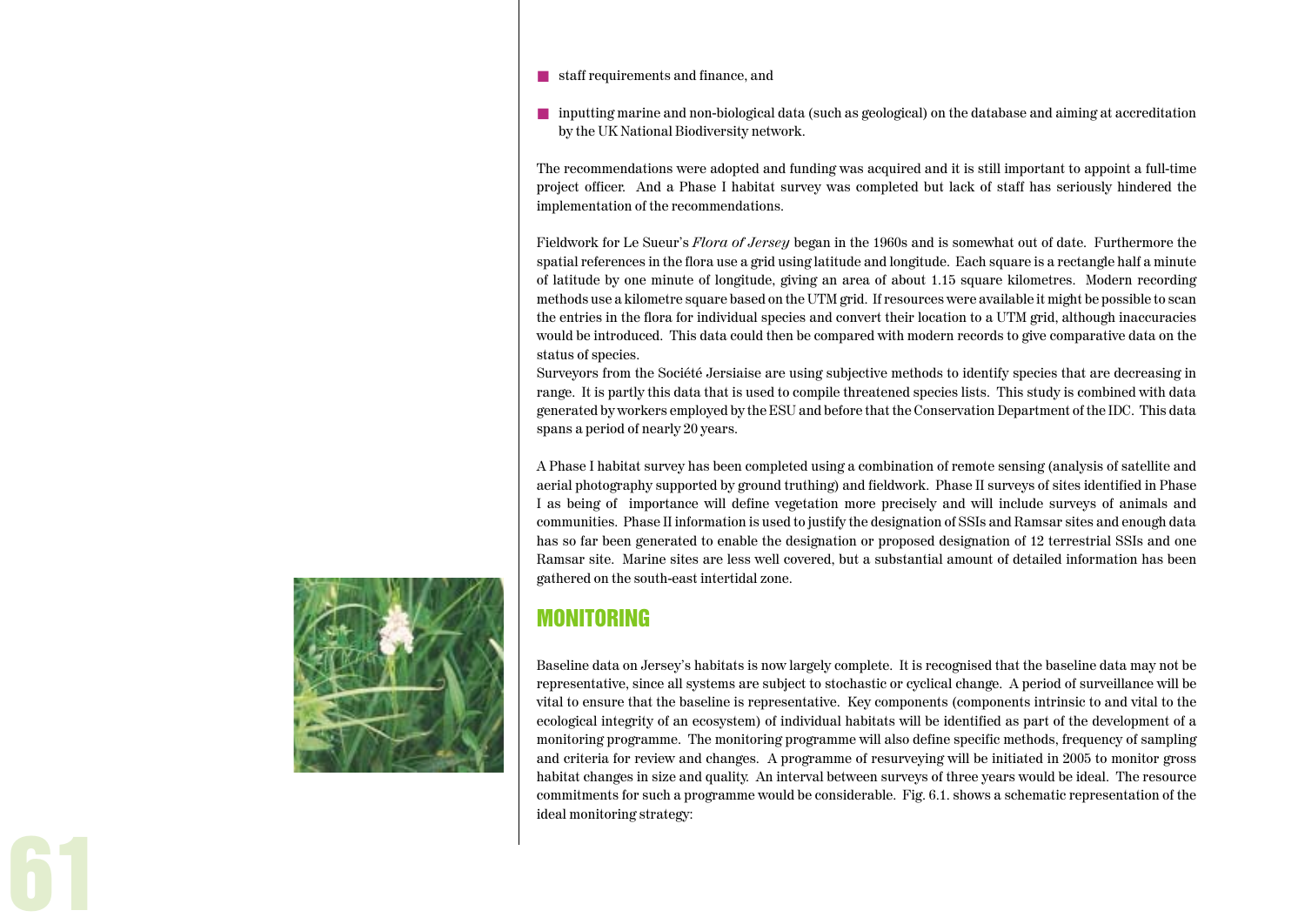- staff requirements and finance, and
- inputting marine and non-biological data (such as geological) on the database and aiming at accreditation by the UK National Biodiversity network.

The recommendations were adopted and funding was acquired and it is still important to appoint a full-time project officer. And a Phase I habitat survey was completed but lack of staff has seriously hindered the implementation of the recommendations.

Fieldwork for Le Sueur's *Flora of Jersey* began in the 1960s and is somewhat out of date. Furthermore the spatial references in the flora use a grid using latitude and longitude. Each square is a rectangle half a minute of latitude by one minute of longitude, giving an area of about 1.15 square kilometres. Modern recording methods use a kilometre square based on the UTM grid. If resources were available it might be possible to scan the entries in the flora for individual species and convert their location to a UTM grid, although inaccuracies would be introduced. This data could then be compared with modern records to give comparative data on the status of species.

Surveyors from the Société Jersiaise are using subjective methods to identify species that are decreasing in range. It is partly this data that is used to compile threatened species lists. This study is combined with data generated by workers employed by the ESU and before that the Conservation Department of the IDC. This data spans a period of nearly 20 years.

A Phase I habitat survey has been completed using a combination of remote sensing (analysis of satellite and aerial photography supported by ground truthing) and fieldwork. Phase II surveys of sites identified in Phase I as being of importance will define vegetation more precisely and will include surveys of animals and communities. Phase II information is used to justify the designation of SSIs and Ramsar sites and enough data has so far been generated to enable the designation or proposed designation of 12 terrestrial SSIs and one Ramsar site. Marine sites are less well covered, but a substantial amount of detailed information has been gathered on the south-east intertidal zone.

## MONITORING

Baseline data on Jersey's habitats is now largely complete. It is recognised that the baseline data may not be representative, since all systems are subject to stochastic or cyclical change. A period of surveillance will be vital to ensure that the baseline is representative. Key components (components intrinsic to and vital to the ecological integrity of an ecosystem) of individual habitats will be identified as part of the development of a monitoring programme. The monitoring programme will also define specific methods, frequency of sampling and criteria for review and changes. A programme of resurveying will be initiated in 2005 to monitor gross habitat changes in size and quality. An interval between surveys of three years would be ideal. The resource commitments for such a programme would be considerable. Fig. 6.1. shows a schematic representation of the ideal monitoring strategy: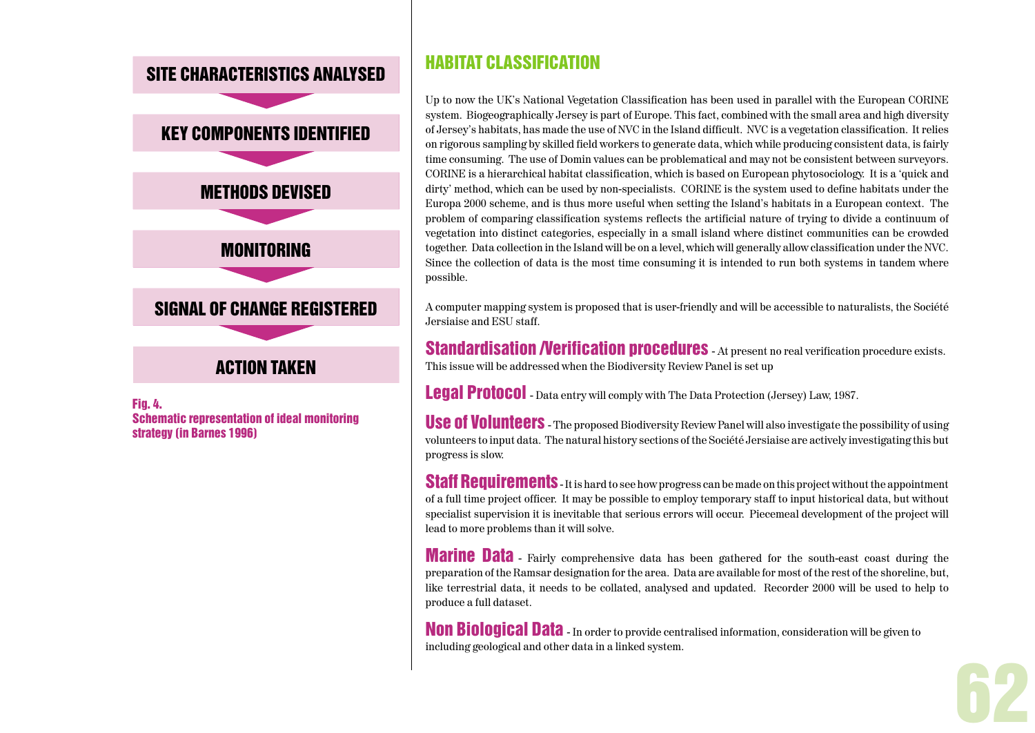SITE CHARACTERISTICS ANALYSED

↓

KEY COMPONENTS IDENTIFIED

↓

METHODS DEVISED

↓

MONITORING

↓

SIGNAL OF CHANGE REGISTERED

↓

ACTION TAKEN

**Fig. 4.**
**Schematic representation of ideal monitoring strategy (in Barnes 1996)**

## HABITAT CLASSIFICATION

Up to now the UK's National Vegetation Classification has been used in parallel with the European CORINE system. Biogeographically Jersey is part of Europe. This fact, combined with the small area and high diversity of Jersey's habitats, has made the use of NVC in the Island difficult. NVC is a vegetation classification. It relies on rigorous sampling by skilled field workers to generate data, which while producing consistent data, is fairly time consuming. The use of Domin values can be problematical and may not be consistent between surveyors. CORINE is a hierarchical habitat classification, which is based on European phytosociology. It is a 'quick and dirty' method, which can be used by non-specialists. CORINE is the system used to define habitats under the Europa 2000 scheme, and is thus more useful when setting the Island's habitats in a European context. The problem of comparing classification systems reflects the artificial nature of trying to divide a continuum of vegetation into distinct categories, especially in a small island where distinct communities can be crowded together. Data collection in the Island will be on a level, which will generally allow classification under the NVC. Since the collection of data is the most time consuming it is intended to run both systems in tandem where possible.

A computer mapping system is proposed that is user-friendly and will be accessible to naturalists, the Société Jersiaise and ESU staff.

**Standardisation /Verification procedures** - At present no real verification procedure exists. This issue will be addressed when the Biodiversity Review Panel is set up

**Legal Protocol** - Data entry will comply with The Data Protection (Jersey) Law, 1987.

**Use of Volunteers** - The proposed Biodiversity Review Panel will also investigate the possibility of using volunteers to input data. The natural history sections of the Société Jersiaise are actively investigating this but progress is slow.

**Staff Requirements** - It is hard to see how progress can be made on this project without the appointment of a full time project officer. It may be possible to employ temporary staff to input historical data, but without specialist supervision it is inevitable that serious errors will occur. Piecemeal development of the project will lead to more problems than it will solve.

**Marine Data** - Fairly comprehensive data has been gathered for the south-east coast during the preparation of the Ramsar designation for the area. Data are available for most of the rest of the shoreline, but, like terrestrial data, it needs to be collated, analysed and updated. Recorder 2000 will be used to help to produce a full dataset.

**Non Biological Data** - In order to provide centralised information, consideration will be given to including geological and other data in a linked system.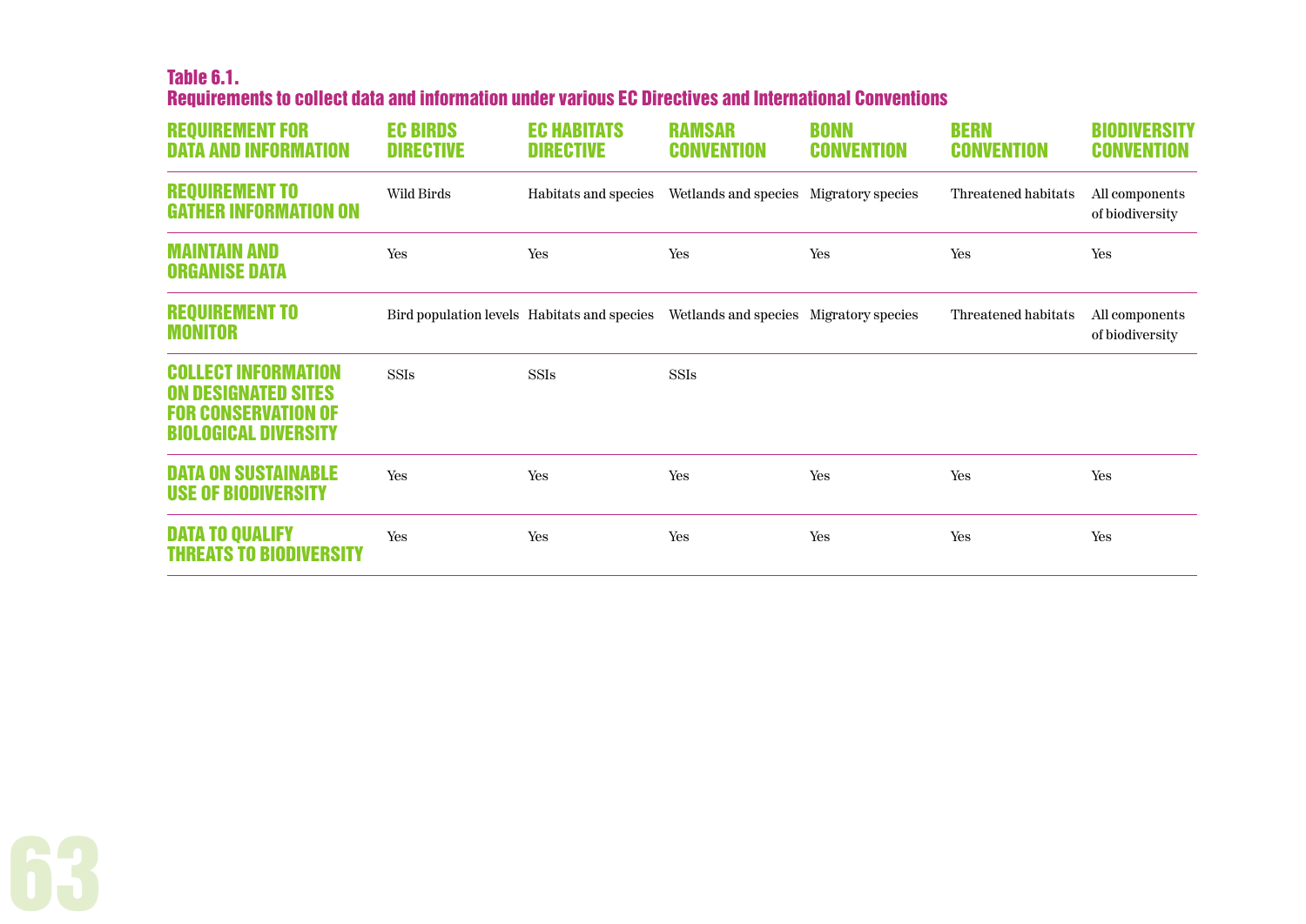**Table 6.1.**
**Requirements to collect data and information under various EC Directives and International Conventions**

| REQUIREMENT FOR DATA AND INFORMATION | EC BIRDS DIRECTIVE | EC HABITATS DIRECTIVE | RAMSAR CONVENTION | BONN CONVENTION | BERN CONVENTION | BIODIVERSITY CONVENTION |
|---|---|---|---|---|---|---|
| REQUIREMENT TO GATHER INFORMATION ON | Wild Birds | Habitats and species | Wetlands and species | Migratory species | Threatened habitats | All components of biodiversity |
| MAINTAIN AND ORGANISE DATA | Yes | Yes | Yes | Yes | Yes | Yes |
| REQUIREMENT TO MONITOR | Bird population levels | Habitats and species | Wetlands and species | Migratory species | Threatened habitats | All components of biodiversity |
| COLLECT INFORMATION ON DESIGNATED SITES FOR CONSERVATION OF BIOLOGICAL DIVERSITY | SSIs | SSIs | SSIs | | | |
| DATA ON SUSTAINABLE USE OF BIODIVERSITY | Yes | Yes | Yes | Yes | Yes | Yes |
| DATA TO QUALIFY THREATS TO BIODIVERSITY | Yes | Yes | Yes | Yes | Yes | Yes |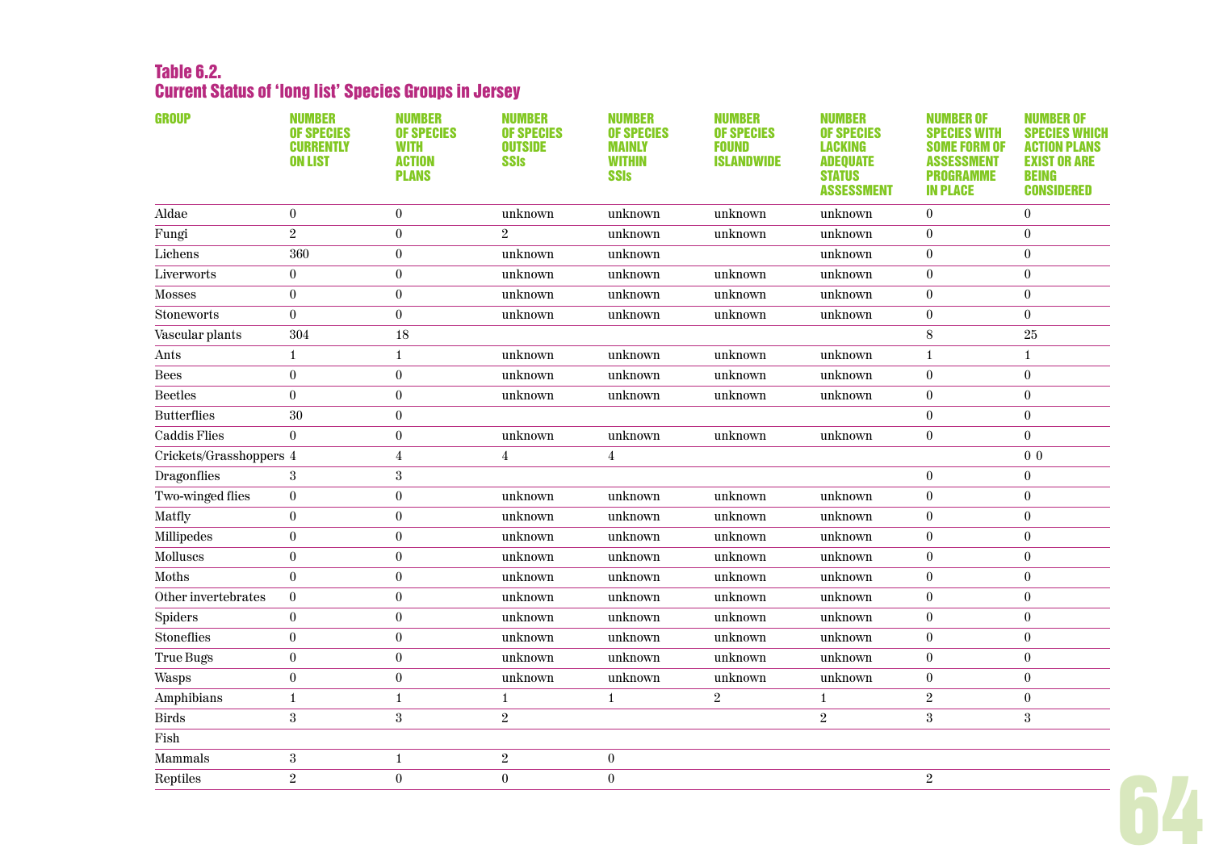## Table 6.2.
## Current Status of 'long list' Species Groups in Jersey

| GROUP | NUMBER OF SPECIES CURRENTLY ON LIST | NUMBER OF SPECIES WITH ACTION PLANS | NUMBER OF SPECIES OUTSIDE SSIs | NUMBER OF SPECIES MAINLY WITHIN SSIs | NUMBER OF SPECIES FOUND ISLANDWIDE | NUMBER OF SPECIES LACKING ADEQUATE STATUS ASSESSMENT | NUMBER OF SPECIES WITH SOME FORM OF ASSESSMENT PROGRAMME IN PLACE | NUMBER OF SPECIES WHICH ACTION PLANS EXIST OR ARE BEING CONSIDERED |
|---|---|---|---|---|---|---|---|---|
| Aldae | 0 | 0 | unknown | unknown | unknown | unknown | 0 | 0 |
| Fungi | 2 | 0 | 2 | unknown | unknown | unknown | 0 | 0 |
| Lichens | 360 | 0 | unknown | unknown | | unknown | 0 | 0 |
| Liverworts | 0 | 0 | unknown | unknown | unknown | unknown | 0 | 0 |
| Mosses | 0 | 0 | unknown | unknown | unknown | unknown | 0 | 0 |
| Stoneworts | 0 | 0 | unknown | unknown | unknown | unknown | 0 | 0 |
| Vascular plants | 304 | 18 | | | | | 8 | 25 |
| Ants | 1 | 1 | unknown | unknown | unknown | unknown | 1 | 1 |
| Bees | 0 | 0 | unknown | unknown | unknown | unknown | 0 | 0 |
| Beetles | 0 | 0 | unknown | unknown | unknown | unknown | 0 | 0 |
| Butterflies | 30 | 0 | | | | | 0 | 0 |
| Caddis Flies | 0 | 0 | unknown | unknown | unknown | unknown | 0 | 0 |
| Crickets/Grasshoppers | 4 | 4 | 4 | 4 | | | | 0 0 |
| Dragonflies | 3 | 3 | | | | | 0 | 0 |
| Two-winged flies | 0 | 0 | unknown | unknown | unknown | unknown | 0 | 0 |
| Matfly | 0 | 0 | unknown | unknown | unknown | unknown | 0 | 0 |
| Millipedes | 0 | 0 | unknown | unknown | unknown | unknown | 0 | 0 |
| Molluscs | 0 | 0 | unknown | unknown | unknown | unknown | 0 | 0 |
| Moths | 0 | 0 | unknown | unknown | unknown | unknown | 0 | 0 |
| Other invertebrates | 0 | 0 | unknown | unknown | unknown | unknown | 0 | 0 |
| Spiders | 0 | 0 | unknown | unknown | unknown | unknown | 0 | 0 |
| Stoneflies | 0 | 0 | unknown | unknown | unknown | unknown | 0 | 0 |
| True Bugs | 0 | 0 | unknown | unknown | unknown | unknown | 0 | 0 |
| Wasps | 0 | 0 | unknown | unknown | unknown | unknown | 0 | 0 |
| Amphibians | 1 | 1 | 1 | 1 | 2 | 1 | 2 | 0 |
| Birds | 3 | 3 | 2 | | | 2 | 3 | 3 |
| Fish | | | | | | | | |
| Mammals | 3 | 1 | 2 | 0 | | | | |
| Reptiles | 2 | 0 | 0 | 0 | | | 2 | |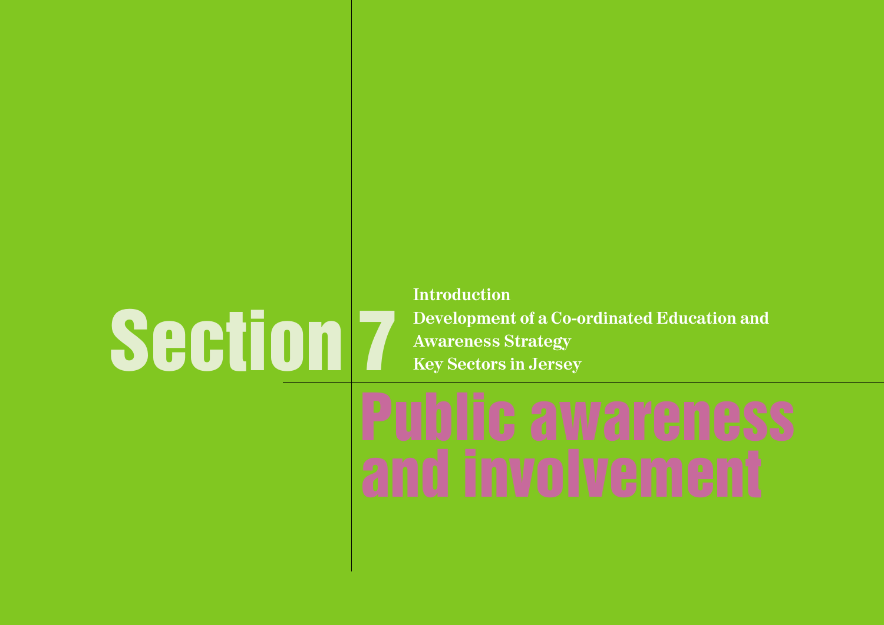# Section 7

Introduction
Development of a Co-ordinated Education and Awareness Strategy
Key Sectors in Jersey

# Public awareness and involvement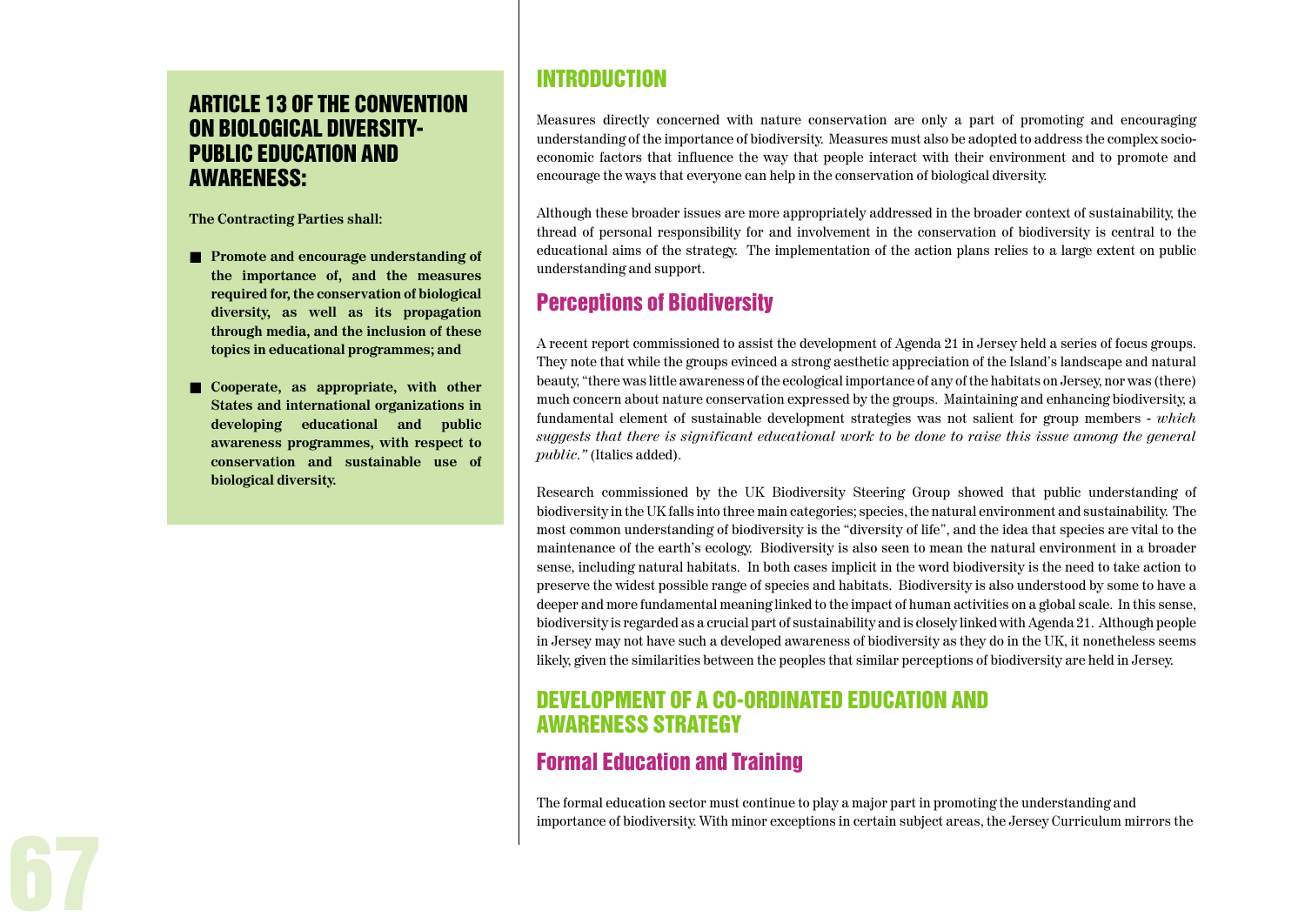## ARTICLE 13 OF THE CONVENTION ON BIOLOGICAL DIVERSITY- PUBLIC EDUCATION AND AWARENESS:

**The Contracting Parties shall:**

- **Promote and encourage understanding of the importance of, and the measures required for, the conservation of biological diversity, as well as its propagation through media, and the inclusion of these topics in educational programmes; and**
- **Cooperate, as appropriate, with other States and international organizations in developing educational and public awareness programmes, with respect to conservation and sustainable use of biological diversity.**

## INTRODUCTION

Measures directly concerned with nature conservation are only a part of promoting and encouraging understanding of the importance of biodiversity. Measures must also be adopted to address the complex socio-economic factors that influence the way that people interact with their environment and to promote and encourage the ways that everyone can help in the conservation of biological diversity.

Although these broader issues are more appropriately addressed in the broader context of sustainability, the thread of personal responsibility for and involvement in the conservation of biodiversity is central to the educational aims of the strategy. The implementation of the action plans relies to a large extent on public understanding and support.

### Perceptions of Biodiversity

A recent report commissioned to assist the development of Agenda 21 in Jersey held a series of focus groups. They note that while the groups evinced a strong aesthetic appreciation of the Island's landscape and natural beauty, "there was little awareness of the ecological importance of any of the habitats on Jersey, nor was (there) much concern about nature conservation expressed by the groups. Maintaining and enhancing biodiversity, a fundamental element of sustainable development strategies was not salient for group members - *which suggests that there is significant educational work to be done to raise this issue among the general public."* (Italics added).

Research commissioned by the UK Biodiversity Steering Group showed that public understanding of biodiversity in the UK falls into three main categories; species, the natural environment and sustainability. The most common understanding of biodiversity is the "diversity of life", and the idea that species are vital to the maintenance of the earth's ecology. Biodiversity is also seen to mean the natural environment in a broader sense, including natural habitats. In both cases implicit in the word biodiversity is the need to take action to preserve the widest possible range of species and habitats. Biodiversity is also understood by some to have a deeper and more fundamental meaning linked to the impact of human activities on a global scale. In this sense, biodiversity is regarded as a crucial part of sustainability and is closely linked with Agenda 21. Although people in Jersey may not have such a developed awareness of biodiversity as they do in the UK, it nonetheless seems likely, given the similarities between the peoples that similar perceptions of biodiversity are held in Jersey.

## DEVELOPMENT OF A CO-ORDINATED EDUCATION AND AWARENESS STRATEGY

### Formal Education and Training

The formal education sector must continue to play a major part in promoting the understanding and importance of biodiversity. With minor exceptions in certain subject areas, the Jersey Curriculum mirrors the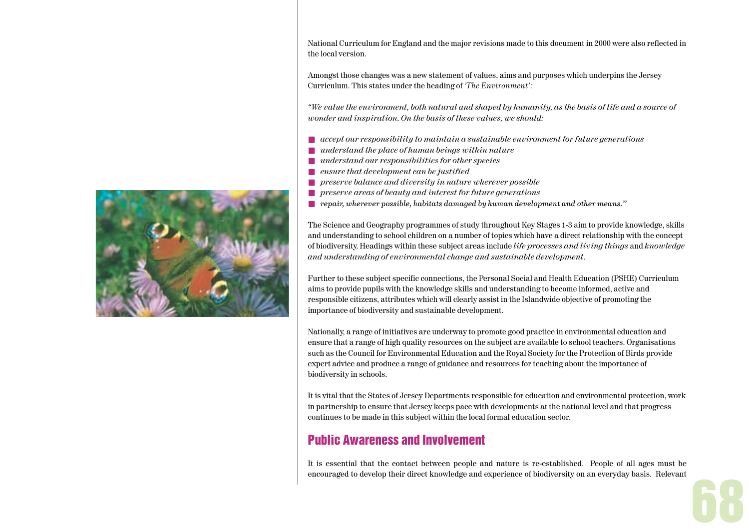National Curriculum for England and the major revisions made to this document in 2000 were also reflected in the local version.

Amongst those changes was a new statement of values, aims and purposes which underpins the Jersey Curriculum. This states under the heading of *'The Environment'*:

*"We value the environment, both natural and shaped by humanity, as the basis of life and a source of wonder and inspiration. On the basis of these values, we should:*

- *accept our responsibility to maintain a sustainable environment for future generations*
- *understand the place of human beings within nature*
- *understand our responsibilities for other species*
- *ensure that development can be justified*
- *preserve balance and diversity in nature wherever possible*
- *preserve areas of beauty and interest for future generations*
- *repair, wherever possible, habitats damaged by human development and other means."*

The Science and Geography programmes of study throughout Key Stages 1-3 aim to provide knowledge, skills and understanding to school children on a number of topics which have a direct relationship with the concept of biodiversity. Headings within these subject areas include *life processes and living things* and *knowledge and understanding of environmental change and sustainable development.*

Further to these subject specific connections, the Personal Social and Health Education (PSHE) Curriculum aims to provide pupils with the knowledge skills and understanding to become informed, active and responsible citizens, attributes which will clearly assist in the Islandwide objective of promoting the importance of biodiversity and sustainable development.

Nationally, a range of initiatives are underway to promote good practice in environmental education and ensure that a range of high quality resources on the subject are available to school teachers. Organisations such as the Council for Environmental Education and the Royal Society for the Protection of Birds provide expert advice and produce a range of guidance and resources for teaching about the importance of biodiversity in schools.

It is vital that the States of Jersey Departments responsible for education and environmental protection, work in partnership to ensure that Jersey keeps pace with developments at the national level and that progress continues to be made in this subject within the local formal education sector.

## Public Awareness and Involvement

It is essential that the contact between people and nature is re-established. People of all ages must be encouraged to develop their direct knowledge and experience of biodiversity on an everyday basis. Relevant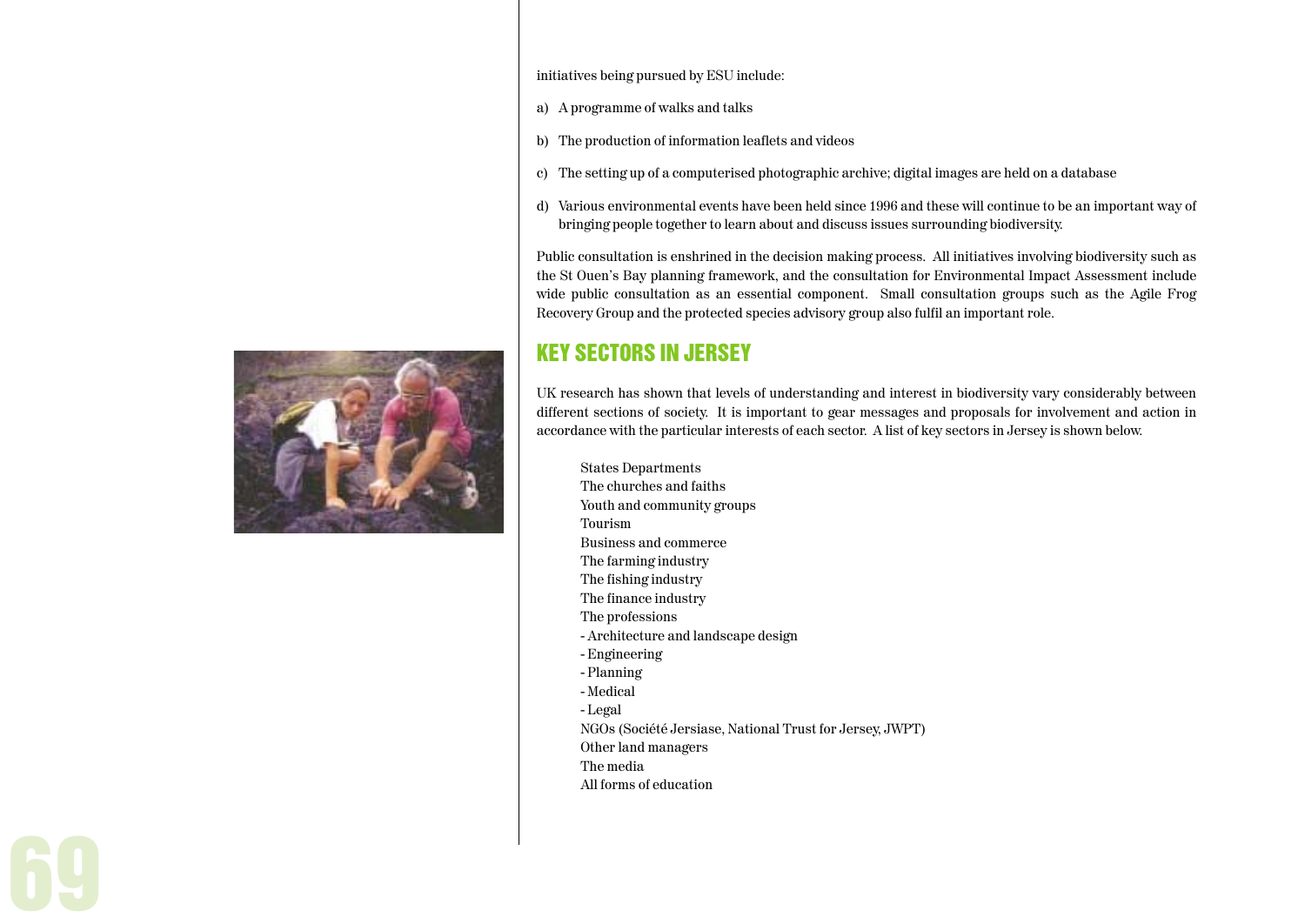initiatives being pursued by ESU include:

a) A programme of walks and talks

b) The production of information leaflets and videos

c) The setting up of a computerised photographic archive; digital images are held on a database

d) Various environmental events have been held since 1996 and these will continue to be an important way of bringing people together to learn about and discuss issues surrounding biodiversity.

Public consultation is enshrined in the decision making process. All initiatives involving biodiversity such as the St Ouen's Bay planning framework, and the consultation for Environmental Impact Assessment include wide public consultation as an essential component. Small consultation groups such as the Agile Frog Recovery Group and the protected species advisory group also fulfil an important role.

## KEY SECTORS IN JERSEY

UK research has shown that levels of understanding and interest in biodiversity vary considerably between different sections of society. It is important to gear messages and proposals for involvement and action in accordance with the particular interests of each sector. A list of key sectors in Jersey is shown below.

States Departments
The churches and faiths
Youth and community groups
Tourism
Business and commerce
The farming industry
The fishing industry
The finance industry
The professions
- Architecture and landscape design
- Engineering
- Planning
- Medical
- Legal
NGOs (Société Jersiase, National Trust for Jersey, JWPT)
Other land managers
The media
All forms of education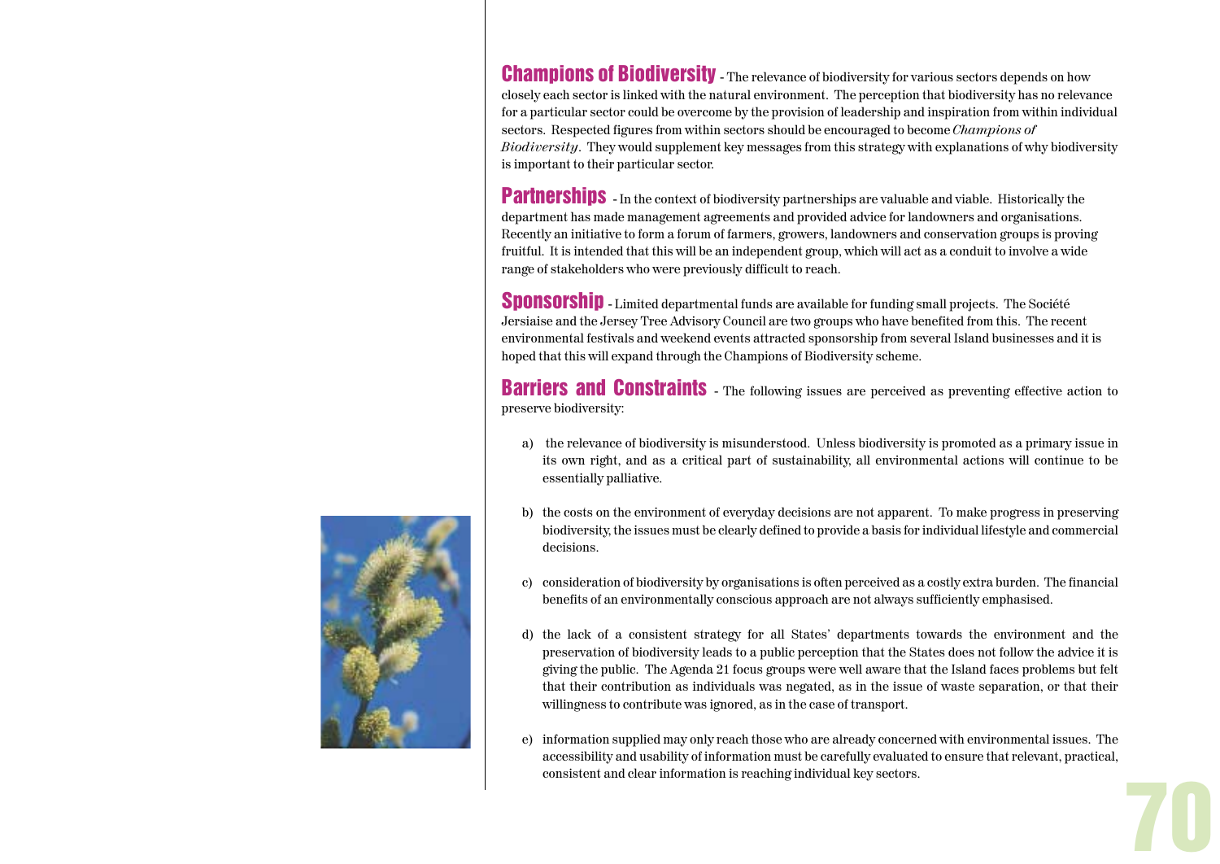**Champions of Biodiversity** - The relevance of biodiversity for various sectors depends on how closely each sector is linked with the natural environment. The perception that biodiversity has no relevance for a particular sector could be overcome by the provision of leadership and inspiration from within individual sectors. Respected figures from within sectors should be encouraged to become *Champions of Biodiversity*. They would supplement key messages from this strategy with explanations of why biodiversity is important to their particular sector.

**Partnerships** - In the context of biodiversity partnerships are valuable and viable. Historically the department has made management agreements and provided advice for landowners and organisations. Recently an initiative to form a forum of farmers, growers, landowners and conservation groups is proving fruitful. It is intended that this will be an independent group, which will act as a conduit to involve a wide range of stakeholders who were previously difficult to reach.

**Sponsorship** - Limited departmental funds are available for funding small projects. The Société Jersiaise and the Jersey Tree Advisory Council are two groups who have benefited from this. The recent environmental festivals and weekend events attracted sponsorship from several Island businesses and it is hoped that this will expand through the Champions of Biodiversity scheme.

**Barriers and Constraints** - The following issues are perceived as preventing effective action to preserve biodiversity:

a) the relevance of biodiversity is misunderstood. Unless biodiversity is promoted as a primary issue in its own right, and as a critical part of sustainability, all environmental actions will continue to be essentially palliative.

b) the costs on the environment of everyday decisions are not apparent. To make progress in preserving biodiversity, the issues must be clearly defined to provide a basis for individual lifestyle and commercial decisions.

c) consideration of biodiversity by organisations is often perceived as a costly extra burden. The financial benefits of an environmentally conscious approach are not always sufficiently emphasised.

d) the lack of a consistent strategy for all States' departments towards the environment and the preservation of biodiversity leads to a public perception that the States does not follow the advice it is giving the public. The Agenda 21 focus groups were well aware that the Island faces problems but felt that their contribution as individuals was negated, as in the issue of waste separation, or that their willingness to contribute was ignored, as in the case of transport.

e) information supplied may only reach those who are already concerned with environmental issues. The accessibility and usability of information must be carefully evaluated to ensure that relevant, practical, consistent and clear information is reaching individual key sectors.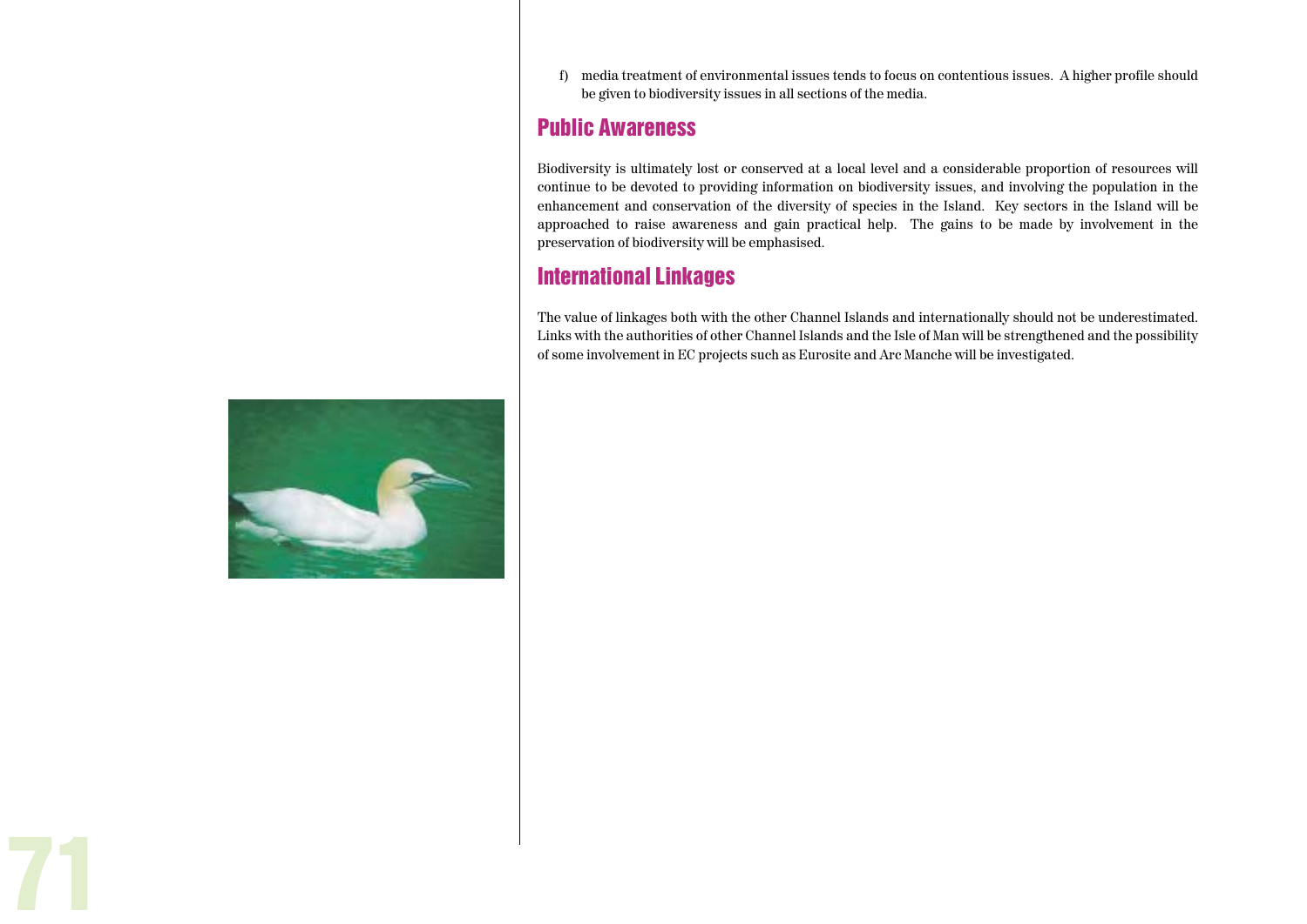f) media treatment of environmental issues tends to focus on contentious issues. A higher profile should be given to biodiversity issues in all sections of the media.

## Public Awareness

Biodiversity is ultimately lost or conserved at a local level and a considerable proportion of resources will continue to be devoted to providing information on biodiversity issues, and involving the population in the enhancement and conservation of the diversity of species in the Island. Key sectors in the Island will be approached to raise awareness and gain practical help. The gains to be made by involvement in the preservation of biodiversity will be emphasised.

## International Linkages

The value of linkages both with the other Channel Islands and internationally should not be underestimated. Links with the authorities of other Channel Islands and the Isle of Man will be strengthened and the possibility of some involvement in EC projects such as Eurosite and Arc Manche will be investigated.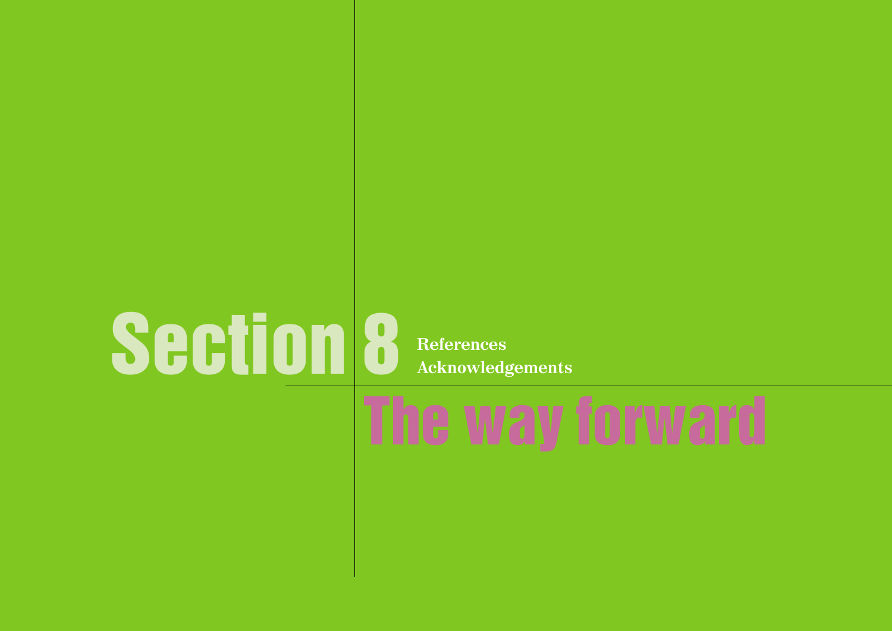# Section 8

References
Acknowledgements

## The way forward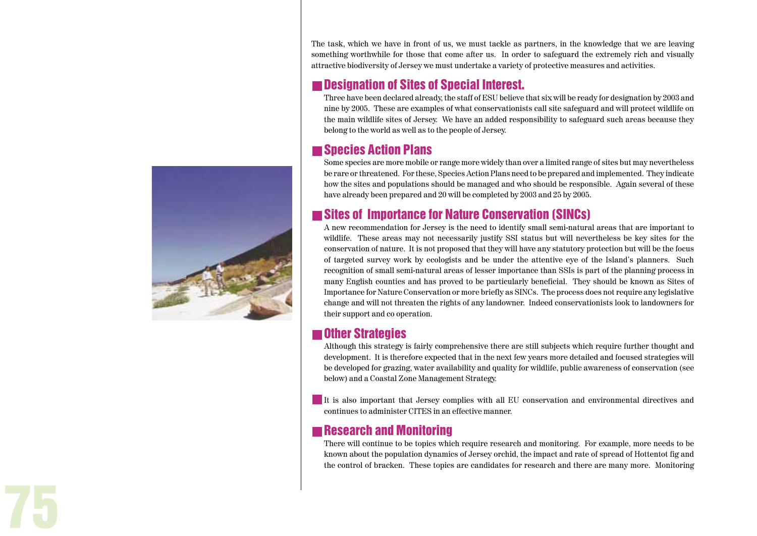The task, which we have in front of us, we must tackle as partners, in the knowledge that we are leaving something worthwhile for those that come after us. In order to safeguard the extremely rich and visually attractive biodiversity of Jersey we must undertake a variety of protective measures and activities.

## Designation of Sites of Special Interest.

Three have been declared already, the staff of ESU believe that six will be ready for designation by 2003 and nine by 2005. These are examples of what conservationists call site safeguard and will protect wildlife on the main wildlife sites of Jersey. We have an added responsibility to safeguard such areas because they belong to the world as well as to the people of Jersey.

## Species Action Plans

Some species are more mobile or range more widely than over a limited range of sites but may nevertheless be rare or threatened. For these, Species Action Plans need to be prepared and implemented. They indicate how the sites and populations should be managed and who should be responsible. Again several of these have already been prepared and 20 will be completed by 2003 and 25 by 2005.

## Sites of Importance for Nature Conservation (SINCs)

A new recommendation for Jersey is the need to identify small semi-natural areas that are important to wildlife. These areas may not necessarily justify SSI status but will nevertheless be key sites for the conservation of nature. It is not proposed that they will have any statutory protection but will be the focus of targeted survey work by ecologists and be under the attentive eye of the Island's planners. Such recognition of small semi-natural areas of lesser importance than SSIs is part of the planning process in many English counties and has proved to be particularly beneficial. They should be known as Sites of Importance for Nature Conservation or more briefly as SINCs. The process does not require any legislative change and will not threaten the rights of any landowner. Indeed conservationists look to landowners for their support and co operation.

## Other Strategies

Although this strategy is fairly comprehensive there are still subjects which require further thought and development. It is therefore expected that in the next few years more detailed and focused strategies will be developed for grazing, water availability and quality for wildlife, public awareness of conservation (see below) and a Coastal Zone Management Strategy.

It is also important that Jersey complies with all EU conservation and environmental directives and continues to administer CITES in an effective manner.

## Research and Monitoring

There will continue to be topics which require research and monitoring. For example, more needs to be known about the population dynamics of Jersey orchid, the impact and rate of spread of Hottentot fig and the control of bracken. These topics are candidates for research and there are many more. Monitoring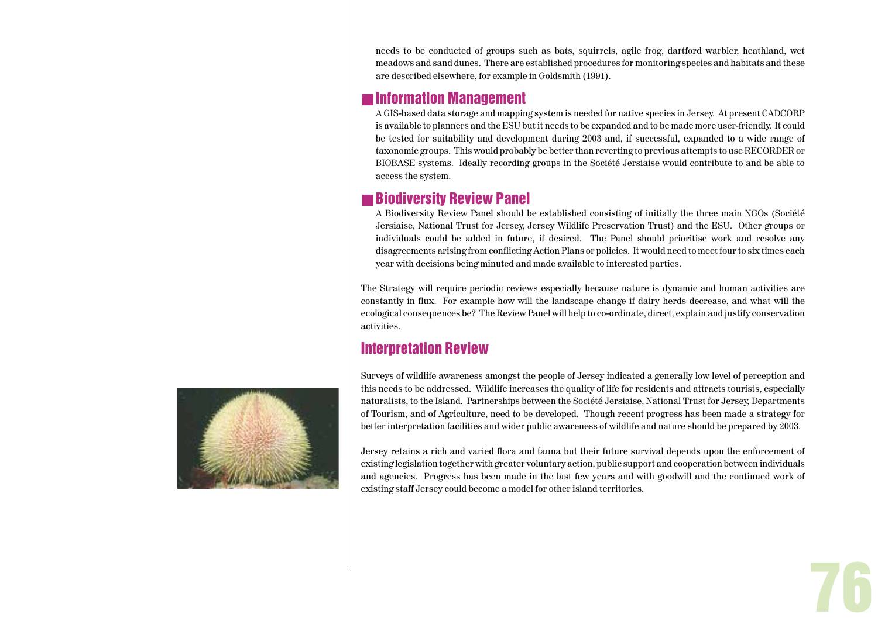needs to be conducted of groups such as bats, squirrels, agile frog, dartford warbler, heathland, wet meadows and sand dunes. There are established procedures for monitoring species and habitats and these are described elsewhere, for example in Goldsmith (1991).

### Information Management

A GIS-based data storage and mapping system is needed for native species in Jersey. At present CADCORP is available to planners and the ESU but it needs to be expanded and to be made more user-friendly. It could be tested for suitability and development during 2003 and, if successful, expanded to a wide range of taxonomic groups. This would probably be better than reverting to previous attempts to use RECORDER or BIOBASE systems. Ideally recording groups in the Société Jersiaise would contribute to and be able to access the system.

### Biodiversity Review Panel

A Biodiversity Review Panel should be established consisting of initially the three main NGOs (Société Jersiaise, National Trust for Jersey, Jersey Wildlife Preservation Trust) and the ESU. Other groups or individuals could be added in future, if desired. The Panel should prioritise work and resolve any disagreements arising from conflicting Action Plans or policies. It would need to meet four to six times each year with decisions being minuted and made available to interested parties.

The Strategy will require periodic reviews especially because nature is dynamic and human activities are constantly in flux. For example how will the landscape change if dairy herds decrease, and what will the ecological consequences be? The Review Panel will help to co-ordinate, direct, explain and justify conservation activities.

## Interpretation Review

Surveys of wildlife awareness amongst the people of Jersey indicated a generally low level of perception and this needs to be addressed. Wildlife increases the quality of life for residents and attracts tourists, especially naturalists, to the Island. Partnerships between the Société Jersiaise, National Trust for Jersey, Departments of Tourism, and of Agriculture, need to be developed. Though recent progress has been made a strategy for better interpretation facilities and wider public awareness of wildlife and nature should be prepared by 2003.

Jersey retains a rich and varied flora and fauna but their future survival depends upon the enforcement of existing legislation together with greater voluntary action, public support and cooperation between individuals and agencies. Progress has been made in the last few years and with goodwill and the continued work of existing staff Jersey could become a model for other island territories.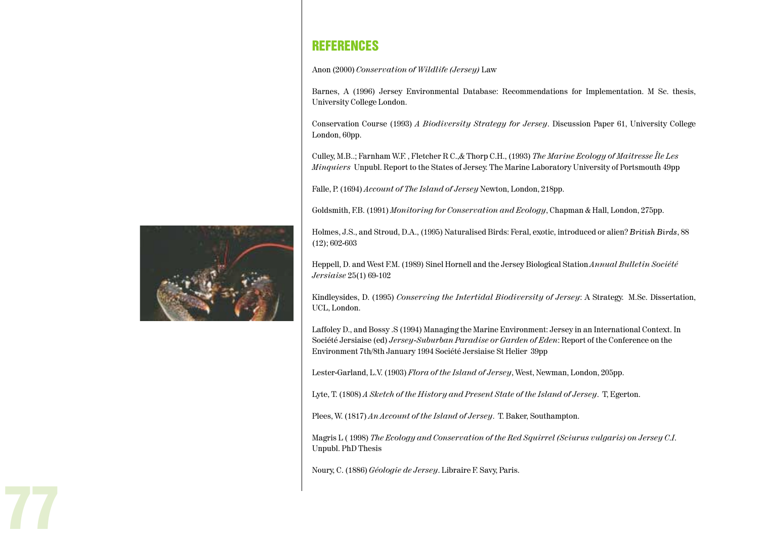## REFERENCES

Anon (2000) *Conservation of Wildlife (Jersey)* Law

Barnes, A (1996) Jersey Environmental Database: Recommendations for Implementation. M Sc. thesis, University College London.

Conservation Course (1993) *A Biodiversity Strategy for Jersey*. Discussion Paper 61, University College London, 60pp.

Culley, M.B..; Farnham W.F. , Fletcher R C.,& Thorp C.H., (1993) *The Marine Ecology of Maitresse Île Les Minquiers* Unpubl. Report to the States of Jersey. The Marine Laboratory University of Portsmouth 49pp

Falle, P. (1694) *Account of The Island of Jersey* Newton, London, 218pp.

Goldsmith, F.B. (1991) *Monitoring for Conservation and Ecology*, Chapman & Hall, London, 275pp.

Holmes, J.S., and Stroud, D.A., (1995) Naturalised Birds: Feral, exotic, introduced or alien? *British Birds*, 88 (12); 602-603

Heppell, D. and West F.M. (1989) Sinel Hornell and the Jersey Biological Station *Annual Bulletin Société Jersiaise* 25(1) 69-102

Kindleysides, D. (1995) *Conserving the Intertidal Biodiversity of Jersey*: A Strategy. M.Sc. Dissertation, UCL, London.

Laffoley D., and Bossy .S (1994) Managing the Marine Environment: Jersey in an International Context. In Société Jersiaise (ed) *Jersey-Suburban Paradise or Garden of Eden*: Report of the Conference on the Environment 7th/8th January 1994 Société Jersiaise St Helier 39pp

Lester-Garland, L.V. (1903) *Flora of the Island of Jersey*, West, Newman, London, 205pp.

Lyte, T. (1808) *A Sketch of the History and Present State of the Island of Jersey*. T, Egerton.

Plees, W. (1817) *An Account of the Island of Jersey*. T. Baker, Southampton.

Magris L ( 1998) *The Ecology and Conservation of the Red Squirrel (Sciurus vulgaris) on Jersey C.I.* Unpubl. PhD Thesis

Noury, C. (1886) *Géologie de Jersey*. Libraire F. Savy, Paris.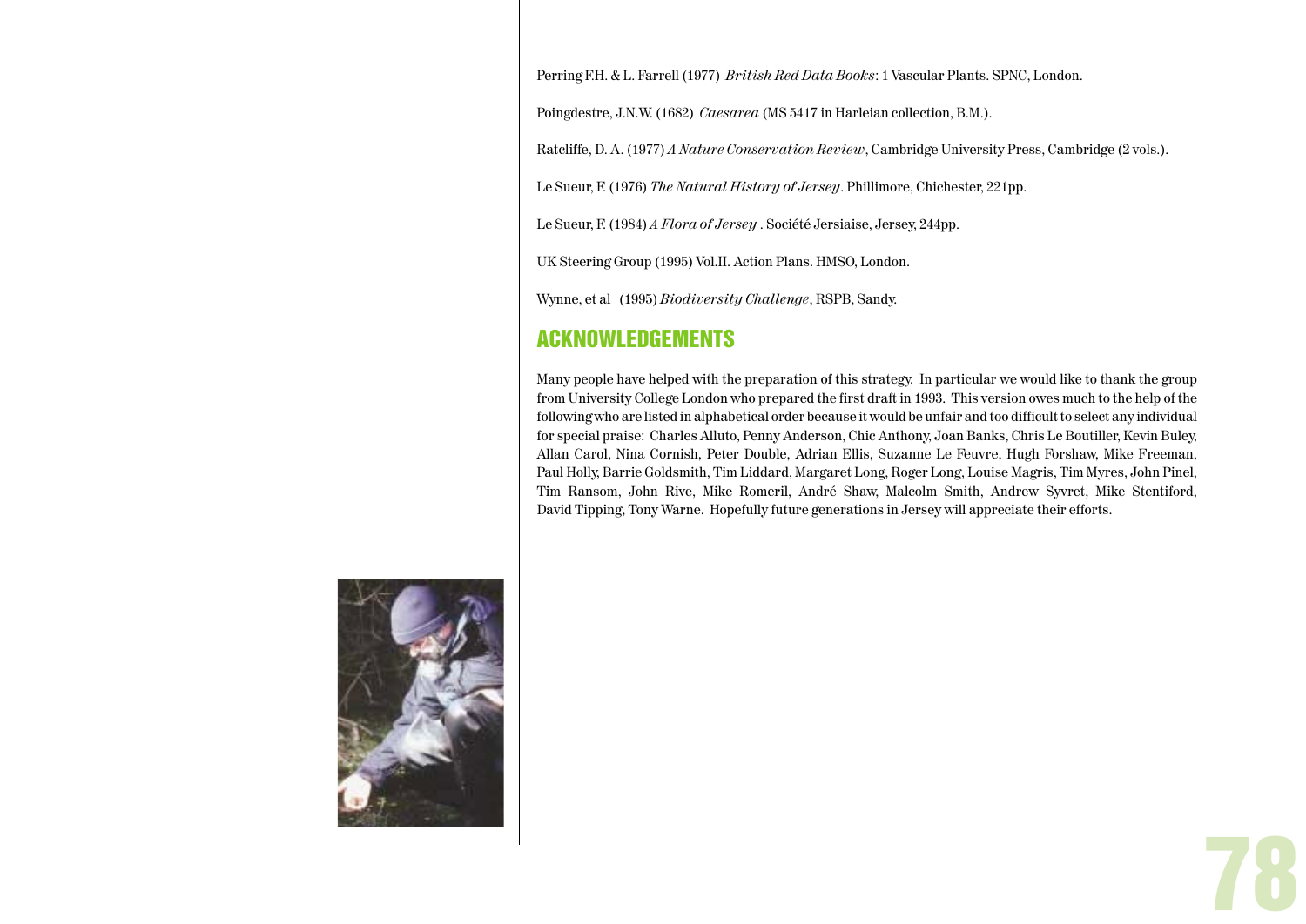Perring F.H. & L. Farrell (1977) *British Red Data Books*: 1 Vascular Plants. SPNC, London.

Poingdestre, J.N.W. (1682) *Caesarea* (MS 5417 in Harleian collection, B.M.).

Ratcliffe, D. A. (1977) *A Nature Conservation Review*, Cambridge University Press, Cambridge (2 vols.).

Le Sueur, F. (1976) *The Natural History of Jersey*. Phillimore, Chichester, 221pp.

Le Sueur, F. (1984) *A Flora of Jersey* . Société Jersiaise, Jersey, 244pp.

UK Steering Group (1995) Vol.II. Action Plans. HMSO, London.

Wynne, et al (1995) *Biodiversity Challenge*, RSPB, Sandy.

## ACKNOWLEDGEMENTS

Many people have helped with the preparation of this strategy. In particular we would like to thank the group from University College London who prepared the first draft in 1993. This version owes much to the help of the following who are listed in alphabetical order because it would be unfair and too difficult to select any individual for special praise: Charles Alluto, Penny Anderson, Chic Anthony, Joan Banks, Chris Le Boutiller, Kevin Buley, Allan Carol, Nina Cornish, Peter Double, Adrian Ellis, Suzanne Le Feuvre, Hugh Forshaw, Mike Freeman, Paul Holly, Barrie Goldsmith, Tim Liddard, Margaret Long, Roger Long, Louise Magris, Tim Myres, John Pinel, Tim Ransom, John Rive, Mike Romeril, André Shaw, Malcolm Smith, Andrew Syvret, Mike Stentiford, David Tipping, Tony Warne. Hopefully future generations in Jersey will appreciate their efforts.